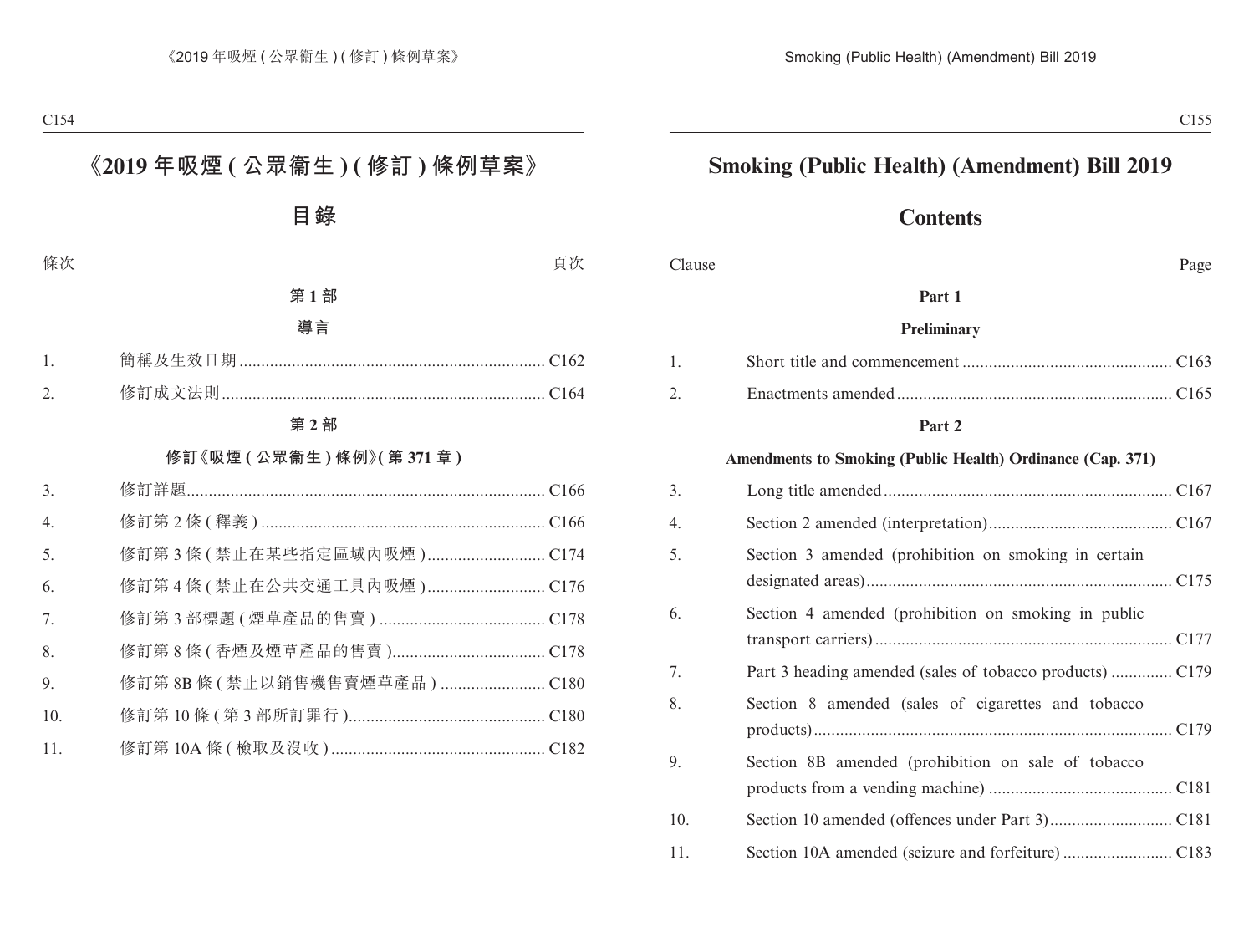# 《2019 年吸煙 ( 公眾衞生 ) ( 修訂 ) 條例草案》

## 目錄

| 條次 | | 頁次 |
|---|---|---|
| | **第 1 部** | |
| | **導言** | |
| 1. | 簡稱及生效日期 | C162 |
| 2. | 修訂成文法則 | C164 |
| | **第 2 部** | |
| | **修訂《吸煙 ( 公眾衞生 ) 條例》( 第 371 章 )** | |
| 3. | 修訂詳題 | C166 |
| 4. | 修訂第 2 條 ( 釋義 ) | C166 |
| 5. | 修訂第 3 條 ( 禁止在某些指定區域內吸煙 ) | C174 |
| 6. | 修訂第 4 條 ( 禁止在公共交通工具內吸煙 ) | C176 |
| 7. | 修訂第 3 部標題 ( 煙草產品的售賣 ) | C178 |
| 8. | 修訂第 8 條 ( 香煙及煙草產品的售賣 ) | C178 |
| 9. | 修訂第 8B 條 ( 禁止以銷售機售賣煙草產品 ) | C180 |
| 10. | 修訂第 10 條 ( 第 3 部所訂罪行 ) | C180 |
| 11. | 修訂第 10A 條 ( 檢取及沒收 ) | C182 |

# Smoking (Public Health) (Amendment) Bill 2019

## Contents

| Clause | | Page |
|---|---|---|
| | **Part 1** | |
| | **Preliminary** | |
| 1. | Short title and commencement | C163 |
| 2. | Enactments amended | C165 |
| | **Part 2** | |
| | **Amendments to Smoking (Public Health) Ordinance (Cap. 371)** | |
| 3. | Long title amended | C167 |
| 4. | Section 2 amended (interpretation) | C167 |
| 5. | Section 3 amended (prohibition on smoking in certain designated areas) | C175 |
| 6. | Section 4 amended (prohibition on smoking in public transport carriers) | C177 |
| 7. | Part 3 heading amended (sales of tobacco products) | C179 |
| 8. | Section 8 amended (sales of cigarettes and tobacco products) | C179 |
| 9. | Section 8B amended (prohibition on sale of tobacco products from a vending machine) | C181 |
| 10. | Section 10 amended (offences under Part 3) | C181 |
| 11. | Section 10A amended (seizure and forfeiture) | C183 |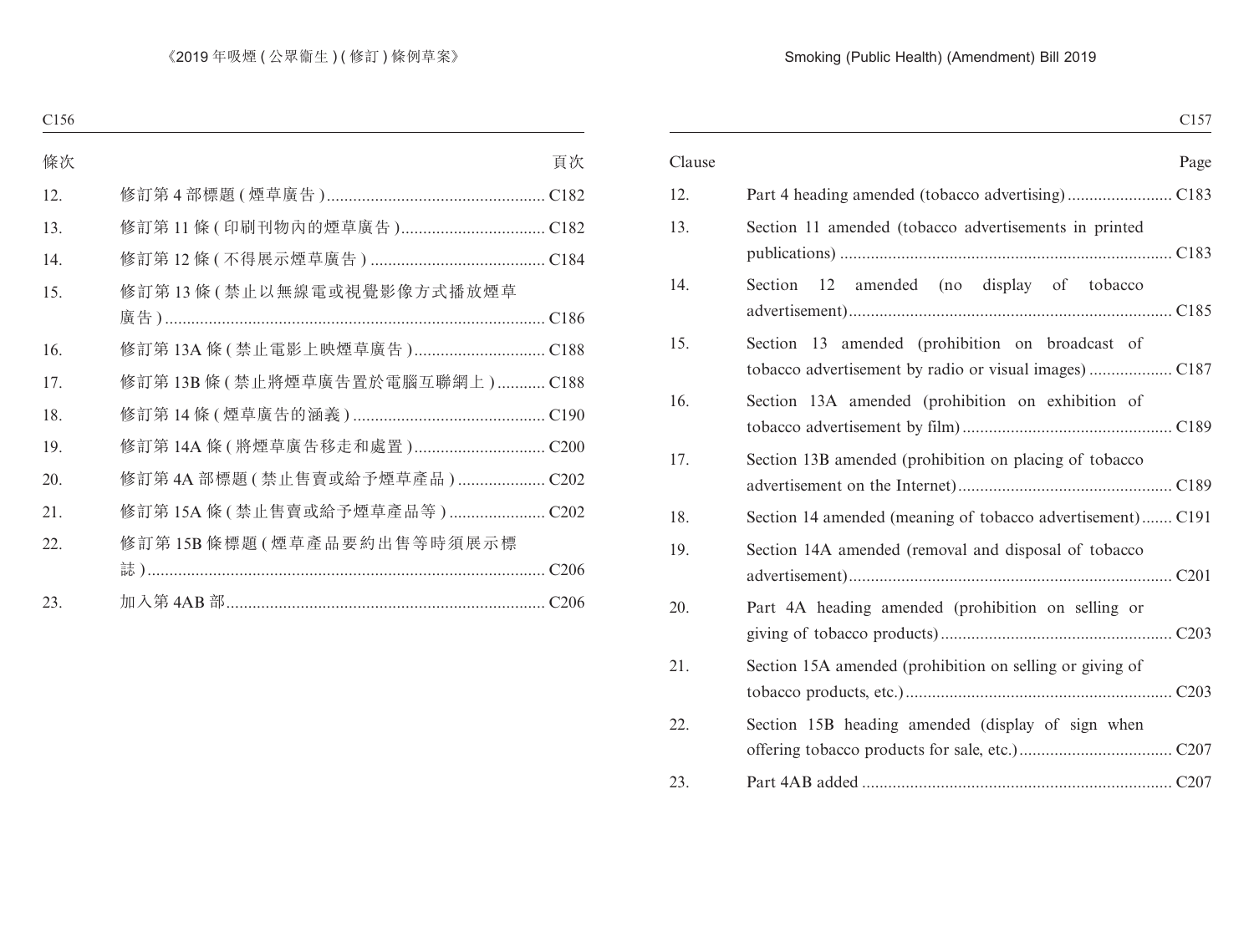| 條次 | | 頁次 |
|---|---|---|
| 12. | 修訂第 4 部標題 ( 煙草廣告 ) | C182 |
| 13. | 修訂第 11 條 ( 印刷刊物內的煙草廣告 ) | C182 |
| 14. | 修訂第 12 條 ( 不得展示煙草廣告 ) | C184 |
| 15. | 修訂第 13 條 ( 禁止以無線電或視覺影像方式播放煙草廣告 ) | C186 |
| 16. | 修訂第 13A 條 ( 禁止電影上映煙草廣告 ) | C188 |
| 17. | 修訂第 13B 條 ( 禁止將煙草廣告置於電腦互聯網上 ) | C188 |
| 18. | 修訂第 14 條 ( 煙草廣告的涵義 ) | C190 |
| 19. | 修訂第 14A 條 ( 將煙草廣告移走和處置 ) | C200 |
| 20. | 修訂第 4A 部標題 ( 禁止售賣或給予煙草產品 ) | C202 |
| 21. | 修訂第 15A 條 ( 禁止售賣或給予煙草產品等 ) | C202 |
| 22. | 修訂第 15B 條標題 ( 煙草產品要約出售等時須展示標誌 ) | C206 |
| 23. | 加入第 4AB 部 | C206 |

| Clause | | Page |
|---|---|---|
| 12. | Part 4 heading amended (tobacco advertising) | C183 |
| 13. | Section 11 amended (tobacco advertisements in printed publications) | C183 |
| 14. | Section 12 amended (no display of tobacco advertisement) | C185 |
| 15. | Section 13 amended (prohibition on broadcast of tobacco advertisement by radio or visual images) | C187 |
| 16. | Section 13A amended (prohibition on exhibition of tobacco advertisement by film) | C189 |
| 17. | Section 13B amended (prohibition on placing of tobacco advertisement on the Internet) | C189 |
| 18. | Section 14 amended (meaning of tobacco advertisement) | C191 |
| 19. | Section 14A amended (removal and disposal of tobacco advertisement) | C201 |
| 20. | Part 4A heading amended (prohibition on selling or giving of tobacco products) | C203 |
| 21. | Section 15A amended (prohibition on selling or giving of tobacco products, etc.) | C203 |
| 22. | Section 15B heading amended (display of sign when offering tobacco products for sale, etc.) | C207 |
| 23. | Part 4AB added | C207 |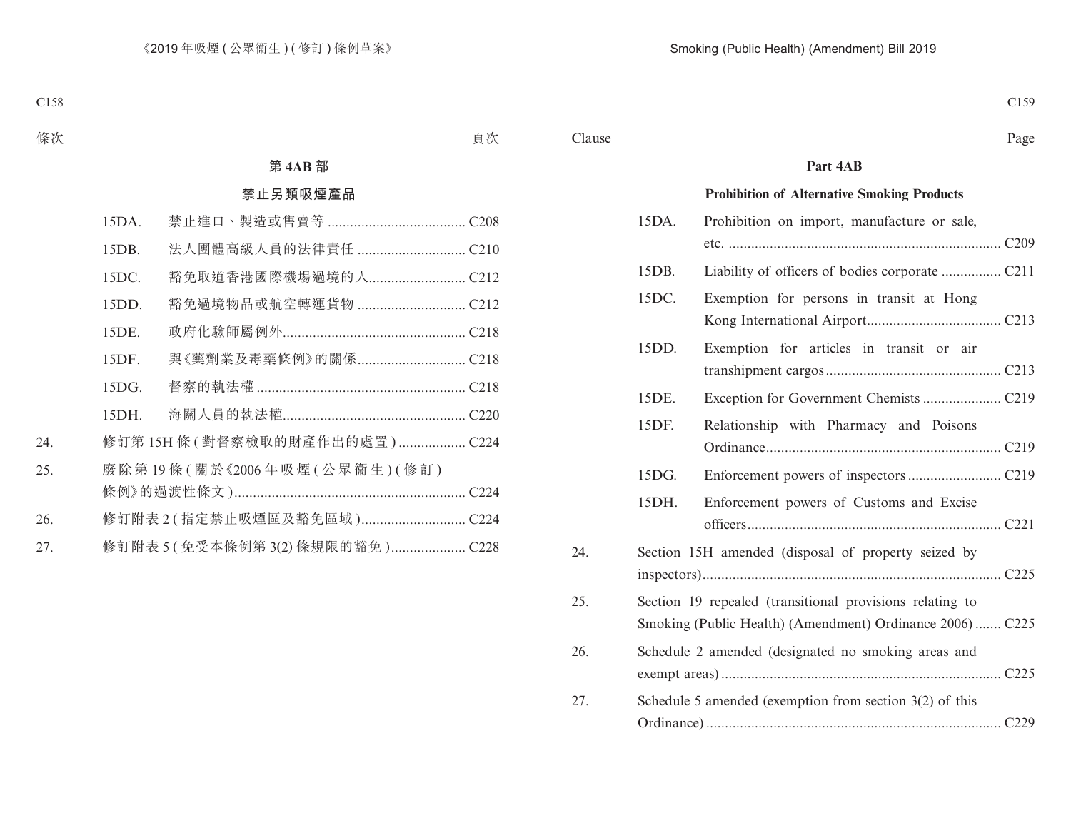| 條次 | | 頁次 |
|---|---|---|
| | **第 4AB 部** | |
| | **禁止另類吸煙產品** | |
| 15DA. | 禁止進口、製造或售賣等 | C208 |
| 15DB. | 法人團體高級人員的法律責任 | C210 |
| 15DC. | 豁免取道香港國際機場過境的人 | C212 |
| 15DD. | 豁免過境物品或航空轉運貨物 | C212 |
| 15DE. | 政府化驗師屬例外 | C218 |
| 15DF. | 與《藥劑業及毒藥條例》的關係 | C218 |
| 15DG. | 督察的執法權 | C218 |
| 15DH. | 海關人員的執法權 | C220 |
| 24. | 修訂第 15H 條 (對督察檢取的財產作出的處置) | C224 |
| 25. | 廢除第 19 條 (關於《2006 年吸煙 (公眾衞生) (修訂) 條例》的過渡性條文) | C224 |
| 26. | 修訂附表 2 (指定禁止吸煙區及豁免區域) | C224 |
| 27. | 修訂附表 5 (免受本條例第 3(2) 條規限的豁免) | C228 |

| Clause | | Page |
|---|---|---|
| | **Part 4AB** | |
| | **Prohibition of Alternative Smoking Products** | |
| 15DA. | Prohibition on import, manufacture or sale, etc. | C209 |
| 15DB. | Liability of officers of bodies corporate | C211 |
| 15DC. | Exemption for persons in transit at Hong Kong International Airport | C213 |
| 15DD. | Exemption for articles in transit or air transhipment cargos | C213 |
| 15DE. | Exception for Government Chemists | C219 |
| 15DF. | Relationship with Pharmacy and Poisons Ordinance | C219 |
| 15DG. | Enforcement powers of inspectors | C219 |
| 15DH. | Enforcement powers of Customs and Excise officers | C221 |
| 24. | Section 15H amended (disposal of property seized by inspectors) | C225 |
| 25. | Section 19 repealed (transitional provisions relating to Smoking (Public Health) (Amendment) Ordinance 2006) | C225 |
| 26. | Schedule 2 amended (designated no smoking areas and exempt areas) | C225 |
| 27. | Schedule 5 amended (exemption from section 3(2) of this Ordinance) | C229 |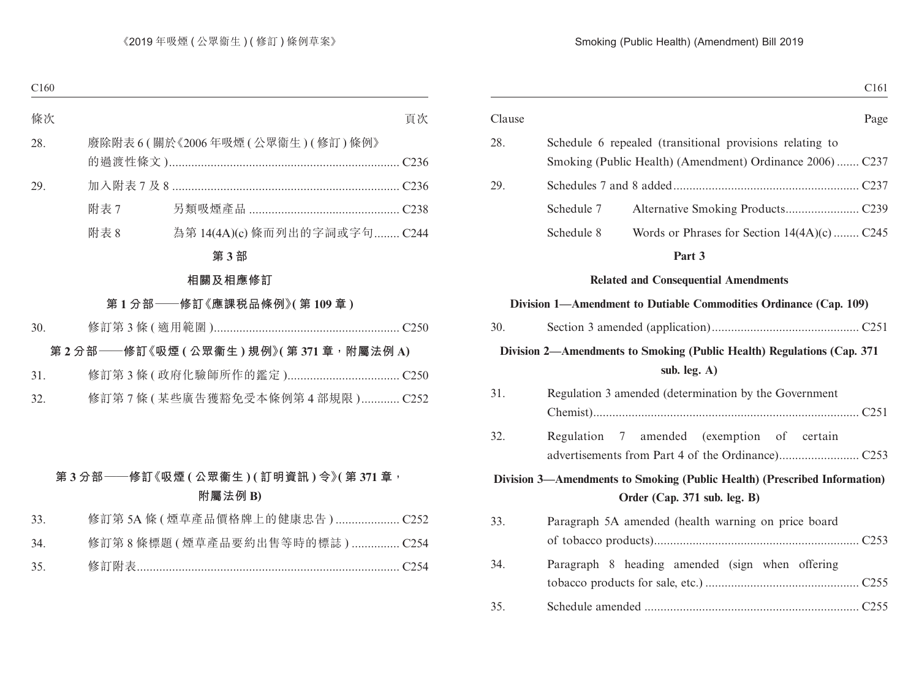| 條次 | | 頁次 |
|---|---|---|
| 28. | 廢除附表 6 ( 關於《2006 年吸煙 ( 公眾衞生 ) ( 修訂 ) 條例》的過渡性條文 ) | C236 |
| 29. | 加入附表 7 及 8 | C236 |
| | 附表 7　另類吸煙產品 | C238 |
| | 附表 8　為第 14(4A)(c) 條而列出的字詞或字句 | C244 |

**第 3 部**

**相關及相應修訂**

**第 1 分部——修訂《應課税品條例》( 第 109 章 )**

| | | |
|---|---|---|
| 30. | 修訂第 3 條 ( 適用範圍 ) | C250 |

**第 2 分部——修訂《吸煙 ( 公眾衞生 ) 規例》( 第 371 章，附屬法例 A)**

| | | |
|---|---|---|
| 31. | 修訂第 3 條 ( 政府化驗師所作的鑑定 ) | C250 |
| 32. | 修訂第 7 條 ( 某些廣告獲豁免受本條例第 4 部規限 ) | C252 |

**第 3 分部——修訂《吸煙 ( 公眾衞生 ) ( 訂明資訊 ) 令》( 第 371 章，附屬法例 B)**

| | | |
|---|---|---|
| 33. | 修訂第 5A 條 ( 煙草產品價格牌上的健康忠告 ) | C252 |
| 34. | 修訂第 8 條標題 ( 煙草產品要約出售等時的標誌 ) | C254 |
| 35. | 修訂附表 | C254 |

| Clause | | Page |
|---|---|---|
| 28. | Schedule 6 repealed (transitional provisions relating to Smoking (Public Health) (Amendment) Ordinance 2006) | C237 |
| 29. | Schedules 7 and 8 added | C237 |
| | Schedule 7　Alternative Smoking Products | C239 |
| | Schedule 8　Words or Phrases for Section 14(4A)(c) | C245 |

**Part 3**

**Related and Consequential Amendments**

**Division 1—Amendment to Dutiable Commodities Ordinance (Cap. 109)**

| | | |
|---|---|---|
| 30. | Section 3 amended (application) | C251 |

**Division 2—Amendments to Smoking (Public Health) Regulations (Cap. 371 sub. leg. A)**

| | | |
|---|---|---|
| 31. | Regulation 3 amended (determination by the Government Chemist) | C251 |
| 32. | Regulation 7 amended (exemption of certain advertisements from Part 4 of the Ordinance) | C253 |

**Division 3—Amendments to Smoking (Public Health) (Prescribed Information) Order (Cap. 371 sub. leg. B)**

| | | |
|---|---|---|
| 33. | Paragraph 5A amended (health warning on price board of tobacco products) | C253 |
| 34. | Paragraph 8 heading amended (sign when offering tobacco products for sale, etc.) | C255 |
| 35. | Schedule amended | C255 |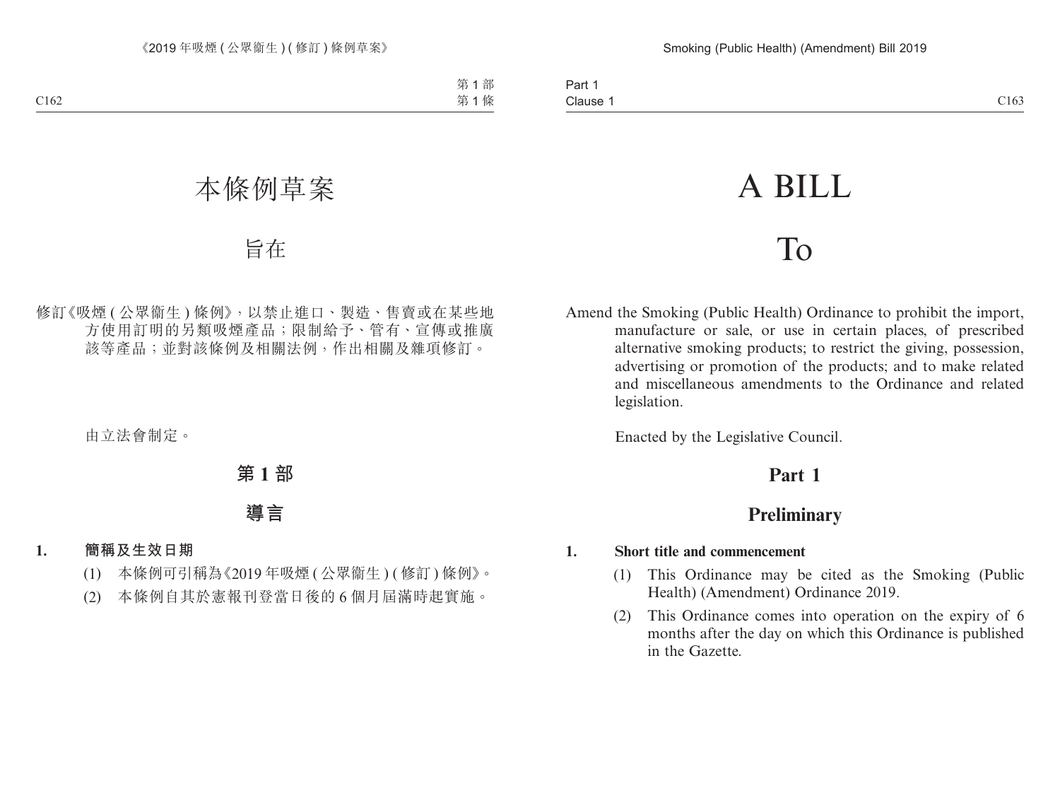# 本條例草案

## 旨在

修訂《吸煙 (公眾衞生) 條例》,以禁止進口、製造、售賣或在某些地方使用訂明的另類吸煙產品;限制給予、管有、宣傳或推廣該等產品;並對該條例及相關法例,作出相關及雜項修訂。

由立法會制定。

## 第 1 部

## 導言

**1. 簡稱及生效日期**

(1) 本條例可引稱為《2019 年吸煙 (公眾衞生) (修訂) 條例》。

(2) 本條例自其於憲報刊登當日後的 6 個月屆滿時起實施。

# A BILL

## To

Amend the Smoking (Public Health) Ordinance to prohibit the import, manufacture or sale, or use in certain places, of prescribed alternative smoking products; to restrict the giving, possession, advertising or promotion of the products; and to make related and miscellaneous amendments to the Ordinance and related legislation.

Enacted by the Legislative Council.

## Part 1

## Preliminary

**1. Short title and commencement**

(1) This Ordinance may be cited as the Smoking (Public Health) (Amendment) Ordinance 2019.

(2) This Ordinance comes into operation on the expiry of 6 months after the day on which this Ordinance is published in the Gazette.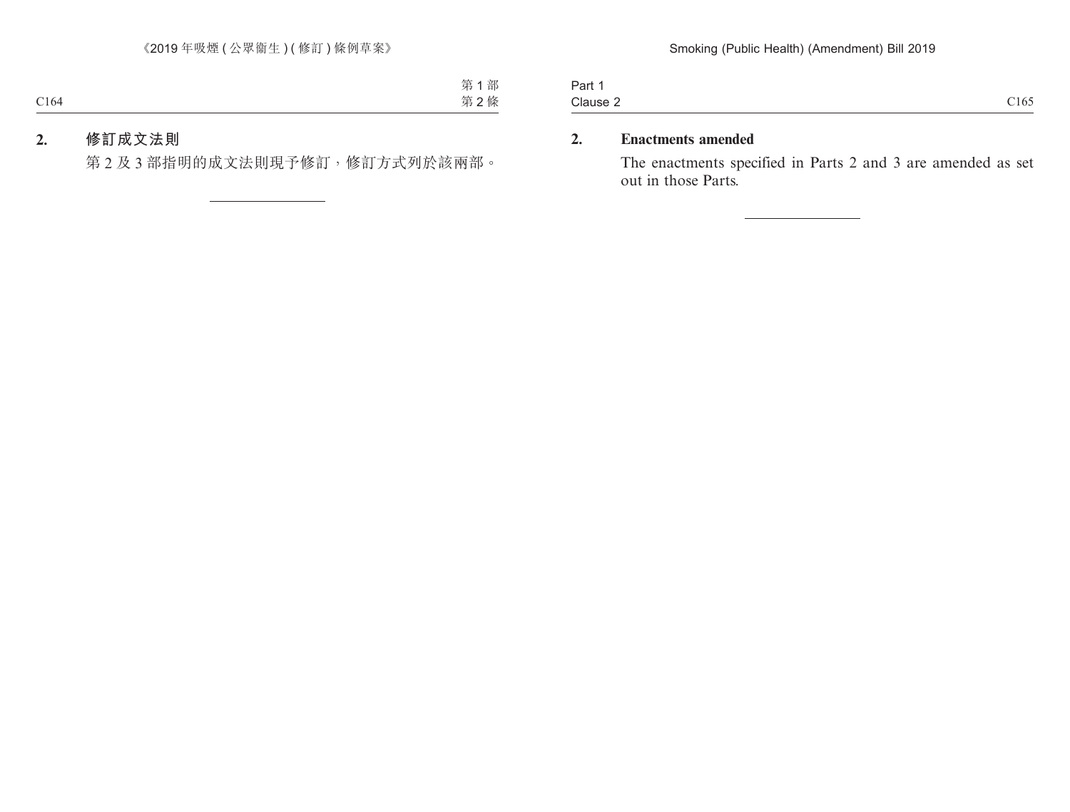## 2. 修訂成文法則

第 2 及 3 部指明的成文法則現予修訂，修訂方式列於該兩部。

## 2. Enactments amended

The enactments specified in Parts 2 and 3 are amended as set out in those Parts.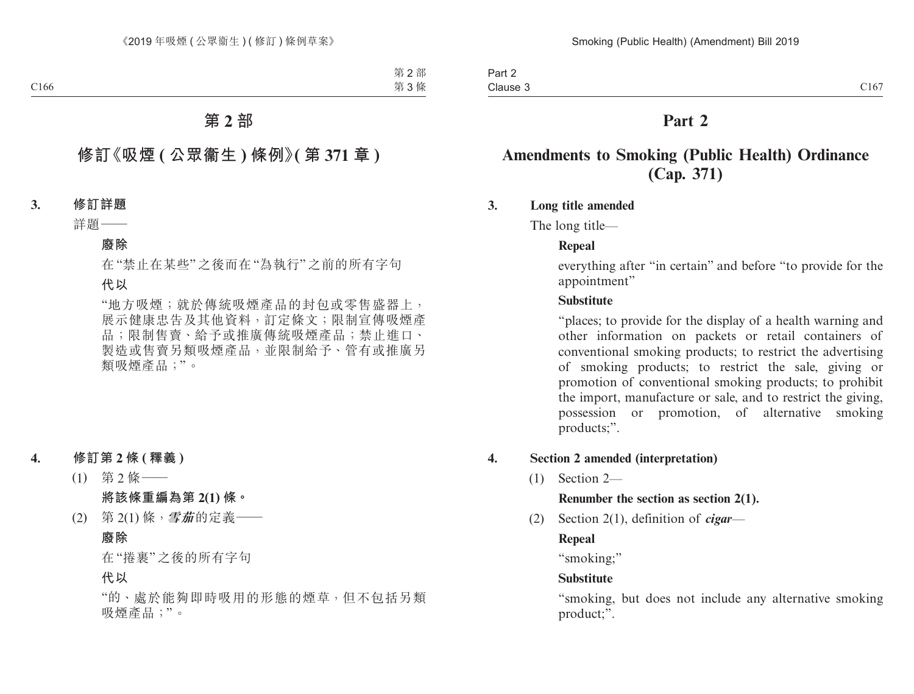# 第 2 部

## 修訂《吸煙 (公眾衞生) 條例》(第 371 章)

**3. 修訂詳題**

詳題——

**廢除**

在“禁止在某些”之後而在“為執行”之前的所有字句

**代以**

“地方吸煙；就於傳統吸煙產品的封包或零售盛器上，展示健康忠告及其他資料，訂定條文；限制宣傳吸煙產品；限制售賣、給予或推廣傳統吸煙產品；禁止進口、製造或售賣另類吸煙產品，並限制給予、管有或推廣另類吸煙產品；”。

**4. 修訂第 2 條 (釋義)**

(1) 第 2 條——

**將該條重編為第 2(1) 條。**

(2) 第 2(1) 條，***雪茄***的定義——

**廢除**

在“捲裹”之後的所有字句

**代以**

“的、處於能夠即時吸用的形態的煙草，但不包括另類吸煙產品；”。

# Part 2

## Amendments to Smoking (Public Health) Ordinance (Cap. 371)

**3. Long title amended**

The long title—

**Repeal**

everything after “in certain” and before “to provide for the appointment”

**Substitute**

“places; to provide for the display of a health warning and other information on packets or retail containers of conventional smoking products; to restrict the advertising of smoking products; to restrict the sale, giving or promotion of conventional smoking products; to prohibit the import, manufacture or sale, and to restrict the giving, possession or promotion, of alternative smoking products;”.

**4. Section 2 amended (interpretation)**

(1) Section 2—

**Renumber the section as section 2(1).**

(2) Section 2(1), definition of ***cigar***—

**Repeal**

“smoking;”

**Substitute**

“smoking, but does not include any alternative smoking product;”.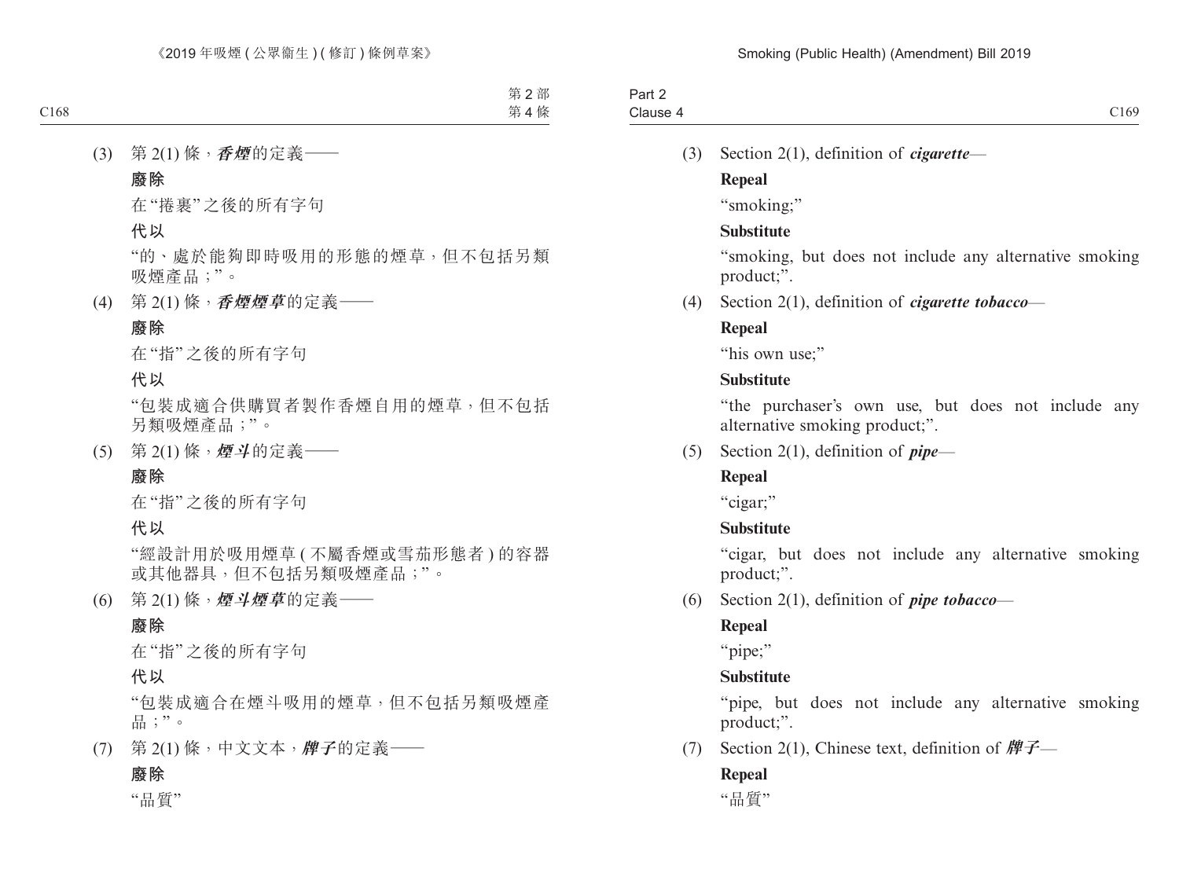(3) 第 2(1) 條，***香煙***的定義——

**廢除**

在“捲裹”之後的所有字句

**代以**

“的、處於能夠即時吸用的形態的煙草，但不包括另類吸煙產品；”。

(4) 第 2(1) 條，***香煙煙草***的定義——

**廢除**

在“指”之後的所有字句

**代以**

“包裝成適合供購買者製作香煙自用的煙草，但不包括另類吸煙產品；”。

(5) 第 2(1) 條，***煙斗***的定義——

**廢除**

在“指”之後的所有字句

**代以**

“經設計用於吸用煙草 (不屬香煙或雪茄形態者) 的容器或其他器具，但不包括另類吸煙產品；”。

(6) 第 2(1) 條，***煙斗煙草***的定義——

**廢除**

在“指”之後的所有字句

**代以**

“包裝成適合在煙斗吸用的煙草，但不包括另類吸煙產品；”。

(7) 第 2(1) 條，中文文本，***牌子***的定義——

**廢除**

“品質”

(3) Section 2(1), definition of ***cigarette***—

**Repeal**

“smoking;”

**Substitute**

“smoking, but does not include any alternative smoking product;”.

(4) Section 2(1), definition of ***cigarette tobacco***—

**Repeal**

“his own use;”

**Substitute**

“the purchaser’s own use, but does not include any alternative smoking product;”.

(5) Section 2(1), definition of ***pipe***—

**Repeal**

“cigar;”

**Substitute**

“cigar, but does not include any alternative smoking product;”.

(6) Section 2(1), definition of ***pipe tobacco***—

**Repeal**

“pipe;”

**Substitute**

“pipe, but does not include any alternative smoking product;”.

(7) Section 2(1), Chinese text, definition of ***牌子***—

**Repeal**

“品質”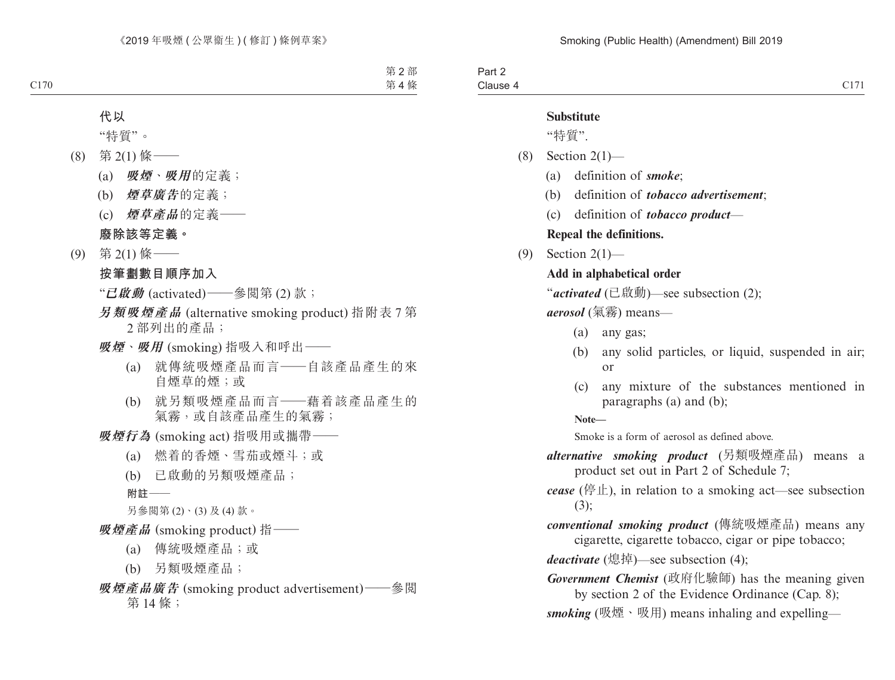**代以**

“特質”。

(8) 第 2(1) 條——

(a) ***吸煙、吸用***的定義；

(b) ***煙草廣告***的定義；

(c) ***煙草產品***的定義——

**廢除該等定義。**

(9) 第 2(1) 條——

**按筆劃數目順序加入**

“***已啟動*** (activated)——參閱第 (2) 款；

***另類吸煙產品*** (alternative smoking product) 指附表 7 第 2 部列出的產品；

***吸煙、吸用*** (smoking) 指吸入和呼出——

(a) 就傳統吸煙產品而言——自該產品產生的來自煙草的煙；或

(b) 就另類吸煙產品而言——藉着該產品產生的氣霧，或自該產品產生的氣霧；

***吸煙行為*** (smoking act) 指吸用或攜帶——

(a) 燃着的香煙、雪茄或煙斗；或

(b) 已啟動的另類吸煙產品；

**附註——**

另參閱第 (2)、(3) 及 (4) 款。

***吸煙產品*** (smoking product) 指——

(a) 傳統吸煙產品；或

(b) 另類吸煙產品；

***吸煙產品廣告*** (smoking product advertisement)——參閱第 14 條；

**Substitute**

“特質”.

(8) Section 2(1)—

(a) definition of ***smoke***;

(b) definition of ***tobacco advertisement***;

(c) definition of ***tobacco product***—

**Repeal the definitions.**

(9) Section 2(1)—

**Add in alphabetical order**

“***activated*** (已啟動)—see subsection (2);

***aerosol*** (氣霧) means—

(a) any gas;

(b) any solid particles, or liquid, suspended in air; or

(c) any mixture of the substances mentioned in paragraphs (a) and (b);

**Note—**

Smoke is a form of aerosol as defined above.

***alternative smoking product*** (另類吸煙產品) means a product set out in Part 2 of Schedule 7;

***cease*** (停止), in relation to a smoking act—see subsection (3);

***conventional smoking product*** (傳統吸煙產品) means any cigarette, cigarette tobacco, cigar or pipe tobacco;

***deactivate*** (熄掉)—see subsection (4);

***Government Chemist*** (政府化驗師) has the meaning given by section 2 of the Evidence Ordinance (Cap. 8);

***smoking*** (吸煙、吸用) means inhaling and expelling—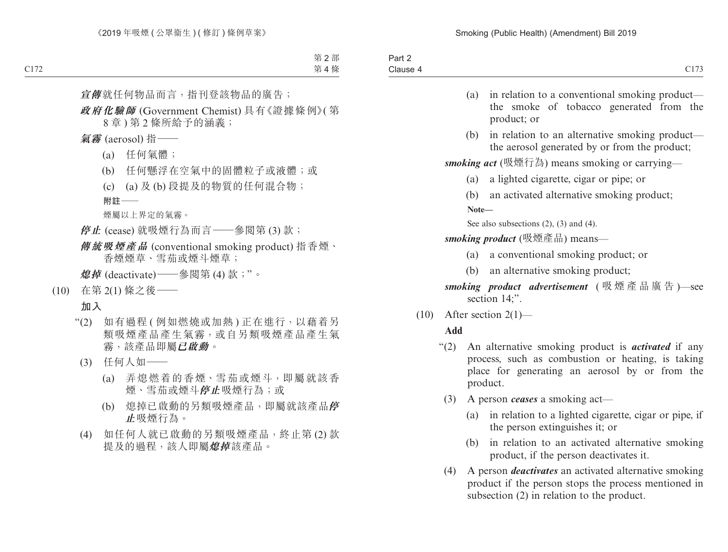***宣傳***就任何物品而言，指刊登該物品的廣告；

***政府化驗師*** (Government Chemist) 具有《證據條例》(第 8 章 ) 第 2 條所給予的涵義；

***氣霧*** (aerosol) 指——

(a) 任何氣體；

(b) 任何懸浮在空氣中的固體粒子或液體；或

(c) (a) 及 (b) 段提及的物質的任何混合物；

**附註——**

煙屬以上界定的氣霧。

***停止*** (cease) 就吸煙行為而言——參閱第 (3) 款；

***傳統吸煙產品*** (conventional smoking product) 指香煙、香煙煙草、雪茄或煙斗煙草；

***熄掉*** (deactivate)——參閱第 (4) 款；”。

(10) 在第 2(1) 條之後——

**加入**

“(2) 如有過程 ( 例如燃燒或加熱 ) 正在進行，以藉着另類吸煙產品產生氣霧，或自另類吸煙產品產生氣霧，該產品即屬***已啟動***。

(3) 任何人如——

(a) 弄熄燃着的香煙、雪茄或煙斗，即屬就該香煙、雪茄或煙斗***停止***吸煙行為；或

(b) 熄掉已啟動的另類吸煙產品，即屬就該產品***停止***吸煙行為。

(4) 如任何人就已啟動的另類吸煙產品，終止第 (2) 款提及的過程，該人即屬***熄掉***該產品。

(a) in relation to a conventional smoking product—the smoke of tobacco generated from the product; or

(b) in relation to an alternative smoking product—the aerosol generated by or from the product;

***smoking act*** (吸煙行為) means smoking or carrying—

(a) a lighted cigarette, cigar or pipe; or

(b) an activated alternative smoking product;

**Note—**

See also subsections (2), (3) and (4).

***smoking product*** (吸煙產品) means—

(a) a conventional smoking product; or

(b) an alternative smoking product;

***smoking product advertisement*** (吸煙產品廣告)—see section 14;”.

(10) After section 2(1)—

**Add**

“(2) An alternative smoking product is ***activated*** if any process, such as combustion or heating, is taking place for generating an aerosol by or from the product.

(3) A person ***ceases*** a smoking act—

(a) in relation to a lighted cigarette, cigar or pipe, if the person extinguishes it; or

(b) in relation to an activated alternative smoking product, if the person deactivates it.

(4) A person ***deactivates*** an activated alternative smoking product if the person stops the process mentioned in subsection (2) in relation to the product.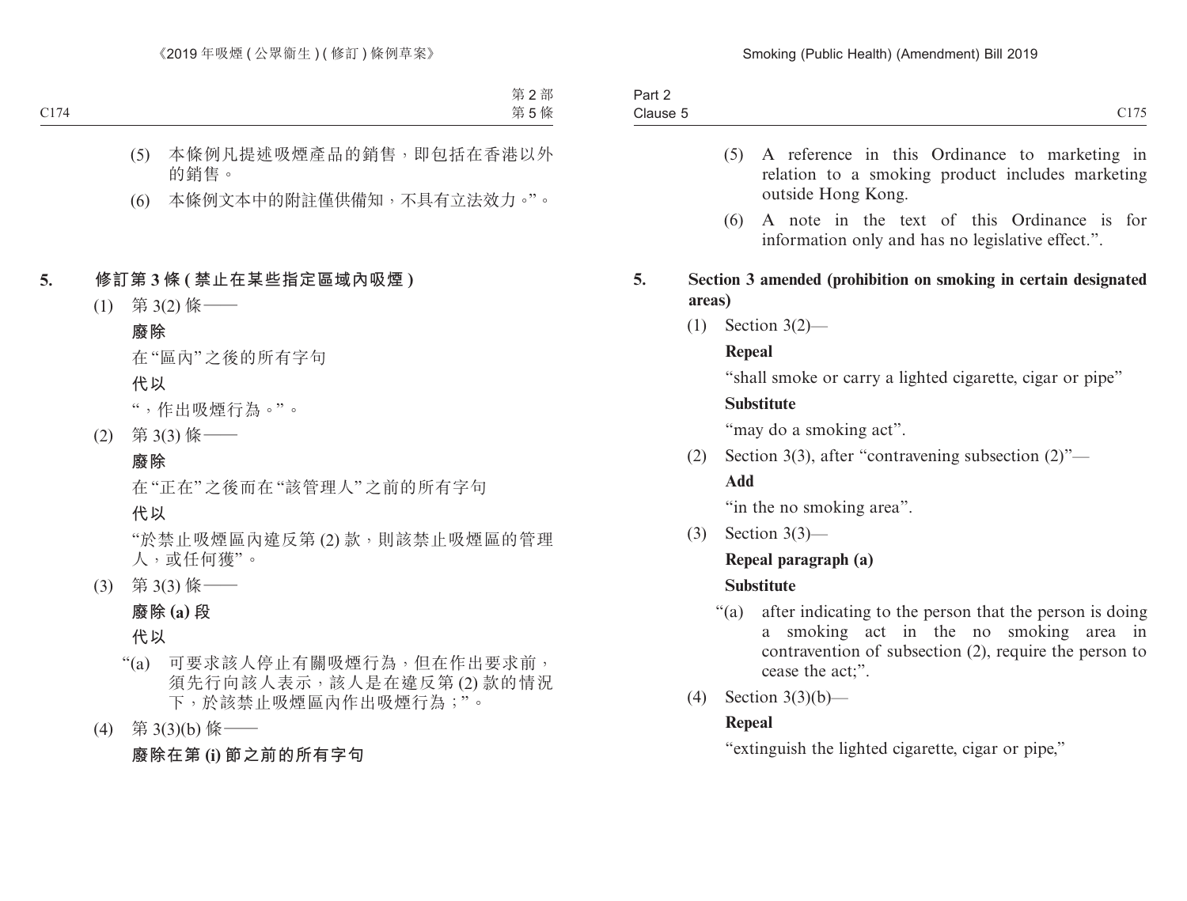(5) 本條例凡提述吸煙產品的銷售，即包括在香港以外的銷售。

(6) 本條例文本中的附註僅供備知，不具有立法效力。”。

**5. 修訂第 3 條 (禁止在某些指定區域內吸煙)**

(1) 第 3(2) 條——

**廢除**

在“區內”之後的所有字句

**代以**

“，作出吸煙行為。”。

(2) 第 3(3) 條——

**廢除**

在“正在”之後而在“該管理人”之前的所有字句

**代以**

“於禁止吸煙區內違反第 (2) 款，則該禁止吸煙區的管理人，或任何獲”。

(3) 第 3(3) 條——

**廢除 (a) 段**

**代以**

“(a) 可要求該人停止有關吸煙行為，但在作出要求前，須先行向該人表示，該人是在違反第 (2) 款的情況下，於該禁止吸煙區內作出吸煙行為；”。

(4) 第 3(3)(b) 條——

**廢除在第 (i) 節之前的所有字句**

(5) A reference in this Ordinance to marketing in relation to a smoking product includes marketing outside Hong Kong.

(6) A note in the text of this Ordinance is for information only and has no legislative effect.”.

**5. Section 3 amended (prohibition on smoking in certain designated areas)**

(1) Section 3(2)—

**Repeal**

“shall smoke or carry a lighted cigarette, cigar or pipe”

**Substitute**

“may do a smoking act”.

(2) Section 3(3), after “contravening subsection (2)”—

**Add**

“in the no smoking area”.

(3) Section 3(3)—

**Repeal paragraph (a)**

**Substitute**

“(a) after indicating to the person that the person is doing a smoking act in the no smoking area in contravention of subsection (2), require the person to cease the act;”.

(4) Section 3(3)(b)—

**Repeal**

“extinguish the lighted cigarette, cigar or pipe,”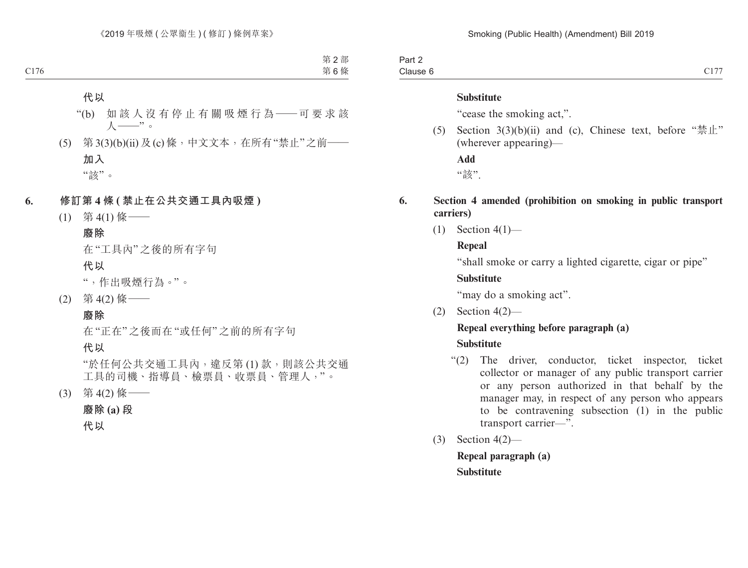**代以**

“(b) 如該人沒有停止有關吸煙行為——可要求該人——”。

(5) 第 3(3)(b)(ii) 及 (c) 條，中文文本，在所有“禁止”之前——

**加入**

“該”。

**6. 修訂第 4 條 (禁止在公共交通工具內吸煙)**

(1) 第 4(1) 條——

**廢除**

在“工具內”之後的所有字句

**代以**

“，作出吸煙行為。”。

(2) 第 4(2) 條——

**廢除**

在“正在”之後而在“或任何”之前的所有字句

**代以**

“於任何公共交通工具內，違反第 (1) 款，則該公共交通工具的司機、指導員、檢票員、收票員、管理人，”。

(3) 第 4(2) 條——

**廢除 (a) 段**

**代以**

**Substitute**

“cease the smoking act,”.

(5) Section 3(3)(b)(ii) and (c), Chinese text, before “禁止” (wherever appearing)—

**Add**

“該”.

**6. Section 4 amended (prohibition on smoking in public transport carriers)**

(1) Section 4(1)—

**Repeal**

“shall smoke or carry a lighted cigarette, cigar or pipe”

**Substitute**

“may do a smoking act”.

(2) Section 4(2)—

**Repeal everything before paragraph (a)**

**Substitute**

“(2) The driver, conductor, ticket inspector, ticket collector or manager of any public transport carrier or any person authorized in that behalf by the manager may, in respect of any person who appears to be contravening subsection (1) in the public transport carrier—”.

(3) Section 4(2)—

**Repeal paragraph (a)**

**Substitute**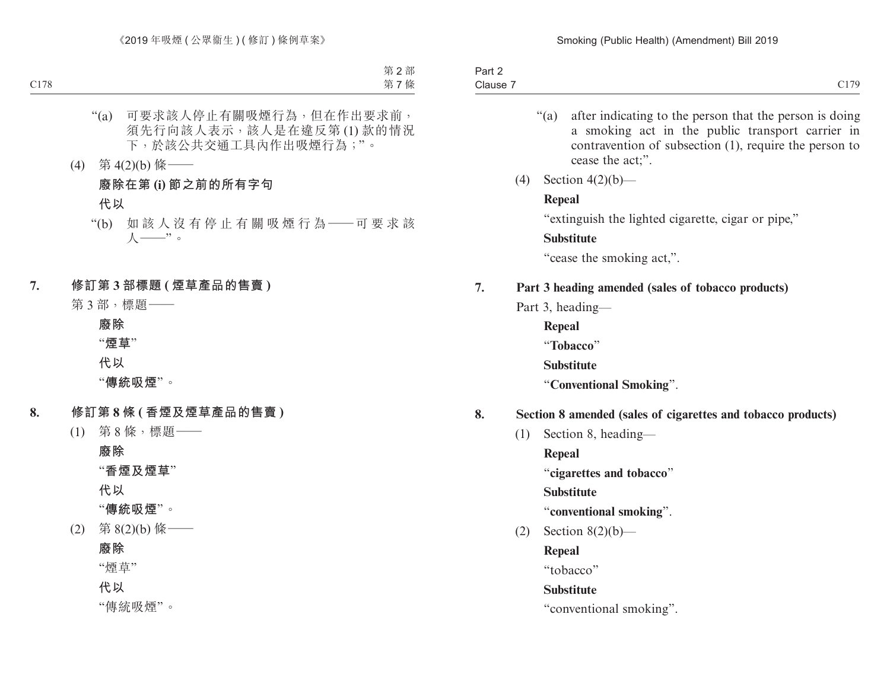“(a) 可要求該人停止有關吸煙行為，但在作出要求前，須先行向該人表示，該人是在違反第 (1) 款的情況下，於該公共交通工具內作出吸煙行為；”。

(4) 第 4(2)(b) 條——

**廢除在第 (i) 節之前的所有字句**

**代以**

“(b) 如該人沒有停止有關吸煙行為——可要求該人——”。

**7. 修訂第 3 部標題 (煙草產品的售賣)**

第 3 部，標題——

**廢除**

“**煙草**”

**代以**

“**傳統吸煙**”。

**8. 修訂第 8 條 (香煙及煙草產品的售賣)**

(1) 第 8 條，標題——

**廢除**

“**香煙及煙草**”

**代以**

“**傳統吸煙**”。

(2) 第 8(2)(b) 條——

**廢除**

“煙草”

**代以**

“傳統吸煙”。

---

“(a) after indicating to the person that the person is doing a smoking act in the public transport carrier in contravention of subsection (1), require the person to cease the act;”.

(4) Section 4(2)(b)—

**Repeal**

“extinguish the lighted cigarette, cigar or pipe,”

**Substitute**

“cease the smoking act,”.

**7. Part 3 heading amended (sales of tobacco products)**

Part 3, heading—

**Repeal**

“**Tobacco**”

**Substitute**

“**Conventional Smoking**”.

**8. Section 8 amended (sales of cigarettes and tobacco products)**

(1) Section 8, heading—

**Repeal**

“**cigarettes and tobacco**”

**Substitute**

“**conventional smoking**”.

(2) Section 8(2)(b)—

**Repeal**

“tobacco”

**Substitute**

“conventional smoking”.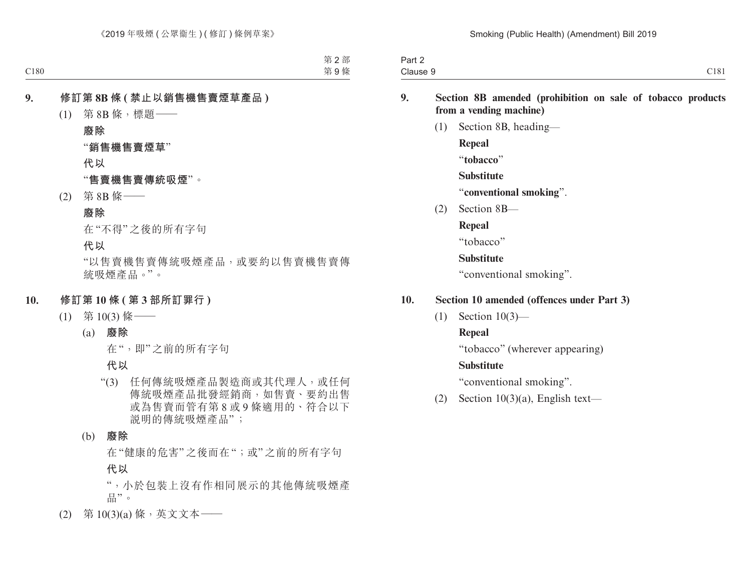**9. 修訂第 8B 條 (禁止以銷售機售賣煙草產品)**

(1) 第 8B 條，標題——

**廢除**

“**銷售機售賣煙草**”

**代以**

“**售賣機售賣傳統吸煙**”。

(2) 第 8B 條——

**廢除**

在“不得”之後的所有字句

**代以**

“以售賣機售賣傳統吸煙產品，或要約以售賣機售賣傳統吸煙產品。”。

**10. 修訂第 10 條 (第 3 部所訂罪行)**

(1) 第 10(3) 條——

(a) **廢除**

在“，即”之前的所有字句

**代以**

“(3) 任何傳統吸煙產品製造商或其代理人，或任何傳統吸煙產品批發經銷商，如售賣、要約出售或為售賣而管有第 8 或 9 條適用的、符合以下說明的傳統吸煙產品”；

(b) **廢除**

在“健康的危害”之後而在“；或”之前的所有字句

**代以**

“，小於包裝上沒有作相同展示的其他傳統吸煙產品”。

(2) 第 10(3)(a) 條，英文文本——

**9. Section 8B amended (prohibition on sale of tobacco products from a vending machine)**

(1) Section 8B, heading—

**Repeal**

“**tobacco**”

**Substitute**

“**conventional smoking**”.

(2) Section 8B—

**Repeal**

“tobacco”

**Substitute**

“conventional smoking”.

**10. Section 10 amended (offences under Part 3)**

(1) Section 10(3)—

**Repeal**

“tobacco” (wherever appearing)

**Substitute**

“conventional smoking”.

(2) Section 10(3)(a), English text—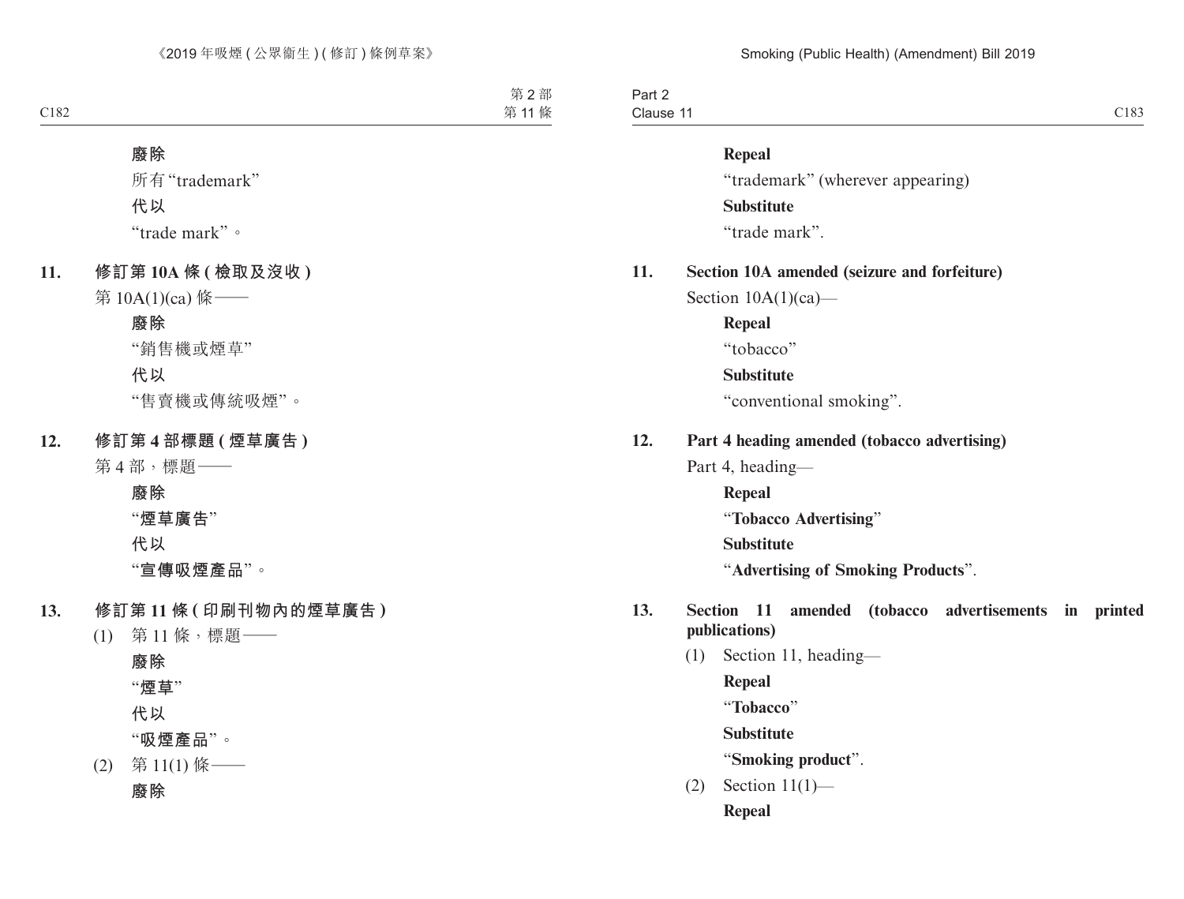**廢除**

所有“trademark”

**代以**

“trade mark”。

**11. 修訂第 10A 條 (檢取及沒收)**

第 10A(1)(ca) 條——

**廢除**

“銷售機或煙草”

**代以**

“售賣機或傳統吸煙”。

**12. 修訂第 4 部標題 (煙草廣告)**

第 4 部，標題——

**廢除**

“**煙草廣告**”

**代以**

“**宣傳吸煙產品**”。

**13. 修訂第 11 條 (印刷刊物內的煙草廣告)**

(1) 第 11 條，標題——

**廢除**

“**煙草**”

**代以**

“**吸煙產品**”。

(2) 第 11(1) 條——

**廢除**

**Repeal**

“trademark” (wherever appearing)

**Substitute**

“trade mark”.

**11. Section 10A amended (seizure and forfeiture)**

Section 10A(1)(ca)—

**Repeal**

“tobacco”

**Substitute**

“conventional smoking”.

**12. Part 4 heading amended (tobacco advertising)**

Part 4, heading—

**Repeal**

“**Tobacco Advertising**”

**Substitute**

“**Advertising of Smoking Products**”.

**13. Section 11 amended (tobacco advertisements in printed publications)**

(1) Section 11, heading—

**Repeal**

“**Tobacco**”

**Substitute**

“**Smoking product**”.

(2) Section 11(1)—

**Repeal**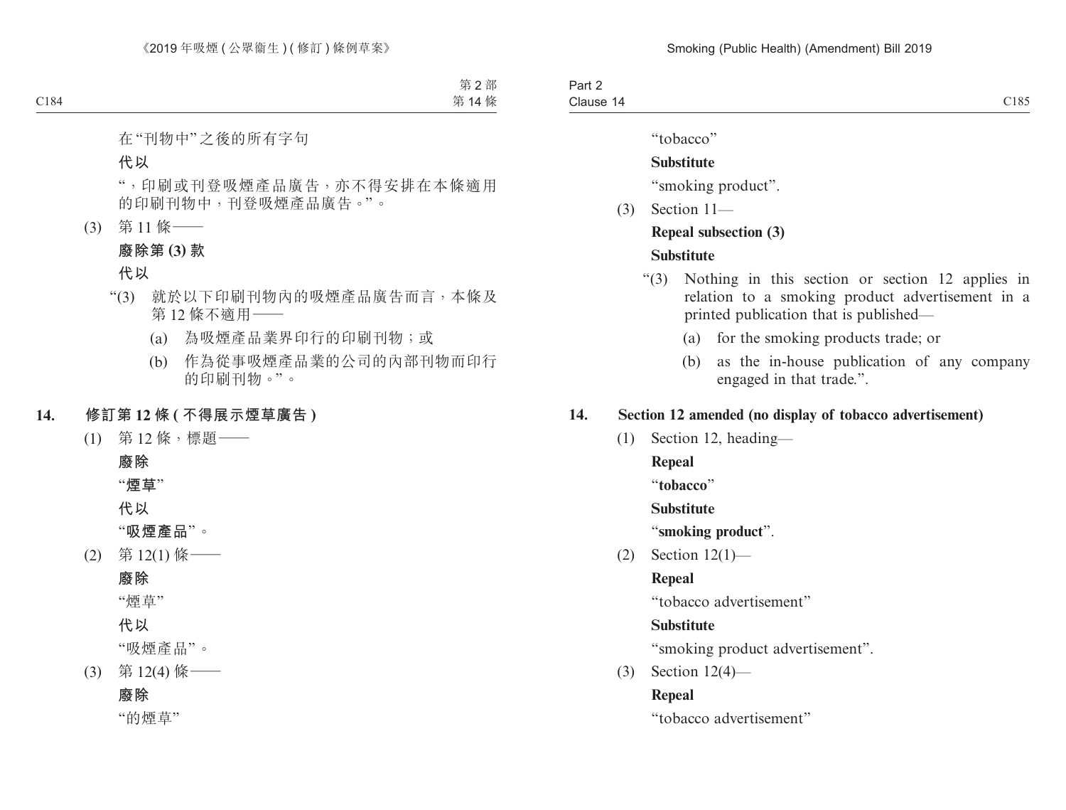在“刊物中”之後的所有字句

**代以**

“，印刷或刊登吸煙產品廣告，亦不得安排在本條適用的印刷刊物中，刊登吸煙產品廣告。”。

(3) 第 11 條——

**廢除第 (3) 款**

**代以**

“(3) 就於以下印刷刊物內的吸煙產品廣告而言，本條及第 12 條不適用——

(a) 為吸煙產品業界印行的印刷刊物；或

(b) 作為從事吸煙產品業的公司的內部刊物而印行的印刷刊物。”。

**14. 修訂第 12 條 (不得展示煙草廣告)**

(1) 第 12 條，標題——

**廢除**

“**煙草**”

**代以**

“**吸煙產品**”。

(2) 第 12(1) 條——

**廢除**

“煙草”

**代以**

“吸煙產品”。

(3) 第 12(4) 條——

**廢除**

“的煙草”

“tobacco”

**Substitute**

“smoking product”.

(3) Section 11—

**Repeal subsection (3)**

**Substitute**

“(3) Nothing in this section or section 12 applies in relation to a smoking product advertisement in a printed publication that is published—

(a) for the smoking products trade; or

(b) as the in-house publication of any company engaged in that trade.”.

**14. Section 12 amended (no display of tobacco advertisement)**

(1) Section 12, heading—

**Repeal**

“**tobacco**”

**Substitute**

“**smoking product**”.

(2) Section 12(1)—

**Repeal**

“tobacco advertisement”

**Substitute**

“smoking product advertisement”.

(3) Section 12(4)—

**Repeal**

“tobacco advertisement”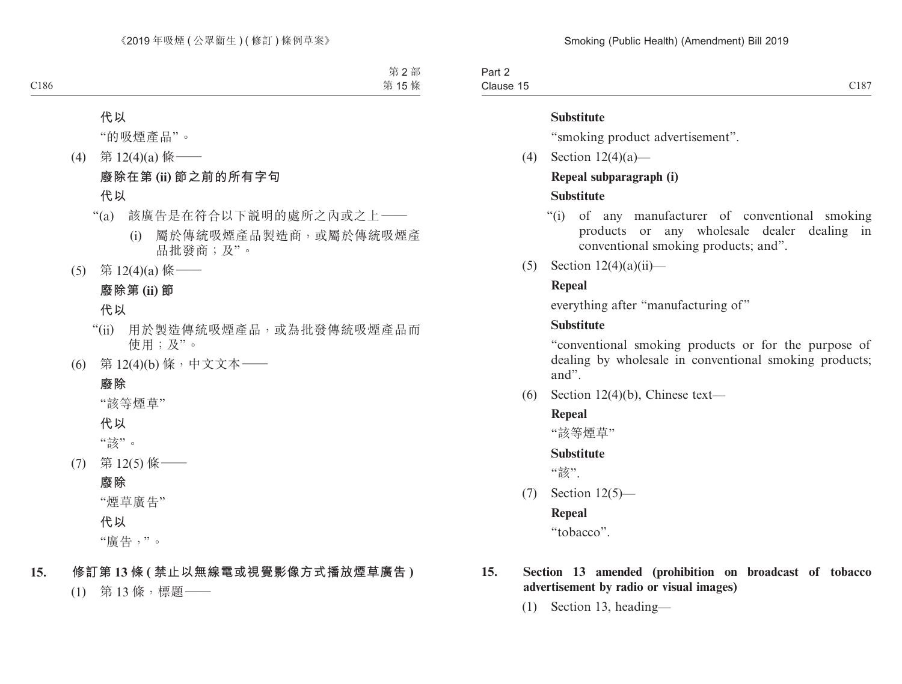代以

"的吸煙產品"。

(4) 第 12(4)(a) 條——

**廢除在第 (ii) 節之前的所有字句**

**代以**

"(a) 該廣告是在符合以下說明的處所之內或之上——

(i) 屬於傳統吸煙產品製造商，或屬於傳統吸煙產品批發商；及"。

(5) 第 12(4)(a) 條——

**廢除第 (ii) 節**

**代以**

"(ii) 用於製造傳統吸煙產品，或為批發傳統吸煙產品而使用；及"。

(6) 第 12(4)(b) 條，中文文本——

**廢除**

"該等煙草"

**代以**

"該"。

(7) 第 12(5) 條——

**廢除**

"煙草廣告"

**代以**

"廣告，"。

**15. 修訂第 13 條 (禁止以無線電或視覺影像方式播放煙草廣告)**

(1) 第 13 條，標題——

**Substitute**

"smoking product advertisement".

(4) Section 12(4)(a)—

**Repeal subparagraph (i)**

**Substitute**

"(i) of any manufacturer of conventional smoking products or any wholesale dealer dealing in conventional smoking products; and".

(5) Section 12(4)(a)(ii)—

**Repeal**

everything after "manufacturing of"

**Substitute**

"conventional smoking products or for the purpose of dealing by wholesale in conventional smoking products; and".

(6) Section 12(4)(b), Chinese text—

**Repeal**

"該等煙草"

**Substitute**

"該".

(7) Section 12(5)—

**Repeal**

"tobacco".

**15. Section 13 amended (prohibition on broadcast of tobacco advertisement by radio or visual images)**

(1) Section 13, heading—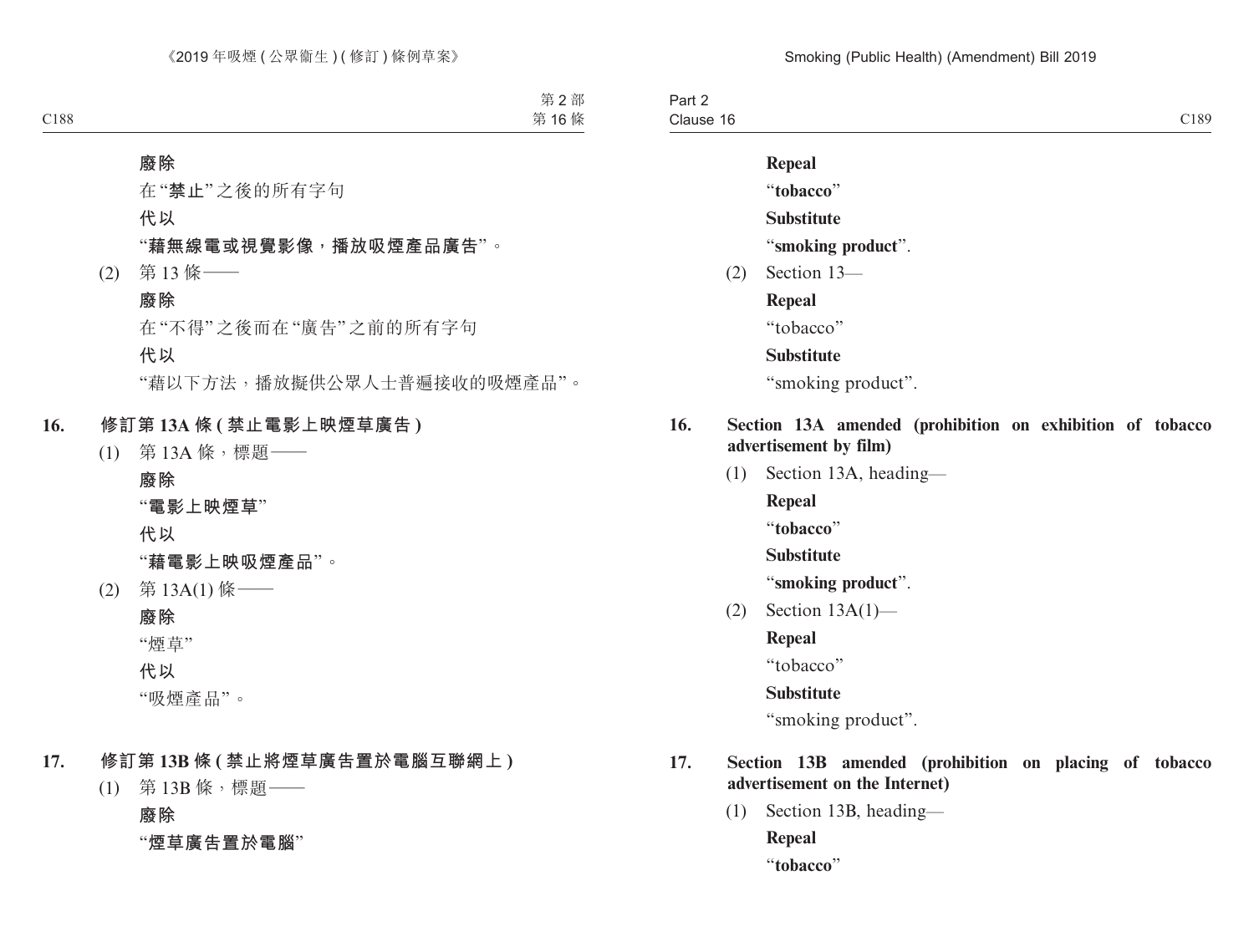**廢除**

在“**禁止**”之後的所有字句

**代以**

“**藉無線電或視覺影像，播放吸煙產品廣告**”。

(2) 第 13 條——

**廢除**

在“不得”之後而在“廣告”之前的所有字句

**代以**

“藉以下方法，播放擬供公眾人士普遍接收的吸煙產品”。

**16. 修訂第 13A 條 (禁止電影上映煙草廣告)**

(1) 第 13A 條，標題——

**廢除**

“**電影上映煙草**”

**代以**

“**藉電影上映吸煙產品**”。

(2) 第 13A(1) 條——

**廢除**

“煙草”

**代以**

“吸煙產品”。

**17. 修訂第 13B 條 (禁止將煙草廣告置於電腦互聯網上)**

(1) 第 13B 條，標題——

**廢除**

“**煙草廣告置於電腦**”

**Repeal**

“**tobacco**”

**Substitute**

“**smoking product**”.

(2) Section 13—

**Repeal**

“tobacco”

**Substitute**

“smoking product”.

**16. Section 13A amended (prohibition on exhibition of tobacco advertisement by film)**

(1) Section 13A, heading—

**Repeal**

“**tobacco**”

**Substitute**

“**smoking product**”.

(2) Section 13A(1)—

**Repeal**

“tobacco”

**Substitute**

“smoking product”.

**17. Section 13B amended (prohibition on placing of tobacco advertisement on the Internet)**

(1) Section 13B, heading—

**Repeal**

“**tobacco**”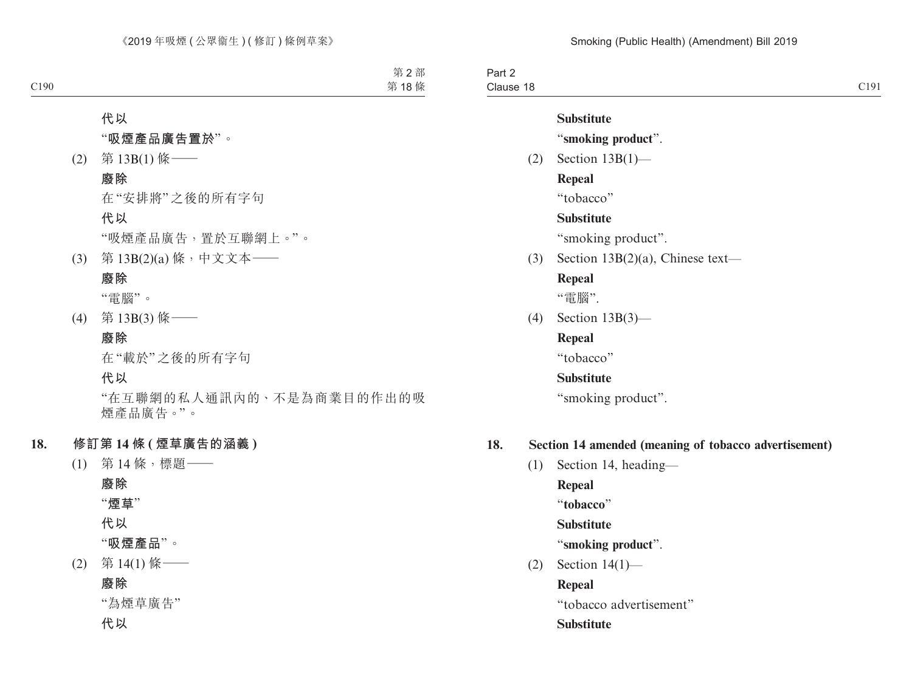代以

**"吸煙產品廣告置於"**。

(2) 第 13B(1) 條——

**廢除**

在"安排將"之後的所有字句

**代以**

"吸煙產品廣告，置於互聯網上。"。

(3) 第 13B(2)(a) 條，中文文本——

**廢除**

"電腦"。

(4) 第 13B(3) 條——

**廢除**

在"載於"之後的所有字句

**代以**

"在互聯網的私人通訊內的、不是為商業目的作出的吸煙產品廣告。"。

## 18. 修訂第 14 條 (煙草廣告的涵義)

(1) 第 14 條，標題——

**廢除**

**"煙草"**

**代以**

**"吸煙產品"**。

(2) 第 14(1) 條——

**廢除**

"為煙草廣告"

**代以**

**Substitute**

"**smoking product**".

(2) Section 13B(1)—

**Repeal**

"tobacco"

**Substitute**

"smoking product".

(3) Section 13B(2)(a), Chinese text—

**Repeal**

"電腦".

(4) Section 13B(3)—

**Repeal**

"tobacco"

**Substitute**

"smoking product".

## 18. Section 14 amended (meaning of tobacco advertisement)

(1) Section 14, heading—

**Repeal**

"**tobacco**"

**Substitute**

"**smoking product**".

(2) Section 14(1)—

**Repeal**

"tobacco advertisement"

**Substitute**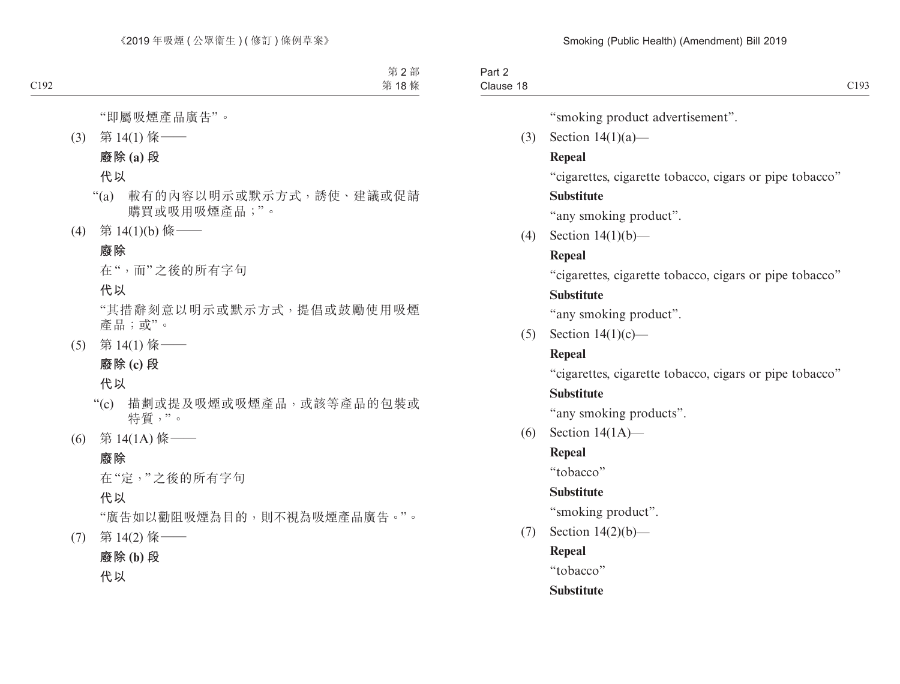"即屬吸煙產品廣告"。

(3) 第 14(1) 條——

**廢除 (a) 段**

**代以**

"(a) 載有的內容以明示或默示方式，誘使、建議或促請購買或吸用吸煙產品；"。

(4) 第 14(1)(b) 條——

**廢除**

在"，而"之後的所有字句

**代以**

"其措辭刻意以明示或默示方式，提倡或鼓勵使用吸煙產品；或"。

(5) 第 14(1) 條——

**廢除 (c) 段**

**代以**

"(c) 描劃或提及吸煙或吸煙產品，或該等產品的包裝或特質，"。

(6) 第 14(1A) 條——

**廢除**

在"定，"之後的所有字句

**代以**

"廣告如以勸阻吸煙為目的，則不視為吸煙產品廣告。"。

(7) 第 14(2) 條——

**廢除 (b) 段**

**代以**

"smoking product advertisement".

(3) Section 14(1)(a)—

**Repeal**

"cigarettes, cigarette tobacco, cigars or pipe tobacco"

**Substitute**

"any smoking product".

(4) Section 14(1)(b)—

**Repeal**

"cigarettes, cigarette tobacco, cigars or pipe tobacco"

**Substitute**

"any smoking product".

(5) Section 14(1)(c)—

**Repeal**

"cigarettes, cigarette tobacco, cigars or pipe tobacco"

**Substitute**

"any smoking products".

(6) Section 14(1A)—

**Repeal**

"tobacco"

**Substitute**

"smoking product".

(7) Section 14(2)(b)—

**Repeal**

"tobacco"

**Substitute**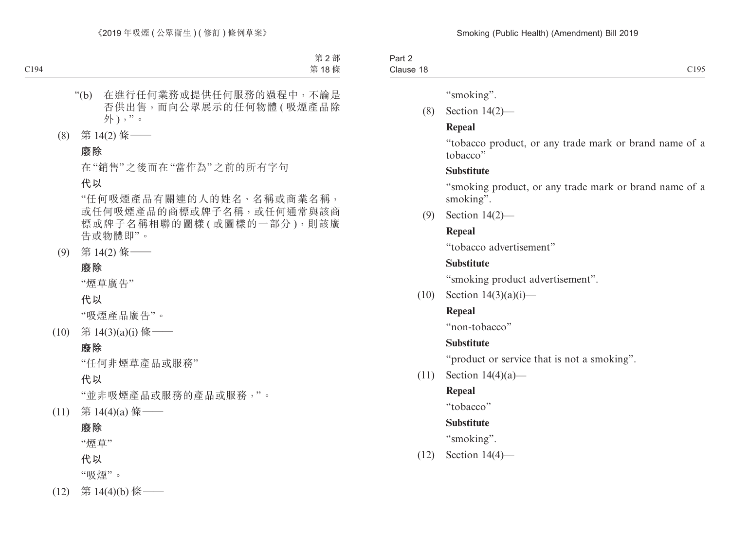“(b) 在進行任何業務或提供任何服務的過程中，不論是否供出售，而向公眾展示的任何物體 ( 吸煙產品除外 )，”。

(8) 第 14(2) 條——

**廢除**

在“銷售”之後而在“當作為”之前的所有字句

**代以**

“任何吸煙產品有關連的人的姓名、名稱或商業名稱，或任何吸煙產品的商標或牌子名稱，或任何通常與該商標或牌子名稱相聯的圖樣 ( 或圖樣的一部分 )，則該廣告或物體即”。

(9) 第 14(2) 條——

**廢除**

“煙草廣告”

**代以**

“吸煙產品廣告”。

(10) 第 14(3)(a)(i) 條——

**廢除**

“任何非煙草產品或服務”

**代以**

“並非吸煙產品或服務的產品或服務，”。

(11) 第 14(4)(a) 條——

**廢除**

“煙草”

**代以**

“吸煙”。

(12) 第 14(4)(b) 條——

“smoking”.

(8) Section 14(2)—

**Repeal**

“tobacco product, or any trade mark or brand name of a tobacco”

**Substitute**

“smoking product, or any trade mark or brand name of a smoking”.

(9) Section 14(2)—

**Repeal**

“tobacco advertisement”

**Substitute**

“smoking product advertisement”.

(10) Section 14(3)(a)(i)—

**Repeal**

“non-tobacco”

**Substitute**

“product or service that is not a smoking”.

(11) Section 14(4)(a)—

**Repeal**

“tobacco”

**Substitute**

“smoking”.

(12) Section 14(4)—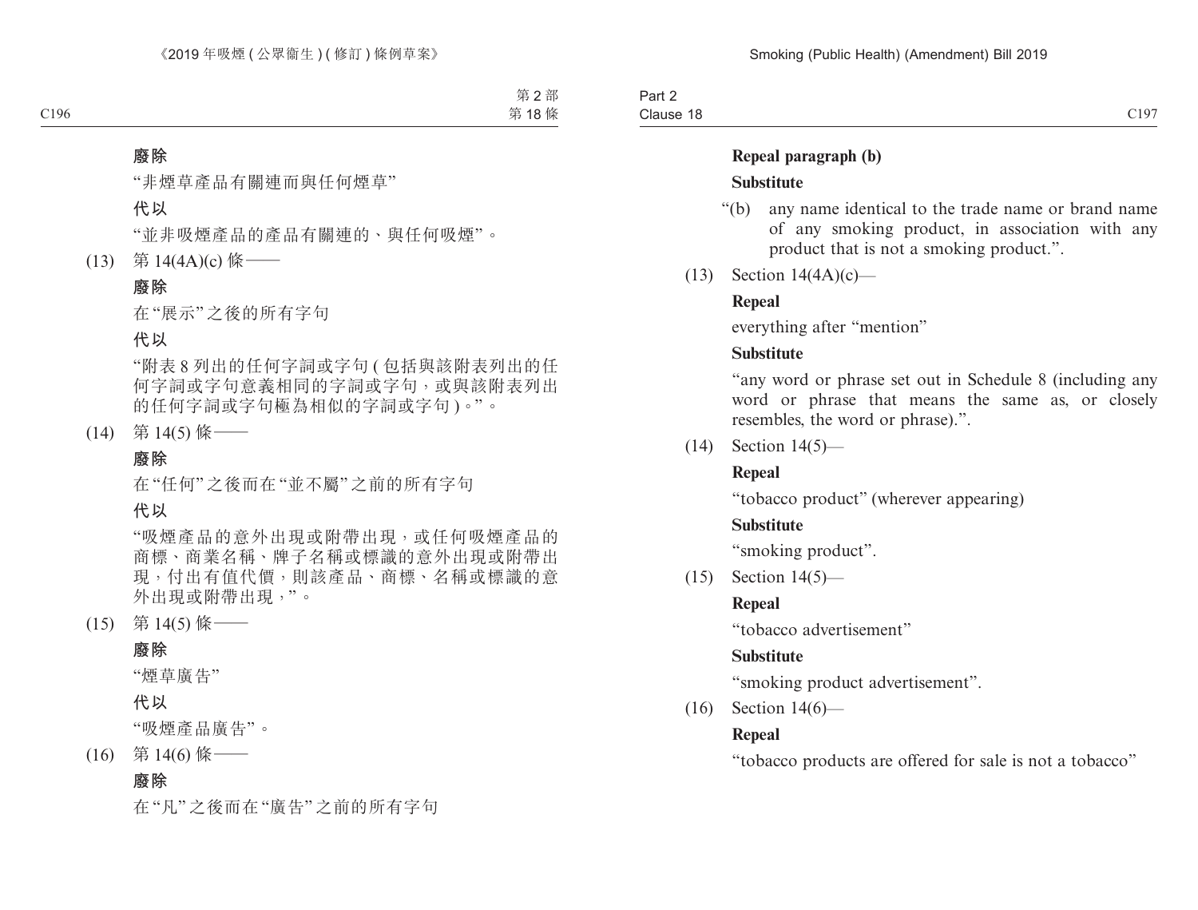**廢除**

“非煙草產品有關連而與任何煙草”

**代以**

“並非吸煙產品的產品有關連的、與任何吸煙”。

(13) 第 14(4A)(c) 條——

**廢除**

在“展示”之後的所有字句

**代以**

“附表 8 列出的任何字詞或字句 (包括與該附表列出的任何字詞或字句意義相同的字詞或字句，或與該附表列出的任何字詞或字句極為相似的字詞或字句)。”。

(14) 第 14(5) 條——

**廢除**

在“任何”之後而在“並不屬”之前的所有字句

**代以**

“吸煙產品的意外出現或附帶出現，或任何吸煙產品的商標、商業名稱、牌子名稱或標識的意外出現或附帶出現，付出有值代價，則該產品、商標、名稱或標識的意外出現或附帶出現，”。

(15) 第 14(5) 條——

**廢除**

“煙草廣告”

**代以**

“吸煙產品廣告”。

(16) 第 14(6) 條——

**廢除**

在“凡”之後而在“廣告”之前的所有字句

---

**Repeal paragraph (b)**

**Substitute**

“(b) any name identical to the trade name or brand name of any smoking product, in association with any product that is not a smoking product.”.

(13) Section 14(4A)(c)—

**Repeal**

everything after “mention”

**Substitute**

“any word or phrase set out in Schedule 8 (including any word or phrase that means the same as, or closely resembles, the word or phrase).”.

(14) Section 14(5)—

**Repeal**

“tobacco product” (wherever appearing)

**Substitute**

“smoking product”.

(15) Section 14(5)—

**Repeal**

“tobacco advertisement”

**Substitute**

“smoking product advertisement”.

(16) Section 14(6)—

**Repeal**

“tobacco products are offered for sale is not a tobacco”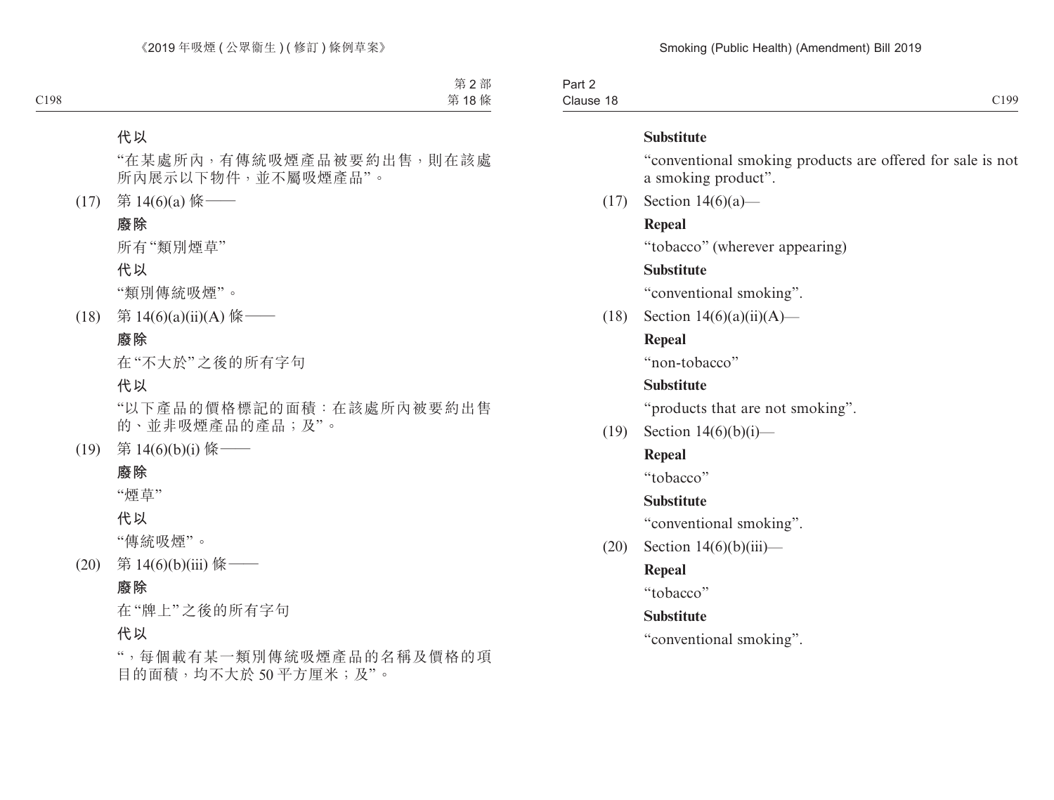**代以**

“在某處所內，有傳統吸煙產品被要約出售，則在該處所內展示以下物件，並不屬吸煙產品”。

(17) 第 14(6)(a) 條——

**廢除**

所有“類別煙草”

**代以**

“類別傳統吸煙”。

(18) 第 14(6)(a)(ii)(A) 條——

**廢除**

在“不大於”之後的所有字句

**代以**

“以下產品的價格標記的面積：在該處所內被要約出售的、並非吸煙產品的產品；及”。

(19) 第 14(6)(b)(i) 條——

**廢除**

“煙草”

**代以**

“傳統吸煙”。

(20) 第 14(6)(b)(iii) 條——

**廢除**

在“牌上”之後的所有字句

**代以**

“，每個載有某一類別傳統吸煙產品的名稱及價格的項目的面積，均不大於 50 平方厘米；及”。

**Substitute**

“conventional smoking products are offered for sale is not a smoking product”.

(17) Section 14(6)(a)—

**Repeal**

“tobacco” (wherever appearing)

**Substitute**

“conventional smoking”.

(18) Section 14(6)(a)(ii)(A)—

**Repeal**

“non-tobacco”

**Substitute**

“products that are not smoking”.

(19) Section 14(6)(b)(i)—

**Repeal**

“tobacco”

**Substitute**

“conventional smoking”.

(20) Section 14(6)(b)(iii)—

**Repeal**

“tobacco”

**Substitute**

“conventional smoking”.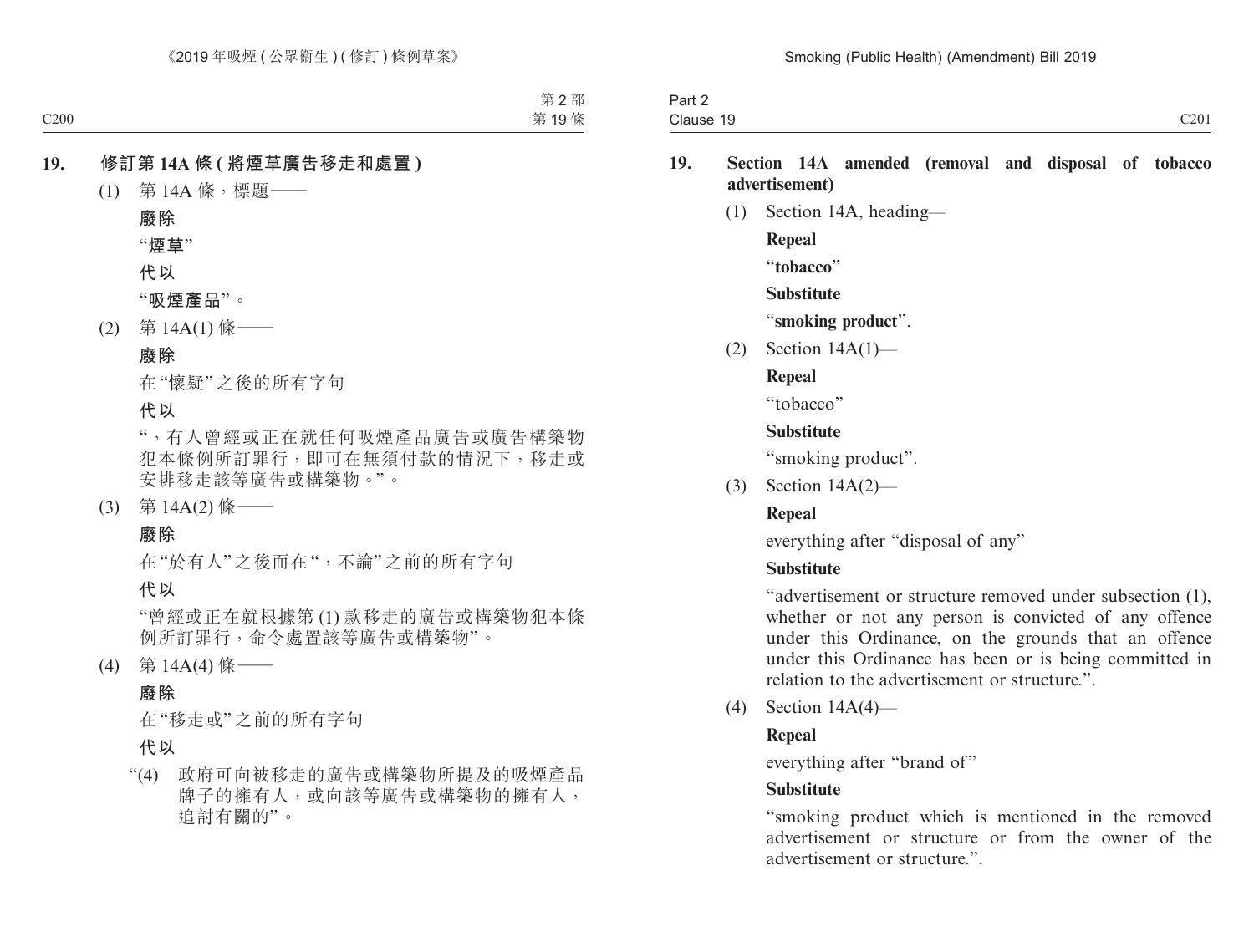## 19. 修訂第 14A 條 (將煙草廣告移走和處置)

(1) 第 14A 條，標題——

**廢除**

“**煙草**”

**代以**

“**吸煙產品**”。

(2) 第 14A(1) 條——

**廢除**

在“懷疑”之後的所有字句

**代以**

“，有人曾經或正在就任何吸煙產品廣告或廣告構築物犯本條例所訂罪行，即可在無須付款的情況下，移走或安排移走該等廣告或構築物。”。

(3) 第 14A(2) 條——

**廢除**

在“於有人”之後而在“，不論”之前的所有字句

**代以**

“曾經或正在就根據第 (1) 款移走的廣告或構築物犯本條例所訂罪行，命令處置該等廣告或構築物”。

(4) 第 14A(4) 條——

**廢除**

在“移走或”之前的所有字句

**代以**

“(4) 政府可向被移走的廣告或構築物所提及的吸煙產品牌子的擁有人，或向該等廣告或構築物的擁有人，追討有關的”。

## 19. Section 14A amended (removal and disposal of tobacco advertisement)

(1) Section 14A, heading—

**Repeal**

“**tobacco**”

**Substitute**

“**smoking product**”.

(2) Section 14A(1)—

**Repeal**

“tobacco”

**Substitute**

“smoking product”.

(3) Section 14A(2)—

**Repeal**

everything after “disposal of any”

**Substitute**

“advertisement or structure removed under subsection (1), whether or not any person is convicted of any offence under this Ordinance, on the grounds that an offence under this Ordinance has been or is being committed in relation to the advertisement or structure.”.

(4) Section 14A(4)—

**Repeal**

everything after “brand of”

**Substitute**

“smoking product which is mentioned in the removed advertisement or structure or from the owner of the advertisement or structure.”.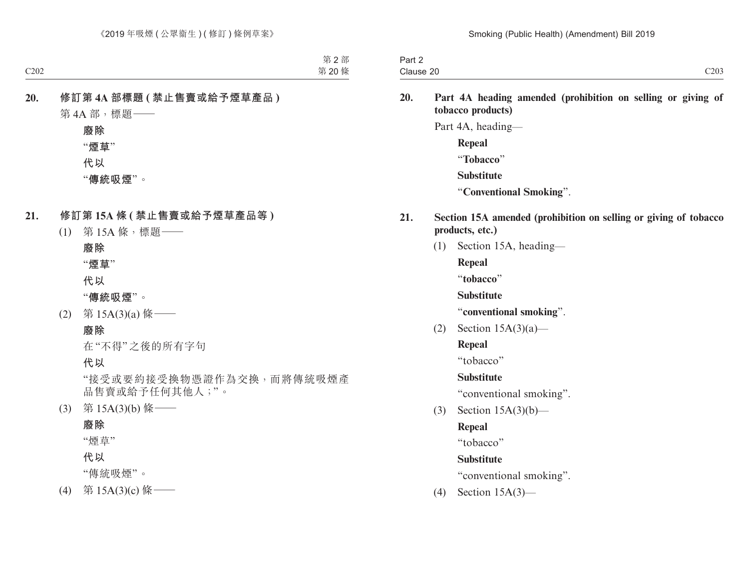**20. 修訂第 4A 部標題 (禁止售賣或給予煙草產品)**

第 4A 部，標題——

**廢除**

“**煙草**”

**代以**

“**傳統吸煙**”。

**21. 修訂第 15A 條 (禁止售賣或給予煙草產品等)**

(1) 第 15A 條，標題——

**廢除**

“**煙草**”

**代以**

“**傳統吸煙**”。

(2) 第 15A(3)(a) 條——

**廢除**

在“不得”之後的所有字句

**代以**

“接受或要約接受換物憑證作為交換，而將傳統吸煙產品售賣或給予任何其他人；”。

(3) 第 15A(3)(b) 條——

**廢除**

“煙草”

**代以**

“傳統吸煙”。

(4) 第 15A(3)(c) 條——

**20. Part 4A heading amended (prohibition on selling or giving of tobacco products)**

Part 4A, heading—

**Repeal**

“**Tobacco**”

**Substitute**

“**Conventional Smoking**”.

**21. Section 15A amended (prohibition on selling or giving of tobacco products, etc.)**

(1) Section 15A, heading—

**Repeal**

“**tobacco**”

**Substitute**

“**conventional smoking**”.

(2) Section 15A(3)(a)—

**Repeal**

“tobacco”

**Substitute**

“conventional smoking”.

(3) Section 15A(3)(b)—

**Repeal**

“tobacco”

**Substitute**

“conventional smoking”.

(4) Section 15A(3)—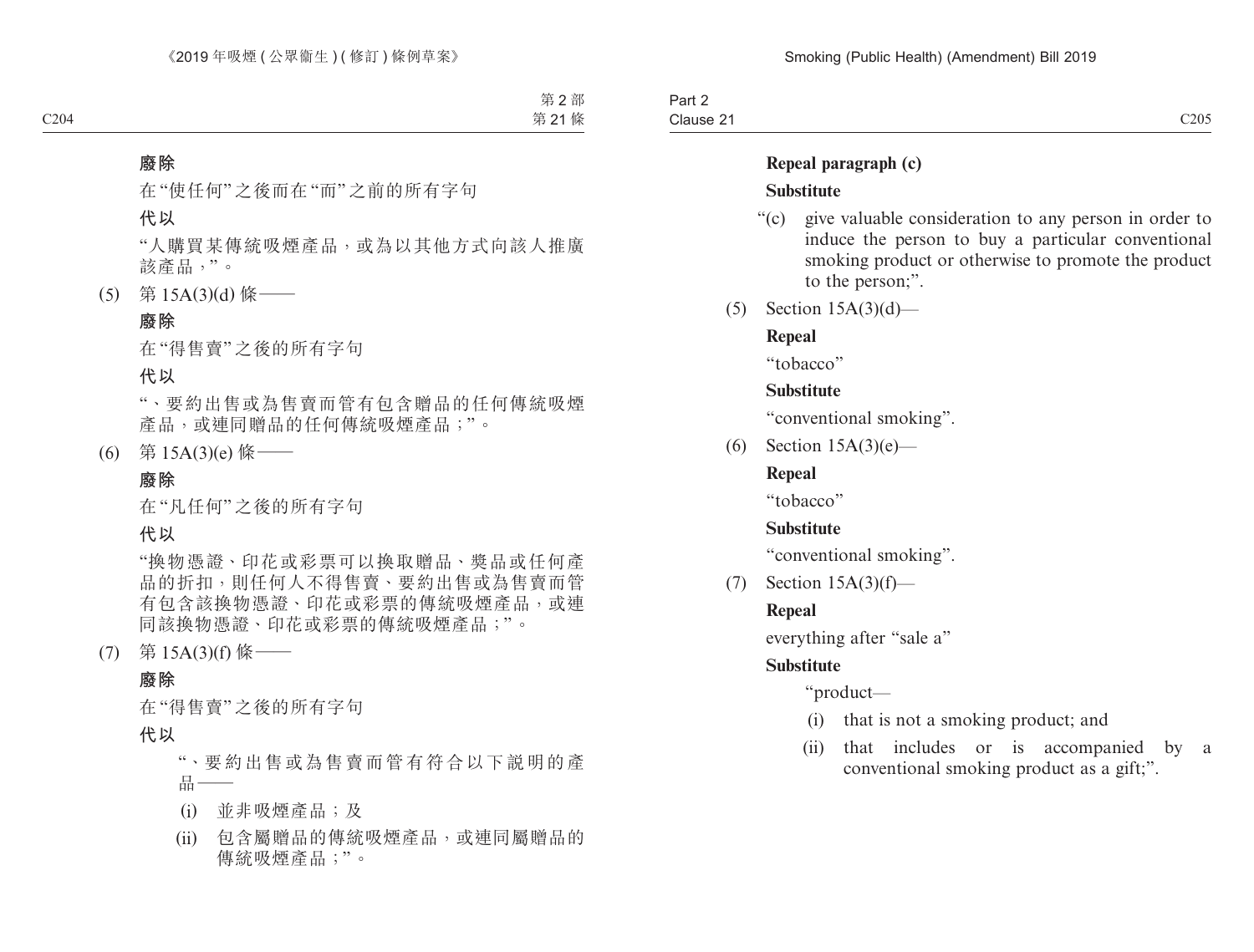**廢除**

在“使任何”之後而在“而”之前的所有字句

**代以**

“人購買某傳統吸煙產品，或為以其他方式向該人推廣該產品，”。

(5) 第 15A(3)(d) 條——

**廢除**

在“得售賣”之後的所有字句

**代以**

“、要約出售或為售賣而管有包含贈品的任何傳統吸煙產品，或連同贈品的任何傳統吸煙產品；”。

(6) 第 15A(3)(e) 條——

**廢除**

在“凡任何”之後的所有字句

**代以**

“換物憑證、印花或彩票可以換取贈品、獎品或任何產品的折扣，則任何人不得售賣、要約出售或為售賣而管有包含該換物憑證、印花或彩票的傳統吸煙產品，或連同該換物憑證、印花或彩票的傳統吸煙產品；”。

(7) 第 15A(3)(f) 條——

**廢除**

在“得售賣”之後的所有字句

**代以**

“、要約出售或為售賣而管有符合以下說明的產品——

(i) 並非吸煙產品；及

(ii) 包含屬贈品的傳統吸煙產品，或連同屬贈品的傳統吸煙產品；”。

**Repeal paragraph (c)**

**Substitute**

“(c) give valuable consideration to any person in order to induce the person to buy a particular conventional smoking product or otherwise to promote the product to the person;”.

(5) Section 15A(3)(d)—

**Repeal**

“tobacco”

**Substitute**

“conventional smoking”.

(6) Section 15A(3)(e)—

**Repeal**

“tobacco”

**Substitute**

“conventional smoking”.

(7) Section 15A(3)(f)—

**Repeal**

everything after “sale a”

**Substitute**

“product—

(i) that is not a smoking product; and

(ii) that includes or is accompanied by a conventional smoking product as a gift;”.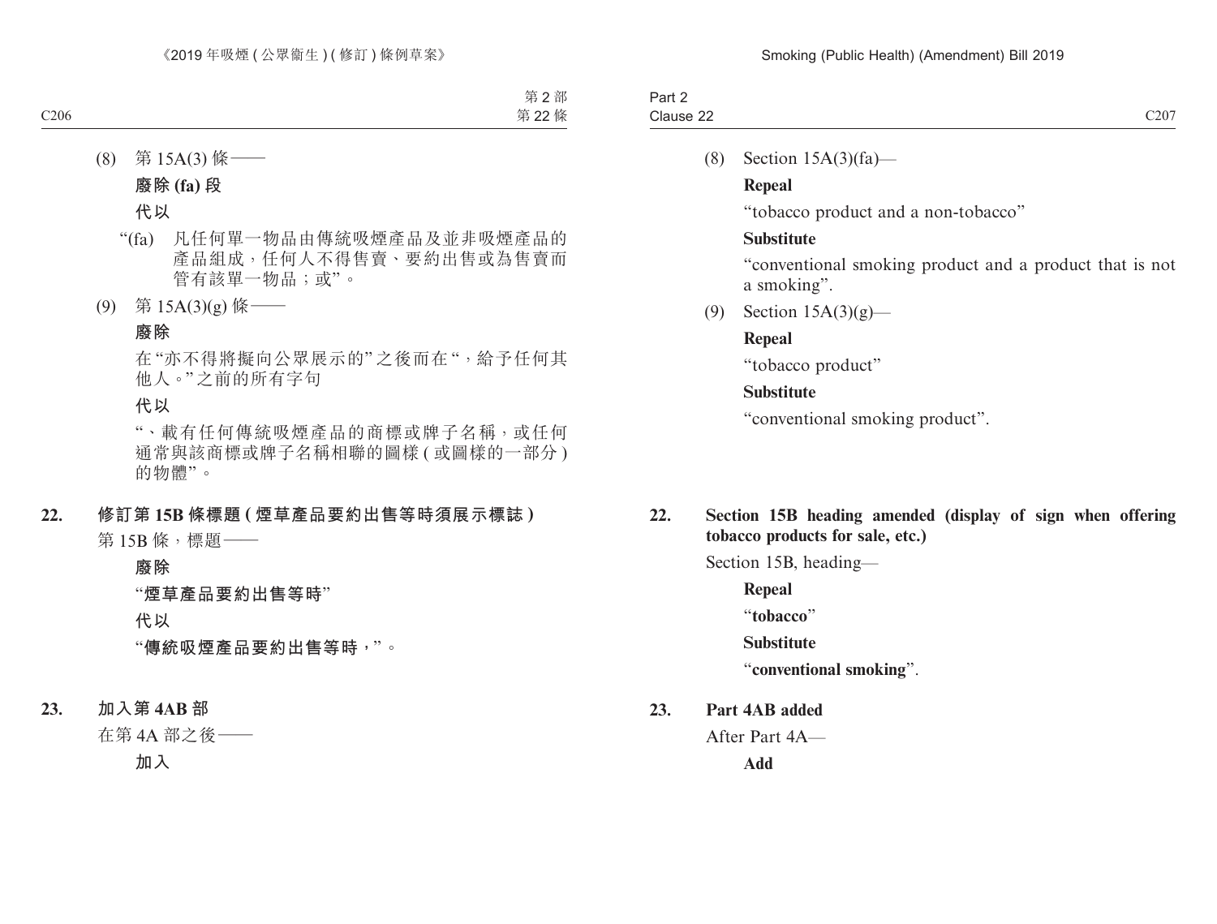(8) 第 15A(3) 條——

**廢除 (fa) 段**

**代以**

“(fa) 凡任何單一物品由傳統吸煙產品及並非吸煙產品的產品組成，任何人不得售賣、要約出售或為售賣而管有該單一物品；或”。

(9) 第 15A(3)(g) 條——

**廢除**

在“亦不得將擬向公眾展示的”之後而在“，給予任何其他人。”之前的所有字句

**代以**

“、載有任何傳統吸煙產品的商標或牌子名稱，或任何通常與該商標或牌子名稱相聯的圖樣 ( 或圖樣的一部分 ) 的物體”。

**22. 修訂第 15B 條標題 ( 煙草產品要約出售等時須展示標誌 )**

第 15B 條，標題——

**廢除**

“**煙草產品要約出售等時**”

**代以**

“**傳統吸煙產品要約出售等時，**”。

**23. 加入第 4AB 部**

在第 4A 部之後——

**加入**

(8) Section 15A(3)(fa)—

**Repeal**

“tobacco product and a non-tobacco”

**Substitute**

“conventional smoking product and a product that is not a smoking”.

(9) Section 15A(3)(g)—

**Repeal**

“tobacco product”

**Substitute**

“conventional smoking product”.

**22. Section 15B heading amended (display of sign when offering tobacco products for sale, etc.)**

Section 15B, heading—

**Repeal**

“**tobacco**”

**Substitute**

“**conventional smoking**”.

**23. Part 4AB added**

After Part 4A—

**Add**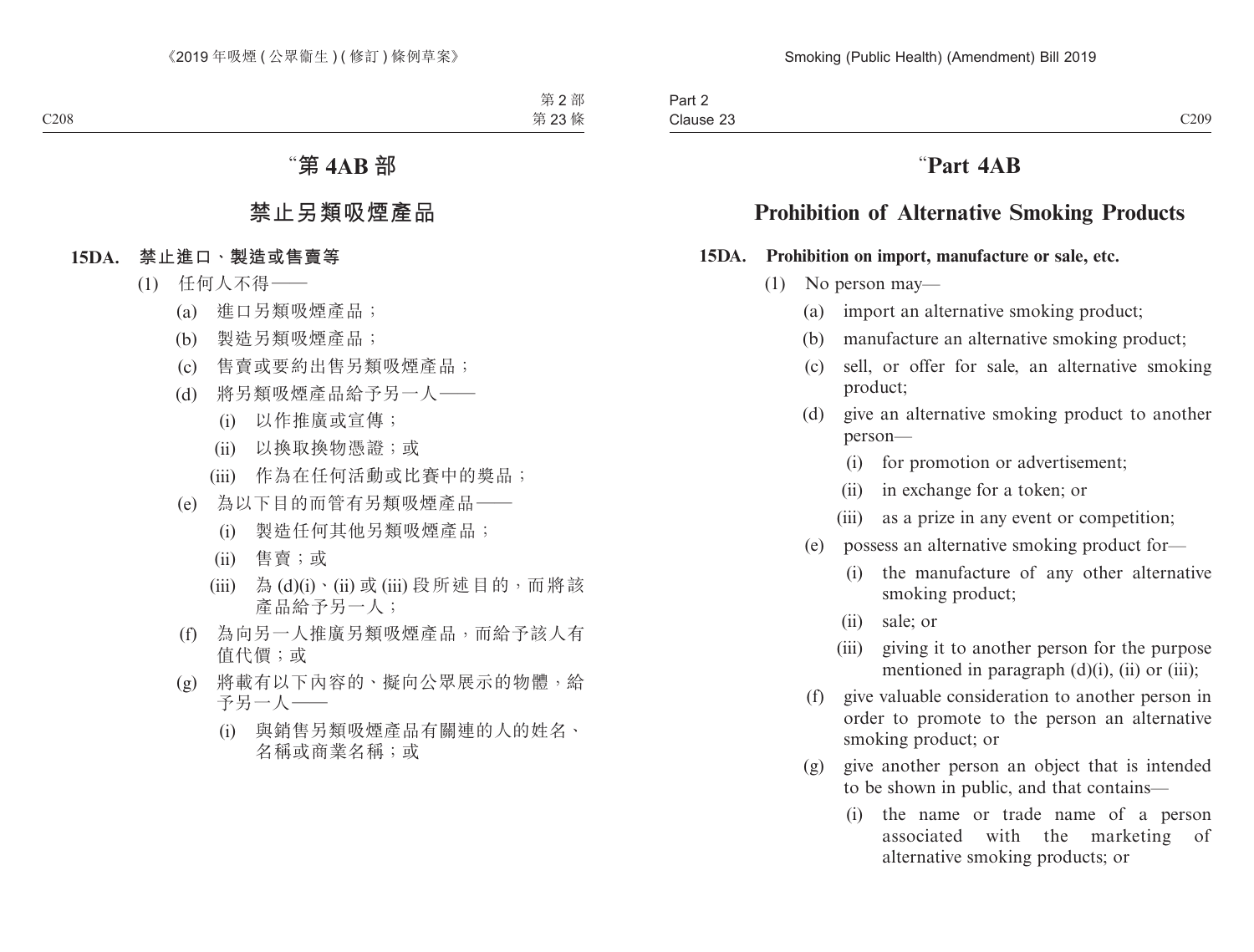# “第 4AB 部

## 禁止另類吸煙產品

### 15DA. 禁止進口、製造或售賣等

(1) 任何人不得——

(a) 進口另類吸煙產品；

(b) 製造另類吸煙產品；

(c) 售賣或要約出售另類吸煙產品；

(d) 將另類吸煙產品給予另一人——

(i) 以作推廣或宣傳；

(ii) 以換取換物憑證；或

(iii) 作為在任何活動或比賽中的獎品；

(e) 為以下目的而管有另類吸煙產品——

(i) 製造任何其他另類吸煙產品；

(ii) 售賣；或

(iii) 為 (d)(i)、(ii) 或 (iii) 段所述目的，而將該產品給予另一人；

(f) 為向另一人推廣另類吸煙產品，而給予該人有值代價；或

(g) 將載有以下內容的、擬向公眾展示的物體，給予另一人——

(i) 與銷售另類吸煙產品有關連的人的姓名、名稱或商業名稱；或

# “Part 4AB

## Prohibition of Alternative Smoking Products

### 15DA. Prohibition on import, manufacture or sale, etc.

(1) No person may—

(a) import an alternative smoking product;

(b) manufacture an alternative smoking product;

(c) sell, or offer for sale, an alternative smoking product;

(d) give an alternative smoking product to another person—

(i) for promotion or advertisement;

(ii) in exchange for a token; or

(iii) as a prize in any event or competition;

(e) possess an alternative smoking product for—

(i) the manufacture of any other alternative smoking product;

(ii) sale; or

(iii) giving it to another person for the purpose mentioned in paragraph (d)(i), (ii) or (iii);

(f) give valuable consideration to another person in order to promote to the person an alternative smoking product; or

(g) give another person an object that is intended to be shown in public, and that contains—

(i) the name or trade name of a person associated with the marketing of alternative smoking products; or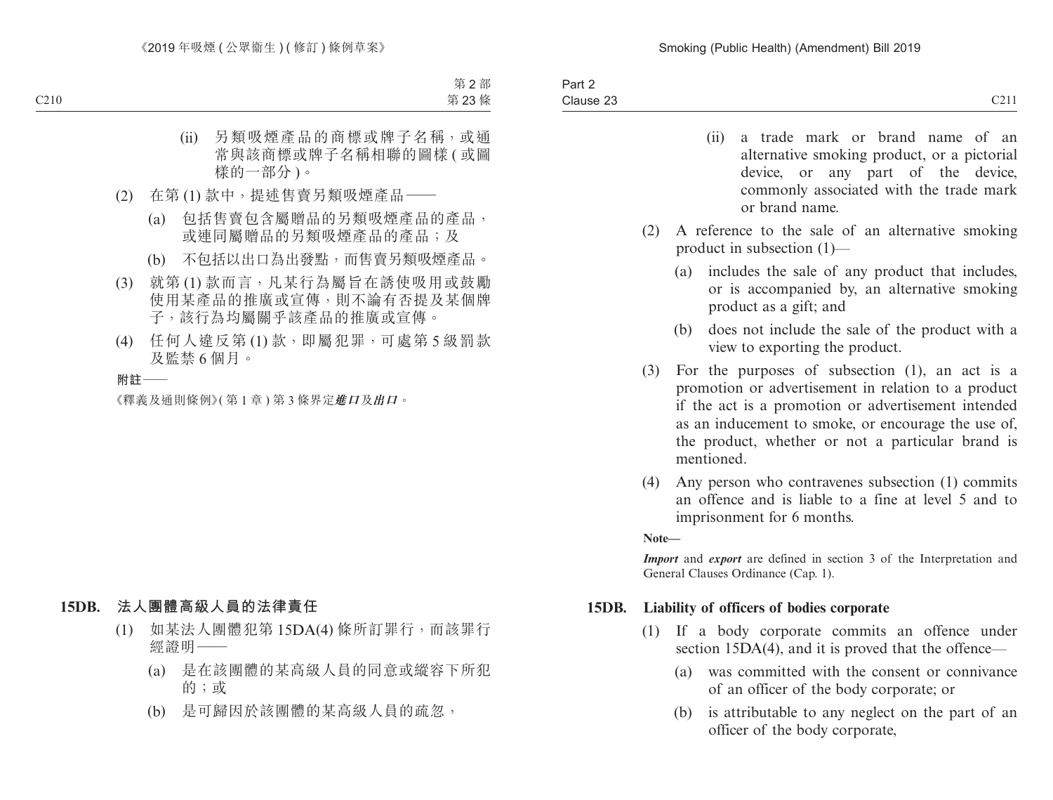(ii) 另類吸煙產品的商標或牌子名稱，或通常與該商標或牌子名稱相聯的圖樣(或圖樣的一部分)。

(2) 在第(1)款中，提述售賣另類吸煙產品——

(a) 包括售賣包含屬贈品的另類吸煙產品的產品，或連同屬贈品的另類吸煙產品的產品；及

(b) 不包括以出口為出發點，而售賣另類吸煙產品。

(3) 就第(1)款而言，凡某行為屬旨在誘使吸用或鼓勵使用某產品的推廣或宣傳，則不論有否提及某個牌子，該行為均屬關乎該產品的推廣或宣傳。

(4) 任何人違反第(1)款，即屬犯罪，可處第5級罰款及監禁6個月。

**附註——**

《釋義及通則條例》(第1章)第3條界定***進口***及***出口***。

### 15DB. 法人團體高級人員的法律責任

(1) 如某法人團體犯第15DA(4)條所訂罪行，而該罪行經證明——

(a) 是在該團體的某高級人員的同意或縱容下所犯的；或

(b) 是可歸因於該團體的某高級人員的疏忽，

(ii) a trade mark or brand name of an alternative smoking product, or a pictorial device, or any part of the device, commonly associated with the trade mark or brand name.

(2) A reference to the sale of an alternative smoking product in subsection (1)—

(a) includes the sale of any product that includes, or is accompanied by, an alternative smoking product as a gift; and

(b) does not include the sale of the product with a view to exporting the product.

(3) For the purposes of subsection (1), an act is a promotion or advertisement in relation to a product if the act is a promotion or advertisement intended as an inducement to smoke, or encourage the use of, the product, whether or not a particular brand is mentioned.

(4) Any person who contravenes subsection (1) commits an offence and is liable to a fine at level 5 and to imprisonment for 6 months.

**Note—**

***Import*** and ***export*** are defined in section 3 of the Interpretation and General Clauses Ordinance (Cap. 1).

### 15DB. Liability of officers of bodies corporate

(1) If a body corporate commits an offence under section 15DA(4), and it is proved that the offence—

(a) was committed with the consent or connivance of an officer of the body corporate; or

(b) is attributable to any neglect on the part of an officer of the body corporate,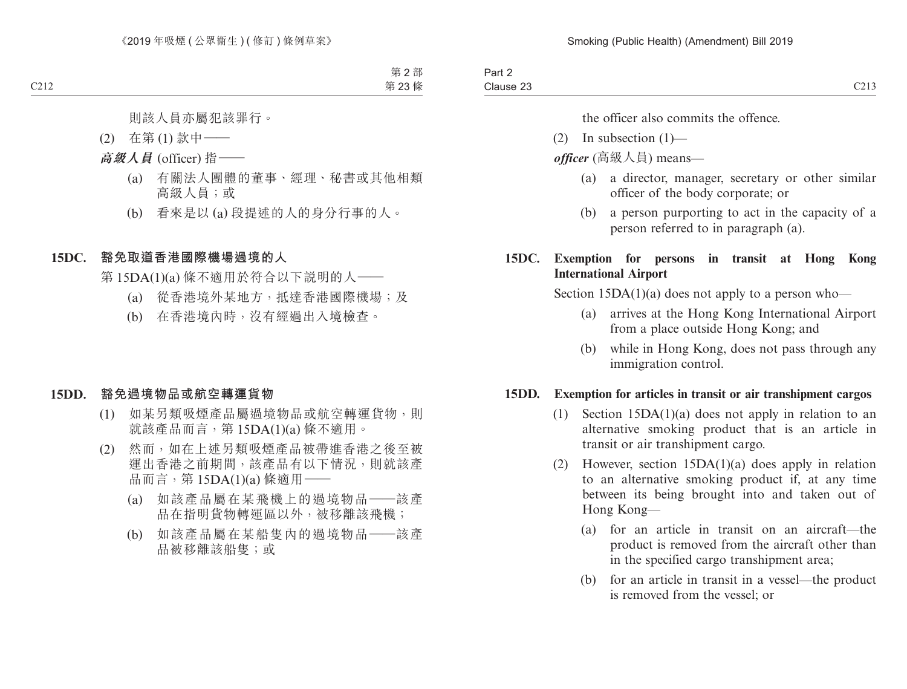則該人員亦屬犯該罪行。

(2) 在第 (1) 款中——

***高級人員*** (officer) 指——

(a) 有關法人團體的董事、經理、秘書或其他相類高級人員；或

(b) 看來是以 (a) 段提述的人的身分行事的人。

**15DC. 豁免取道香港國際機場過境的人**

第 15DA(1)(a) 條不適用於符合以下說明的人——

(a) 從香港境外某地方，抵達香港國際機場；及

(b) 在香港境內時，沒有經過出入境檢查。

**15DD. 豁免過境物品或航空轉運貨物**

(1) 如某另類吸煙產品屬過境物品或航空轉運貨物，則就該產品而言，第 15DA(1)(a) 條不適用。

(2) 然而，如在上述另類吸煙產品被帶進香港之後至被運出香港之前期間，該產品有以下情況，則就該產品而言，第 15DA(1)(a) 條適用——

(a) 如該產品屬在某飛機上的過境物品——該產品在指明貨物轉運區以外，被移離該飛機；

(b) 如該產品屬在某船隻內的過境物品——該產品被移離該船隻；或

the officer also commits the offence.

(2) In subsection (1)—

***officer*** (高級人員) means—

(a) a director, manager, secretary or other similar officer of the body corporate; or

(b) a person purporting to act in the capacity of a person referred to in paragraph (a).

**15DC. Exemption for persons in transit at Hong Kong International Airport**

Section 15DA(1)(a) does not apply to a person who—

(a) arrives at the Hong Kong International Airport from a place outside Hong Kong; and

(b) while in Hong Kong, does not pass through any immigration control.

**15DD. Exemption for articles in transit or air transhipment cargos**

(1) Section 15DA(1)(a) does not apply in relation to an alternative smoking product that is an article in transit or air transhipment cargo.

(2) However, section 15DA(1)(a) does apply in relation to an alternative smoking product if, at any time between its being brought into and taken out of Hong Kong—

(a) for an article in transit on an aircraft—the product is removed from the aircraft other than in the specified cargo transhipment area;

(b) for an article in transit in a vessel—the product is removed from the vessel; or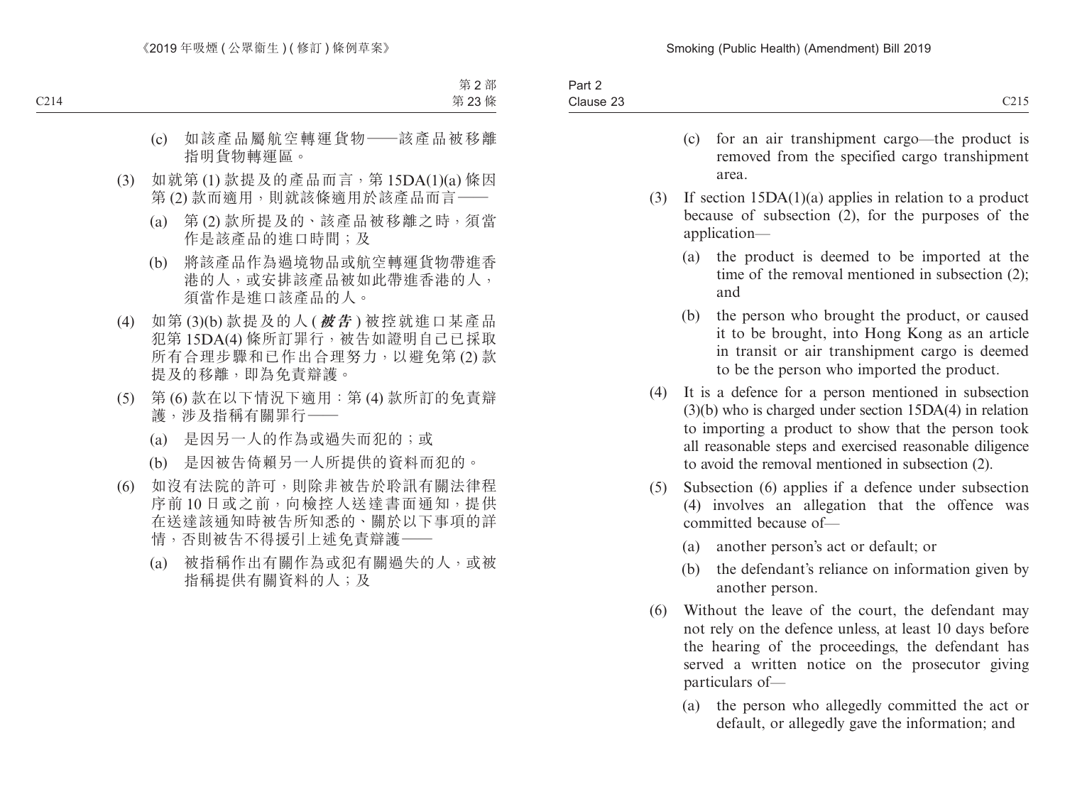(c) 如該產品屬航空轉運貨物——該產品被移離指明貨物轉運區。

(3) 如就第 (1) 款提及的產品而言，第 15DA(1)(a) 條因第 (2) 款而適用，則就該條適用於該產品而言——

(a) 第 (2) 款所提及的、該產品被移離之時，須當作是該產品的進口時間；及

(b) 將該產品作為過境物品或航空轉運貨物帶進香港的人，或安排該產品被如此帶進香港的人，須當作是進口該產品的人。

(4) 如第 (3)(b) 款提及的人 (***被告***) 被控就進口某產品犯第 15DA(4) 條所訂罪行，被告如證明自己已採取所有合理步驟和已作出合理努力，以避免第 (2) 款提及的移離，即為免責辯護。

(5) 第 (6) 款在以下情況下適用：第 (4) 款所訂的免責辯護，涉及指稱有關罪行——

(a) 是因另一人的作為或過失而犯的；或

(b) 是因被告倚賴另一人所提供的資料而犯的。

(6) 如沒有法院的許可，則除非被告於聆訊有關法律程序前 10 日或之前，向檢控人送達書面通知，提供在送達該通知時被告所知悉的、關於以下事項的詳情，否則被告不得援引上述免責辯護——

(a) 被指稱作出有關作為或犯有關過失的人，或被指稱提供有關資料的人；及

(c) for an air transhipment cargo—the product is removed from the specified cargo transhipment area.

(3) If section 15DA(1)(a) applies in relation to a product because of subsection (2), for the purposes of the application—

(a) the product is deemed to be imported at the time of the removal mentioned in subsection (2); and

(b) the person who brought the product, or caused it to be brought, into Hong Kong as an article in transit or air transhipment cargo is deemed to be the person who imported the product.

(4) It is a defence for a person mentioned in subsection (3)(b) who is charged under section 15DA(4) in relation to importing a product to show that the person took all reasonable steps and exercised reasonable diligence to avoid the removal mentioned in subsection (2).

(5) Subsection (6) applies if a defence under subsection (4) involves an allegation that the offence was committed because of—

(a) another person's act or default; or

(b) the defendant's reliance on information given by another person.

(6) Without the leave of the court, the defendant may not rely on the defence unless, at least 10 days before the hearing of the proceedings, the defendant has served a written notice on the prosecutor giving particulars of—

(a) the person who allegedly committed the act or default, or allegedly gave the information; and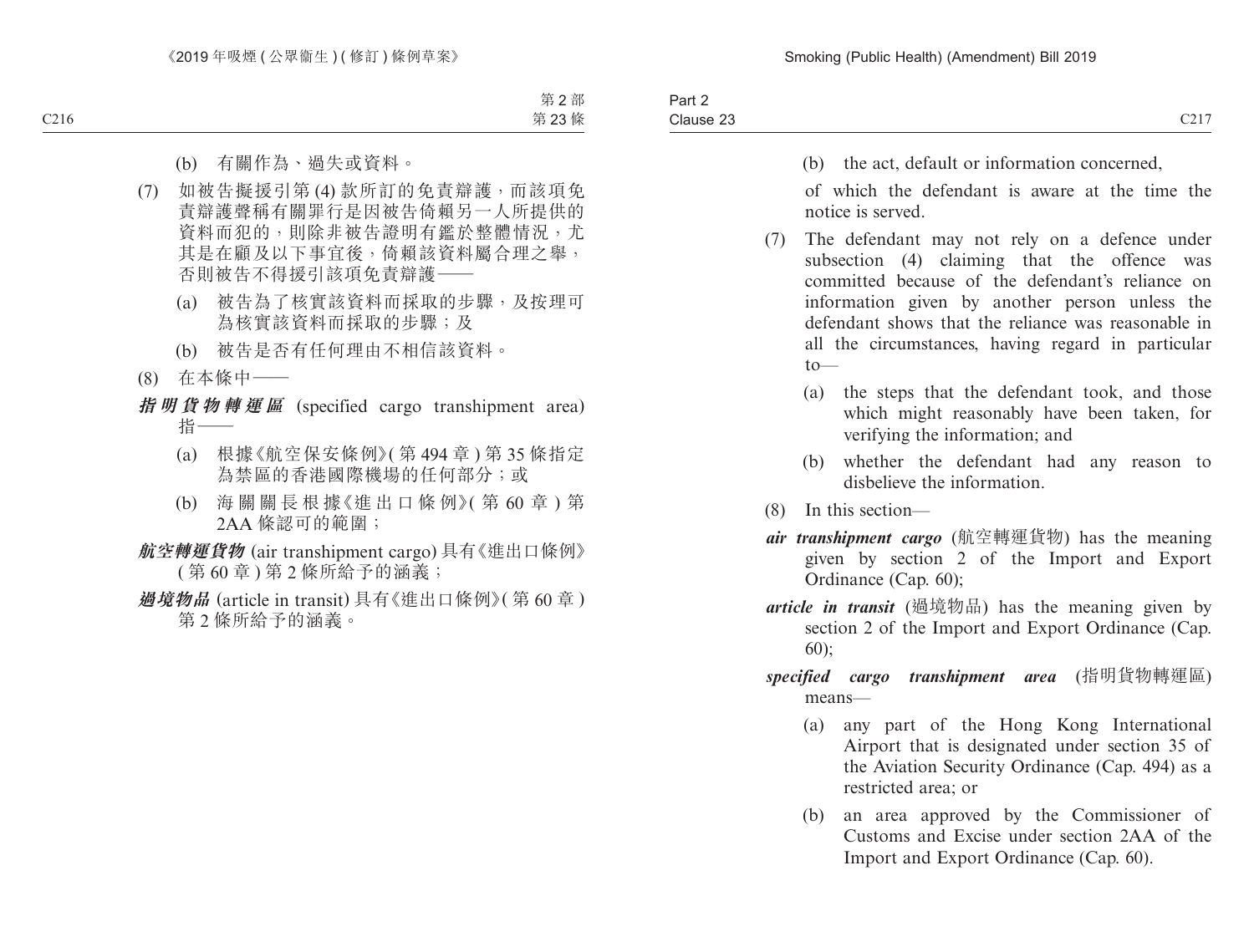(b) 有關作為、過失或資料。

(7) 如被告擬援引第 (4) 款所訂的免責辯護，而該項免責辯護聲稱有關罪行是因被告倚賴另一人所提供的資料而犯的，則除非被告證明有鑑於整體情況，尤其是在顧及以下事宜後，倚賴該資料屬合理之舉，否則被告不得援引該項免責辯護——

(a) 被告為了核實該資料而採取的步驟，及按理可為核實該資料而採取的步驟；及

(b) 被告是否有任何理由不相信該資料。

(8) 在本條中——

***指明貨物轉運區*** (specified cargo transhipment area) 指——

(a) 根據《航空保安條例》(第 494 章 ) 第 35 條指定為禁區的香港國際機場的任何部分；或

(b) 海關關長根據《進出口條例》(第 60 章 ) 第 2AA 條認可的範圍；

***航空轉運貨物*** (air transhipment cargo) 具有《進出口條例》(第 60 章 ) 第 2 條所給予的涵義；

***過境物品*** (article in transit) 具有《進出口條例》(第 60 章 ) 第 2 條所給予的涵義。

(b) the act, default or information concerned,

of which the defendant is aware at the time the notice is served.

(7) The defendant may not rely on a defence under subsection (4) claiming that the offence was committed because of the defendant's reliance on information given by another person unless the defendant shows that the reliance was reasonable in all the circumstances, having regard in particular to—

(a) the steps that the defendant took, and those which might reasonably have been taken, for verifying the information; and

(b) whether the defendant had any reason to disbelieve the information.

(8) In this section—

***air transhipment cargo*** (航空轉運貨物) has the meaning given by section 2 of the Import and Export Ordinance (Cap. 60);

***article in transit*** (過境物品) has the meaning given by section 2 of the Import and Export Ordinance (Cap. 60);

***specified cargo transhipment area*** (指明貨物轉運區) means—

(a) any part of the Hong Kong International Airport that is designated under section 35 of the Aviation Security Ordinance (Cap. 494) as a restricted area; or

(b) an area approved by the Commissioner of Customs and Excise under section 2AA of the Import and Export Ordinance (Cap. 60).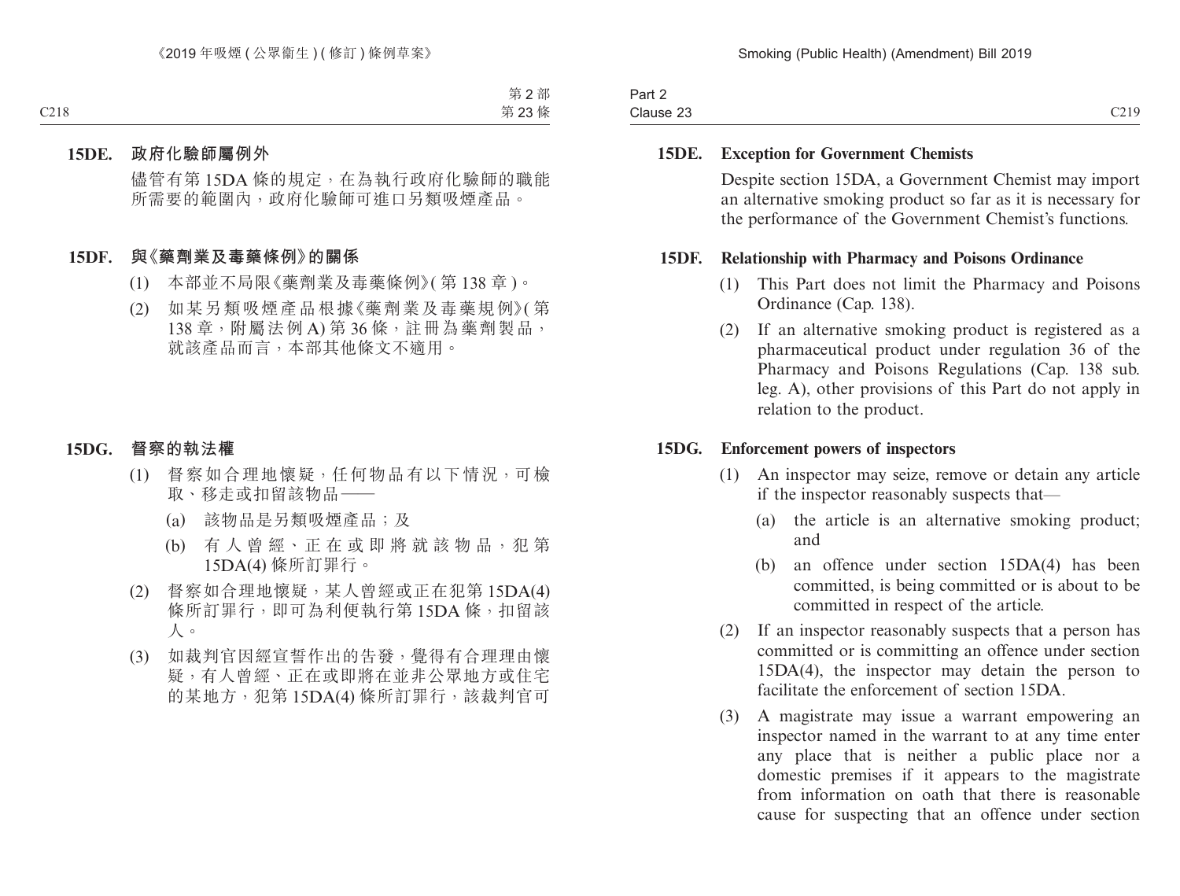**15DE. 政府化驗師屬例外**

儘管有第 15DA 條的規定，在為執行政府化驗師的職能所需要的範圍內，政府化驗師可進口另類吸煙產品。

**15DF. 與《藥劑業及毒藥條例》的關係**

(1) 本部並不局限《藥劑業及毒藥條例》(第 138 章)。

(2) 如某另類吸煙產品根據《藥劑業及毒藥規例》(第 138 章，附屬法例 A) 第 36 條，註冊為藥劑製品，就該產品而言，本部其他條文不適用。

**15DG. 督察的執法權**

(1) 督察如合理地懷疑，任何物品有以下情況，可檢取、移走或扣留該物品——

(a) 該物品是另類吸煙產品；及

(b) 有人曾經、正在或即將就該物品，犯第 15DA(4) 條所訂罪行。

(2) 督察如合理地懷疑，某人曾經或正在犯第 15DA(4) 條所訂罪行，即可為利便執行第 15DA 條，扣留該人。

(3) 如裁判官因經宣誓作出的告發，覺得有合理理由懷疑，有人曾經、正在或即將在並非公眾地方或住宅的某地方，犯第 15DA(4) 條所訂罪行，該裁判官可

**15DE. Exception for Government Chemists**

Despite section 15DA, a Government Chemist may import an alternative smoking product so far as it is necessary for the performance of the Government Chemist's functions.

**15DF. Relationship with Pharmacy and Poisons Ordinance**

(1) This Part does not limit the Pharmacy and Poisons Ordinance (Cap. 138).

(2) If an alternative smoking product is registered as a pharmaceutical product under regulation 36 of the Pharmacy and Poisons Regulations (Cap. 138 sub. leg. A), other provisions of this Part do not apply in relation to the product.

**15DG. Enforcement powers of inspectors**

(1) An inspector may seize, remove or detain any article if the inspector reasonably suspects that—

(a) the article is an alternative smoking product; and

(b) an offence under section 15DA(4) has been committed, is being committed or is about to be committed in respect of the article.

(2) If an inspector reasonably suspects that a person has committed or is committing an offence under section 15DA(4), the inspector may detain the person to facilitate the enforcement of section 15DA.

(3) A magistrate may issue a warrant empowering an inspector named in the warrant to at any time enter any place that is neither a public place nor a domestic premises if it appears to the magistrate from information on oath that there is reasonable cause for suspecting that an offence under section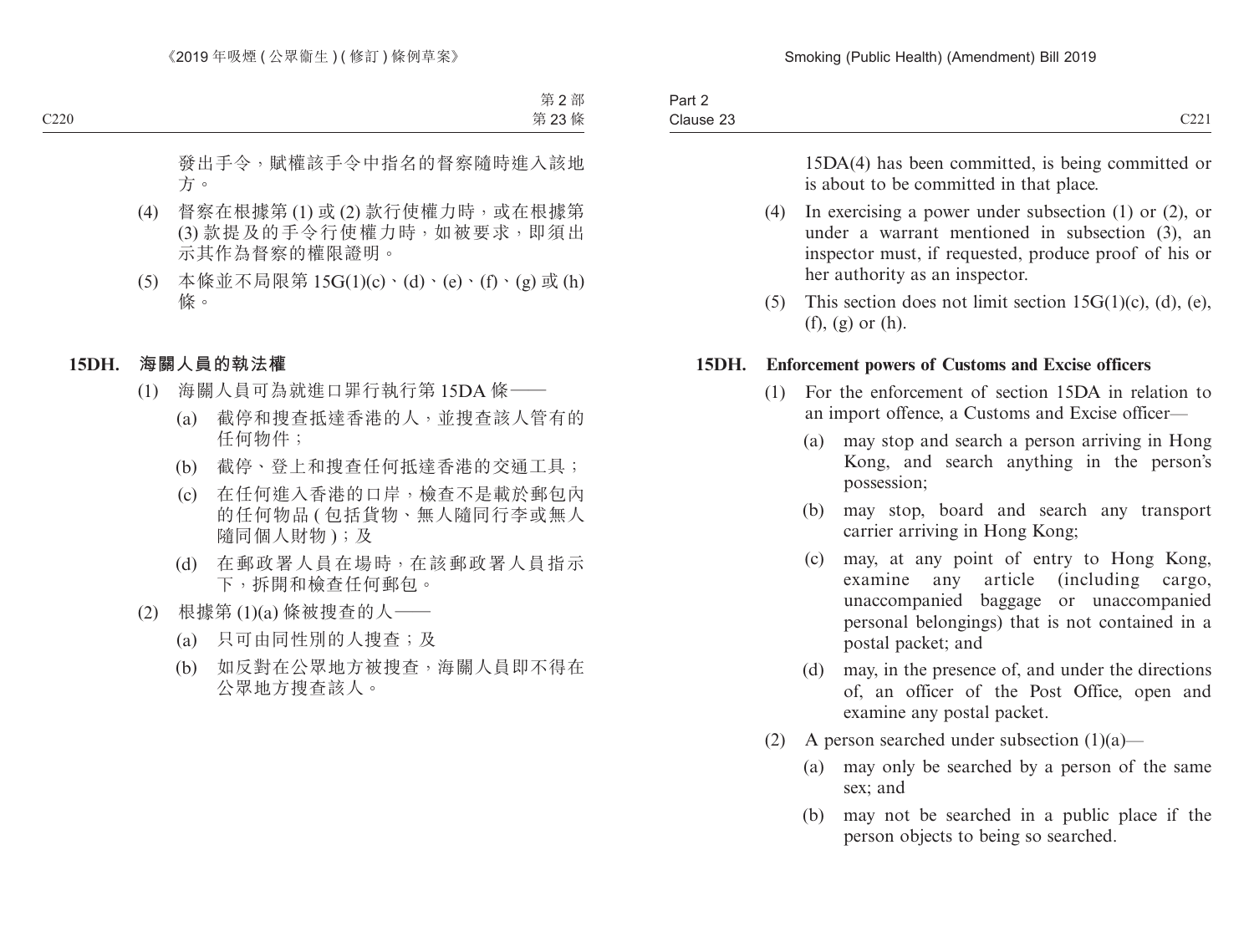發出手令，賦權該手令中指名的督察隨時進入該地方。

(4) 督察在根據第 (1) 或 (2) 款行使權力時，或在根據第 (3) 款提及的手令行使權力時，如被要求，即須出示其作為督察的權限證明。

(5) 本條並不局限第 15G(1)(c)、(d)、(e)、(f)、(g) 或 (h) 條。

**15DH. 海關人員的執法權**

(1) 海關人員可為就進口罪行執行第 15DA 條——

(a) 截停和搜查抵達香港的人，並搜查該人管有的任何物件；

(b) 截停、登上和搜查任何抵達香港的交通工具；

(c) 在任何進入香港的口岸，檢查不是載於郵包內的任何物品 (包括貨物、無人隨同行李或無人隨同個人財物)；及

(d) 在郵政署人員在場時，在該郵政署人員指示下，拆開和檢查任何郵包。

(2) 根據第 (1)(a) 條被搜查的人——

(a) 只可由同性別的人搜查；及

(b) 如反對在公眾地方被搜查，海關人員即不得在公眾地方搜查該人。

15DA(4) has been committed, is being committed or is about to be committed in that place.

(4) In exercising a power under subsection (1) or (2), or under a warrant mentioned in subsection (3), an inspector must, if requested, produce proof of his or her authority as an inspector.

(5) This section does not limit section 15G(1)(c), (d), (e), (f), (g) or (h).

**15DH. Enforcement powers of Customs and Excise officers**

(1) For the enforcement of section 15DA in relation to an import offence, a Customs and Excise officer—

(a) may stop and search a person arriving in Hong Kong, and search anything in the person's possession;

(b) may stop, board and search any transport carrier arriving in Hong Kong;

(c) may, at any point of entry to Hong Kong, examine any article (including cargo, unaccompanied baggage or unaccompanied personal belongings) that is not contained in a postal packet; and

(d) may, in the presence of, and under the directions of, an officer of the Post Office, open and examine any postal packet.

(2) A person searched under subsection (1)(a)—

(a) may only be searched by a person of the same sex; and

(b) may not be searched in a public place if the person objects to being so searched.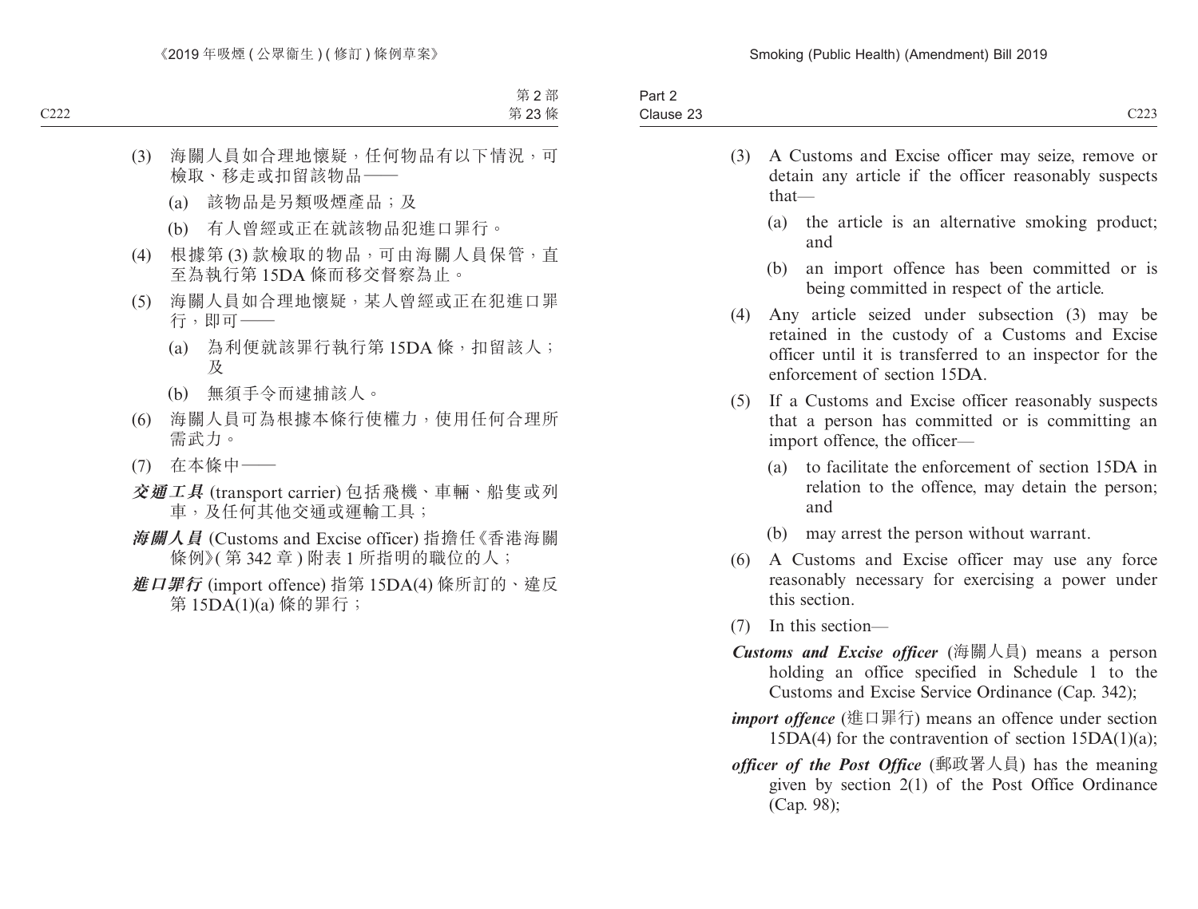(3) 海關人員如合理地懷疑，任何物品有以下情況，可檢取、移走或扣留該物品——

(a) 該物品是另類吸煙產品；及

(b) 有人曾經或正在就該物品犯進口罪行。

(4) 根據第 (3) 款檢取的物品，可由海關人員保管，直至為執行第 15DA 條而移交督察為止。

(5) 海關人員如合理地懷疑，某人曾經或正在犯進口罪行，即可——

(a) 為利便就該罪行執行第 15DA 條，扣留該人；及

(b) 無須手令而逮捕該人。

(6) 海關人員可為根據本條行使權力，使用任何合理所需武力。

(7) 在本條中——

***交通工具*** (transport carrier) 包括飛機、車輛、船隻或列車，及任何其他交通或運輸工具；

***海關人員*** (Customs and Excise officer) 指擔任《香港海關條例》(第 342 章) 附表 1 所指明的職位的人；

***進口罪行*** (import offence) 指第 15DA(4) 條所訂的、違反第 15DA(1)(a) 條的罪行；

(3) A Customs and Excise officer may seize, remove or detain any article if the officer reasonably suspects that—

(a) the article is an alternative smoking product; and

(b) an import offence has been committed or is being committed in respect of the article.

(4) Any article seized under subsection (3) may be retained in the custody of a Customs and Excise officer until it is transferred to an inspector for the enforcement of section 15DA.

(5) If a Customs and Excise officer reasonably suspects that a person has committed or is committing an import offence, the officer—

(a) to facilitate the enforcement of section 15DA in relation to the offence, may detain the person; and

(b) may arrest the person without warrant.

(6) A Customs and Excise officer may use any force reasonably necessary for exercising a power under this section.

(7) In this section—

***Customs and Excise officer*** (海關人員) means a person holding an office specified in Schedule 1 to the Customs and Excise Service Ordinance (Cap. 342);

***import offence*** (進口罪行) means an offence under section 15DA(4) for the contravention of section 15DA(1)(a);

***officer of the Post Office*** (郵政署人員) has the meaning given by section 2(1) of the Post Office Ordinance (Cap. 98);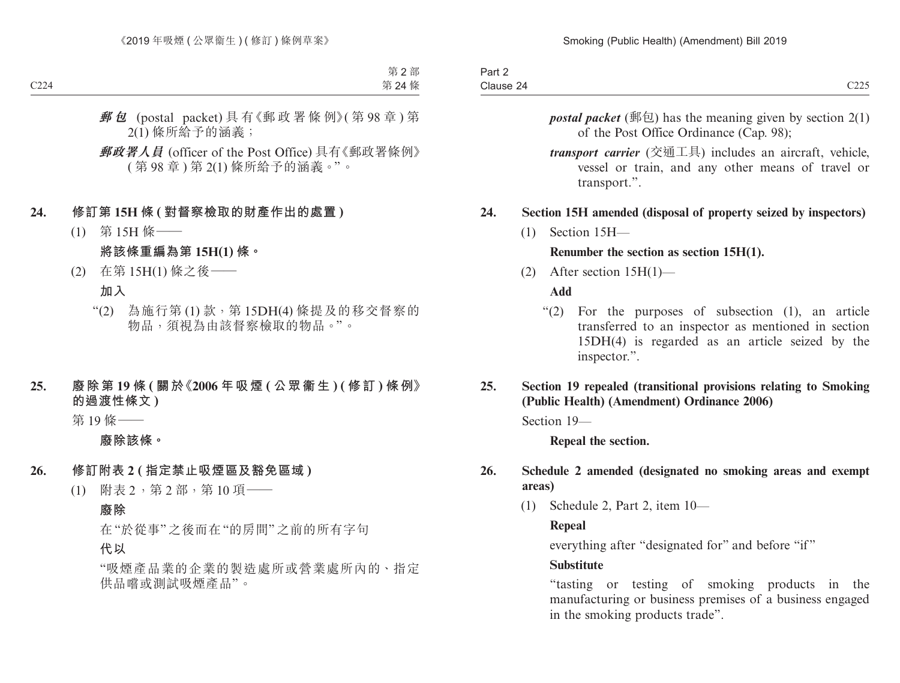***郵包*** (postal packet) 具有《郵政署條例》(第 98 章) 第 2(1) 條所給予的涵義；

***郵政署人員*** (officer of the Post Office) 具有《郵政署條例》(第 98 章) 第 2(1) 條所給予的涵義。”。

**24. 修訂第 15H 條 (對督察檢取的財產作出的處置)**

(1) 第 15H 條——

**將該條重編為第 15H(1) 條。**

(2) 在第 15H(1) 條之後——

**加入**

“(2) 為施行第 (1) 款，第 15DH(4) 條提及的移交督察的物品，須視為由該督察檢取的物品。”。

**25. 廢除第 19 條 (關於《2006 年吸煙 (公眾衞生) (修訂) 條例》的過渡性條文)**

第 19 條——

**廢除該條。**

**26. 修訂附表 2 (指定禁止吸煙區及豁免區域)**

(1) 附表 2，第 2 部，第 10 項——

**廢除**

在“於從事”之後而在“的房間”之前的所有字句

**代以**

“吸煙產品業的企業的製造處所或營業處所內的、指定供品嚐或測試吸煙產品”。

***postal packet*** (郵包) has the meaning given by section 2(1) of the Post Office Ordinance (Cap. 98);

***transport carrier*** (交通工具) includes an aircraft, vehicle, vessel or train, and any other means of travel or transport.”.

**24. Section 15H amended (disposal of property seized by inspectors)**

(1) Section 15H—

**Renumber the section as section 15H(1).**

(2) After section 15H(1)—

**Add**

“(2) For the purposes of subsection (1), an article transferred to an inspector as mentioned in section 15DH(4) is regarded as an article seized by the inspector.”.

**25. Section 19 repealed (transitional provisions relating to Smoking (Public Health) (Amendment) Ordinance 2006)**

Section 19—

**Repeal the section.**

**26. Schedule 2 amended (designated no smoking areas and exempt areas)**

(1) Schedule 2, Part 2, item 10—

**Repeal**

everything after “designated for” and before “if”

**Substitute**

“tasting or testing of smoking products in the manufacturing or business premises of a business engaged in the smoking products trade”.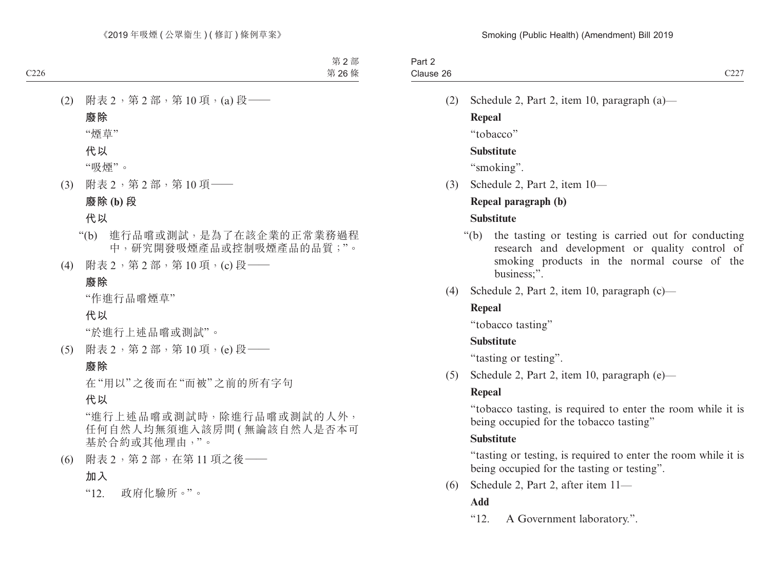(2) 附表 2，第 2 部，第 10 項，(a) 段——

**廢除**

“煙草”

**代以**

“吸煙”。

(3) 附表 2，第 2 部，第 10 項——

**廢除 (b) 段**

**代以**

“(b) 進行品嚐或測試，是為了在該企業的正常業務過程中，研究開發吸煙產品或控制吸煙產品的品質；”。

(4) 附表 2，第 2 部，第 10 項，(c) 段——

**廢除**

“作進行品嚐煙草”

**代以**

“於進行上述品嚐或測試”。

(5) 附表 2，第 2 部，第 10 項，(e) 段——

**廢除**

在“用以”之後而在“而被”之前的所有字句

**代以**

“進行上述品嚐或測試時，除進行品嚐或測試的人外，任何自然人均無須進入該房間 (無論該自然人是否本可基於合約或其他理由，”。

(6) 附表 2，第 2 部，在第 11 項之後——

**加入**

“12. 政府化驗所。”。

(2) Schedule 2, Part 2, item 10, paragraph (a)—

**Repeal**

“tobacco”

**Substitute**

“smoking”.

(3) Schedule 2, Part 2, item 10—

**Repeal paragraph (b)**

**Substitute**

“(b) the tasting or testing is carried out for conducting research and development or quality control of smoking products in the normal course of the business;”.

(4) Schedule 2, Part 2, item 10, paragraph (c)—

**Repeal**

“tobacco tasting”

**Substitute**

“tasting or testing”.

(5) Schedule 2, Part 2, item 10, paragraph (e)—

**Repeal**

“tobacco tasting, is required to enter the room while it is being occupied for the tobacco tasting”

**Substitute**

“tasting or testing, is required to enter the room while it is being occupied for the tasting or testing”.

(6) Schedule 2, Part 2, after item 11—

**Add**

“12. A Government laboratory.”.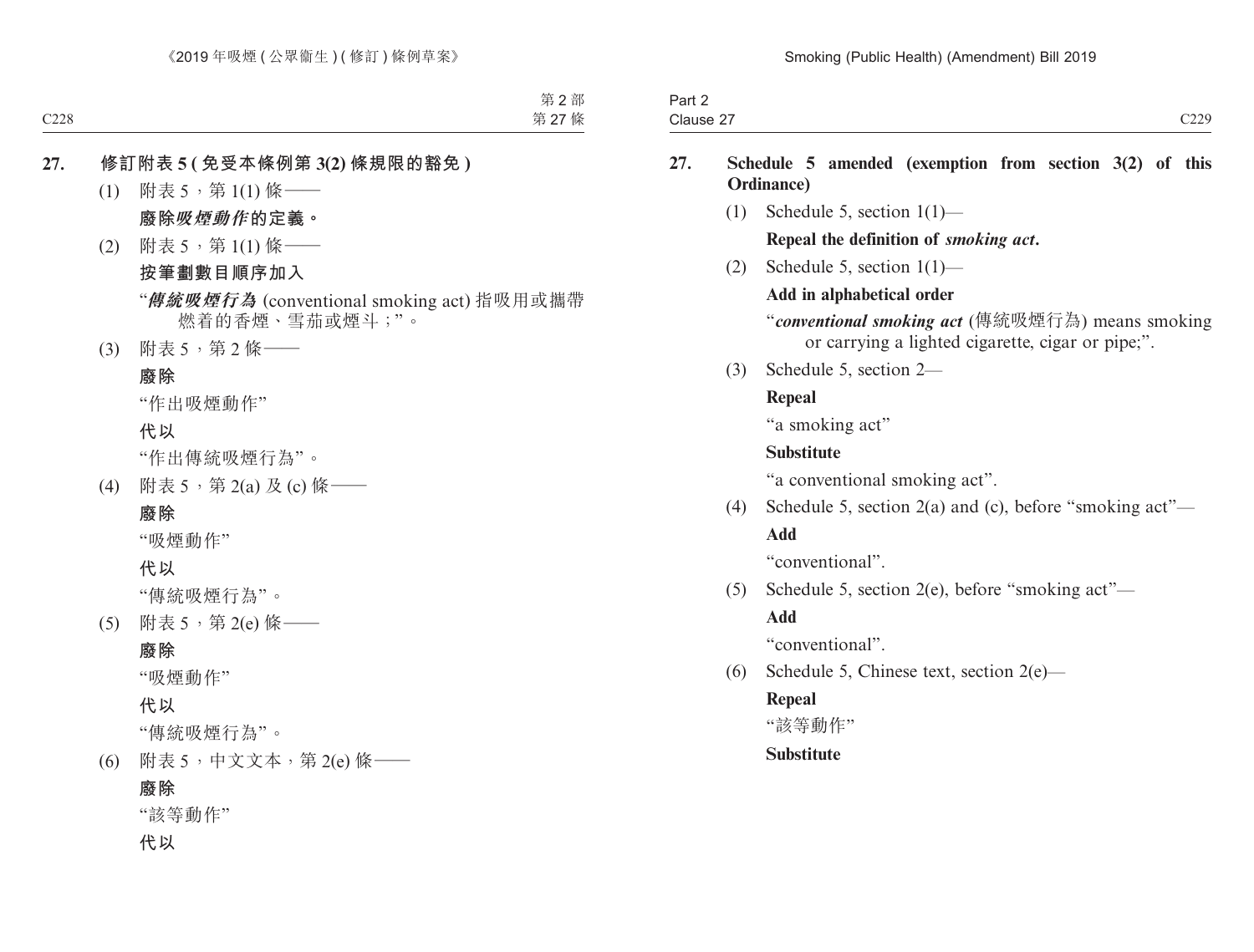**27. 修訂附表 5 ( 免受本條例第 3(2) 條規限的豁免 )**

(1) 附表 5，第 1(1) 條——

**廢除*吸煙動作*的定義。**

(2) 附表 5，第 1(1) 條——

**按筆劃數目順序加入**

"***傳統吸煙行為*** (conventional smoking act) 指吸用或攜帶燃着的香煙、雪茄或煙斗；"。

(3) 附表 5，第 2 條——

**廢除**

"作出吸煙動作"

**代以**

"作出傳統吸煙行為"。

(4) 附表 5，第 2(a) 及 (c) 條——

**廢除**

"吸煙動作"

**代以**

"傳統吸煙行為"。

(5) 附表 5，第 2(e) 條——

**廢除**

"吸煙動作"

**代以**

"傳統吸煙行為"。

(6) 附表 5，中文文本，第 2(e) 條——

**廢除**

"該等動作"

**代以**

**27. Schedule 5 amended (exemption from section 3(2) of this Ordinance)**

(1) Schedule 5, section 1(1)—

**Repeal the definition of *smoking act*.**

(2) Schedule 5, section 1(1)—

**Add in alphabetical order**

"***conventional smoking act*** (傳統吸煙行為) means smoking or carrying a lighted cigarette, cigar or pipe;".

(3) Schedule 5, section 2—

**Repeal**

"a smoking act"

**Substitute**

"a conventional smoking act".

(4) Schedule 5, section 2(a) and (c), before "smoking act"—

**Add**

"conventional".

(5) Schedule 5, section 2(e), before "smoking act"—

**Add**

"conventional".

(6) Schedule 5, Chinese text, section 2(e)—

**Repeal**

"該等動作"

**Substitute**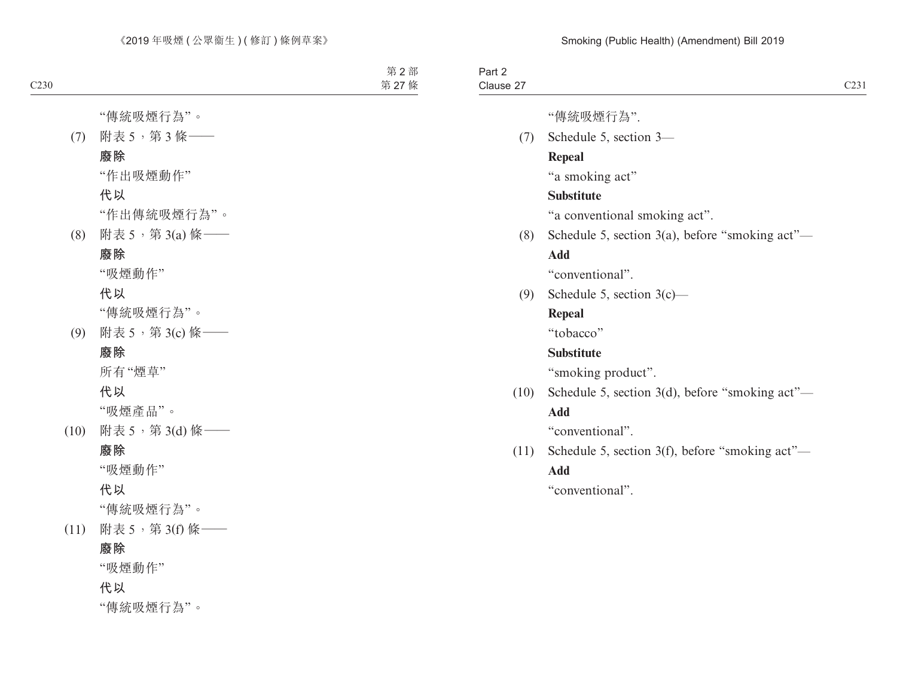"傳統吸煙行為"。

(7) 附表 5，第 3 條——

**廢除**

"作出吸煙動作"

**代以**

"作出傳統吸煙行為"。

(8) 附表 5，第 3(a) 條——

**廢除**

"吸煙動作"

**代以**

"傳統吸煙行為"。

(9) 附表 5，第 3(c) 條——

**廢除**

所有"煙草"

**代以**

"吸煙產品"。

(10) 附表 5，第 3(d) 條——

**廢除**

"吸煙動作"

**代以**

"傳統吸煙行為"。

(11) 附表 5，第 3(f) 條——

**廢除**

"吸煙動作"

**代以**

"傳統吸煙行為"。

"傳統吸煙行為".

(7) Schedule 5, section 3—

**Repeal**

"a smoking act"

**Substitute**

"a conventional smoking act".

(8) Schedule 5, section 3(a), before "smoking act"—

**Add**

"conventional".

(9) Schedule 5, section 3(c)—

**Repeal**

"tobacco"

**Substitute**

"smoking product".

(10) Schedule 5, section 3(d), before "smoking act"—

**Add**

"conventional".

(11) Schedule 5, section 3(f), before "smoking act"—

**Add**

"conventional".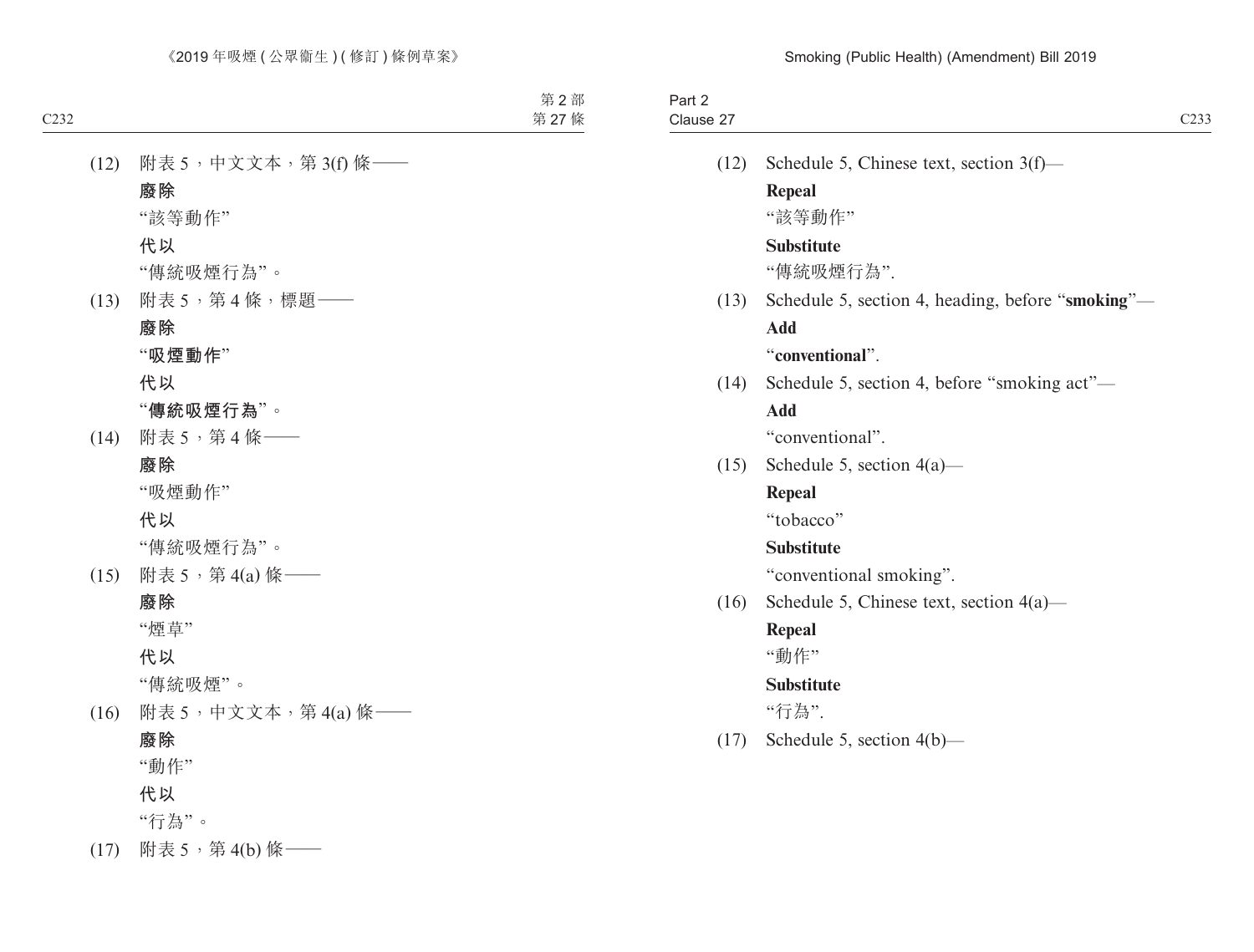(12) 附表 5，中文文本，第 3(f) 條——

**廢除**

“該等動作”

**代以**

“傳統吸煙行為”。

(13) 附表 5，第 4 條，標題——

**廢除**

“**吸煙動作**”

**代以**

“**傳統吸煙行為**”。

(14) 附表 5，第 4 條——

**廢除**

“吸煙動作”

**代以**

“傳統吸煙行為”。

(15) 附表 5，第 4(a) 條——

**廢除**

“煙草”

**代以**

“傳統吸煙”。

(16) 附表 5，中文文本，第 4(a) 條——

**廢除**

“動作”

**代以**

“行為”。

(17) 附表 5，第 4(b) 條——

(12) Schedule 5, Chinese text, section 3(f)—

**Repeal**

“該等動作”

**Substitute**

“傳統吸煙行為”.

(13) Schedule 5, section 4, heading, before “**smoking**”—

**Add**

“**conventional**”.

(14) Schedule 5, section 4, before “smoking act”—

**Add**

“conventional”.

(15) Schedule 5, section 4(a)—

**Repeal**

“tobacco”

**Substitute**

“conventional smoking”.

(16) Schedule 5, Chinese text, section 4(a)—

**Repeal**

“動作”

**Substitute**

“行為”.

(17) Schedule 5, section 4(b)—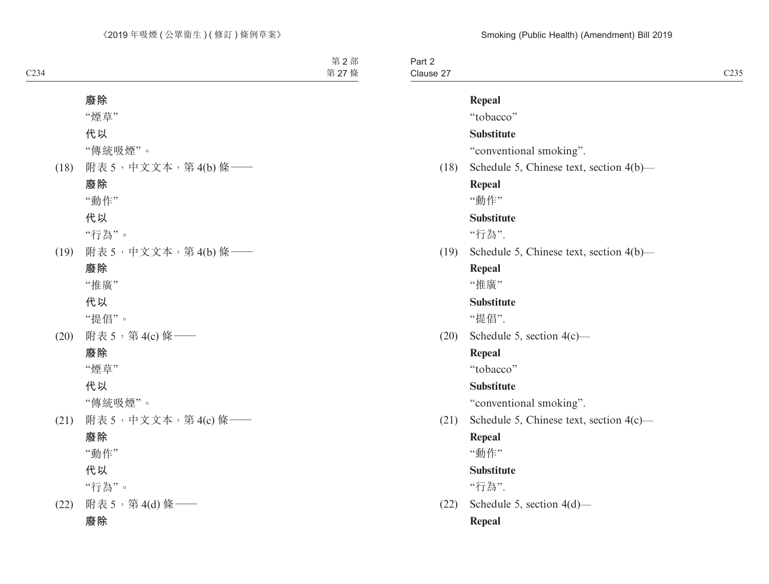**廢除**

"煙草"

**代以**

"傳統吸煙"。

(18) 附表 5，中文文本，第 4(b) 條——

**廢除**

"動作"

**代以**

"行為"。

(19) 附表 5，中文文本，第 4(b) 條——

**廢除**

"推廣"

**代以**

"提倡"。

(20) 附表 5，第 4(c) 條——

**廢除**

"煙草"

**代以**

"傳統吸煙"。

(21) 附表 5，中文文本，第 4(c) 條——

**廢除**

"動作"

**代以**

"行為"。

(22) 附表 5，第 4(d) 條——

**廢除**

**Repeal**

"tobacco"

**Substitute**

"conventional smoking".

(18) Schedule 5, Chinese text, section 4(b)—

**Repeal**

"動作"

**Substitute**

"行為".

(19) Schedule 5, Chinese text, section 4(b)—

**Repeal**

"推廣"

**Substitute**

"提倡".

(20) Schedule 5, section 4(c)—

**Repeal**

"tobacco"

**Substitute**

"conventional smoking".

(21) Schedule 5, Chinese text, section 4(c)—

**Repeal**

"動作"

**Substitute**

"行為".

(22) Schedule 5, section 4(d)—

**Repeal**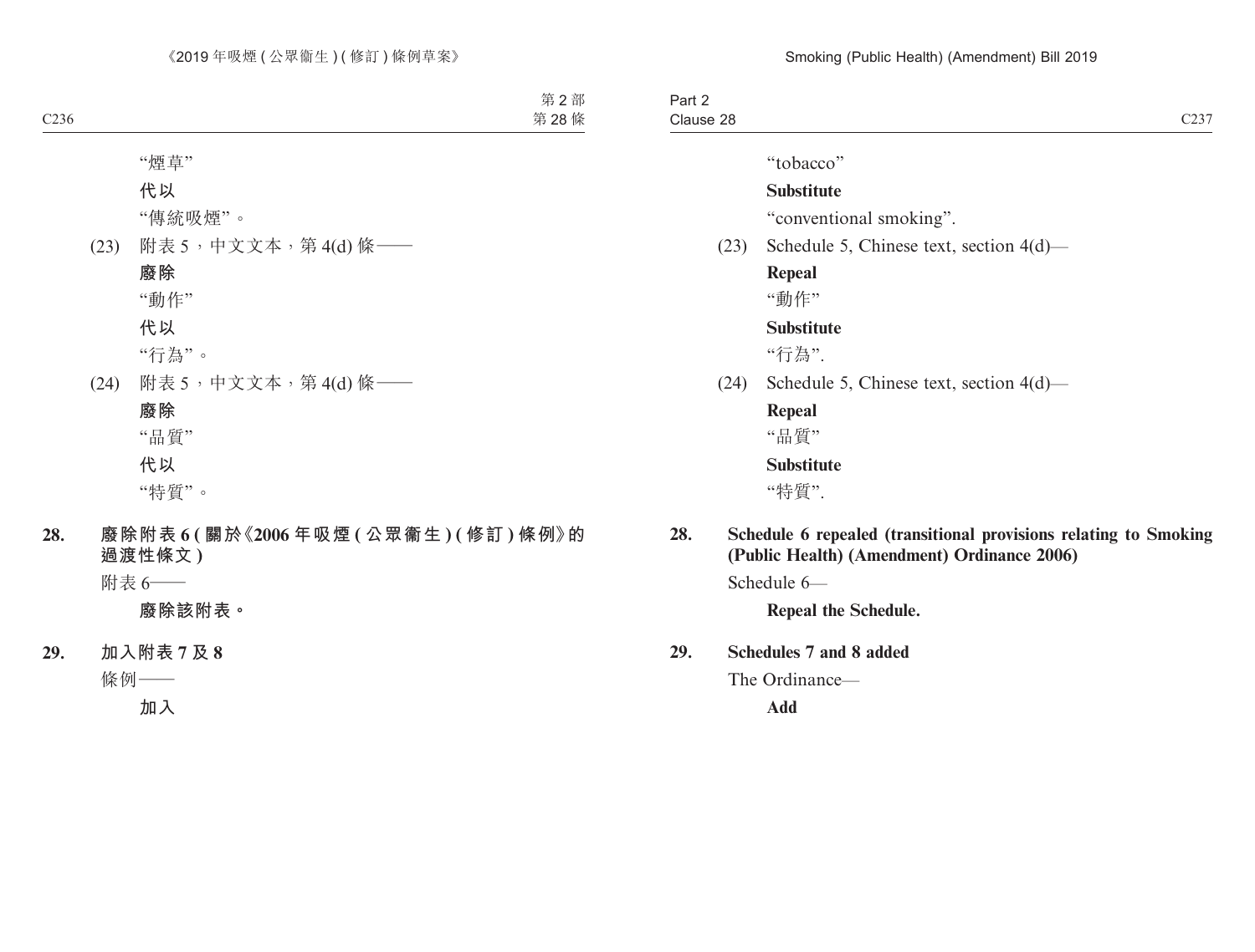"煙草"

**代以**

"傳統吸煙"。

(23) 附表 5，中文文本，第 4(d) 條——

**廢除**

"動作"

**代以**

"行為"。

(24) 附表 5，中文文本，第 4(d) 條——

**廢除**

"品質"

**代以**

"特質"。

**28. 廢除附表 6 (關於《2006 年吸煙 (公眾衞生) (修訂) 條例》的過渡性條文)**

附表 6——

**廢除該附表。**

**29. 加入附表 7 及 8**

條例——

**加入**

"tobacco"

**Substitute**

"conventional smoking".

(23) Schedule 5, Chinese text, section 4(d)—

**Repeal**

"動作"

**Substitute**

"行為".

(24) Schedule 5, Chinese text, section 4(d)—

**Repeal**

"品質"

**Substitute**

"特質".

**28. Schedule 6 repealed (transitional provisions relating to Smoking (Public Health) (Amendment) Ordinance 2006)**

Schedule 6—

**Repeal the Schedule.**

**29. Schedules 7 and 8 added**

The Ordinance—

**Add**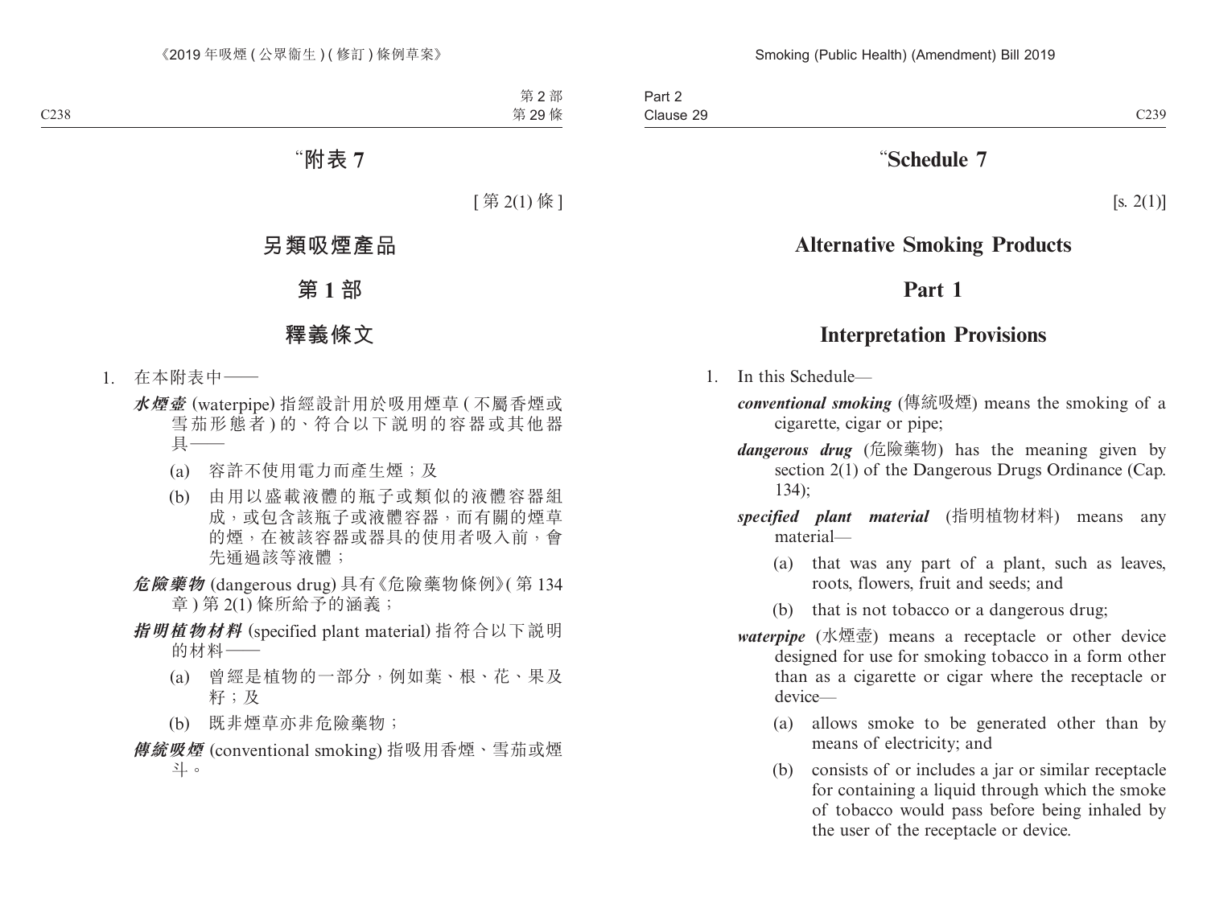# “附表 7

[ 第 2(1) 條 ]

# 另類吸煙產品

## 第 1 部

## 釋義條文

1. 在本附表中——

    ***水煙壺*** (waterpipe) 指經設計用於吸用煙草 ( 不屬香煙或雪茄形態者 ) 的、符合以下說明的容器或其他器具——

    (a) 容許不使用電力而產生煙；及

    (b) 由用以盛載液體的瓶子或類似的液體容器組成，或包含該瓶子或液體容器，而有關的煙草的煙，在被該容器或器具的使用者吸入前，會先通過該等液體；

    ***危險藥物*** (dangerous drug) 具有《危險藥物條例》( 第 134 章 ) 第 2(1) 條所給予的涵義；

    ***指明植物材料*** (specified plant material) 指符合以下說明的材料——

    (a) 曾經是植物的一部分，例如葉、根、花、果及籽；及

    (b) 既非煙草亦非危險藥物；

    ***傳統吸煙*** (conventional smoking) 指吸用香煙、雪茄或煙斗。

# “Schedule 7

[s. 2(1)]

# Alternative Smoking Products

## Part 1

## Interpretation Provisions

1. In this Schedule—

    ***conventional smoking*** (傳統吸煙) means the smoking of a cigarette, cigar or pipe;

    ***dangerous drug*** (危險藥物) has the meaning given by section 2(1) of the Dangerous Drugs Ordinance (Cap. 134);

    ***specified plant material*** (指明植物材料) means any material—

    (a) that was any part of a plant, such as leaves, roots, flowers, fruit and seeds; and

    (b) that is not tobacco or a dangerous drug;

    ***waterpipe*** (水煙壺) means a receptacle or other device designed for use for smoking tobacco in a form other than as a cigarette or cigar where the receptacle or device—

    (a) allows smoke to be generated other than by means of electricity; and

    (b) consists of or includes a jar or similar receptacle for containing a liquid through which the smoke of tobacco would pass before being inhaled by the user of the receptacle or device.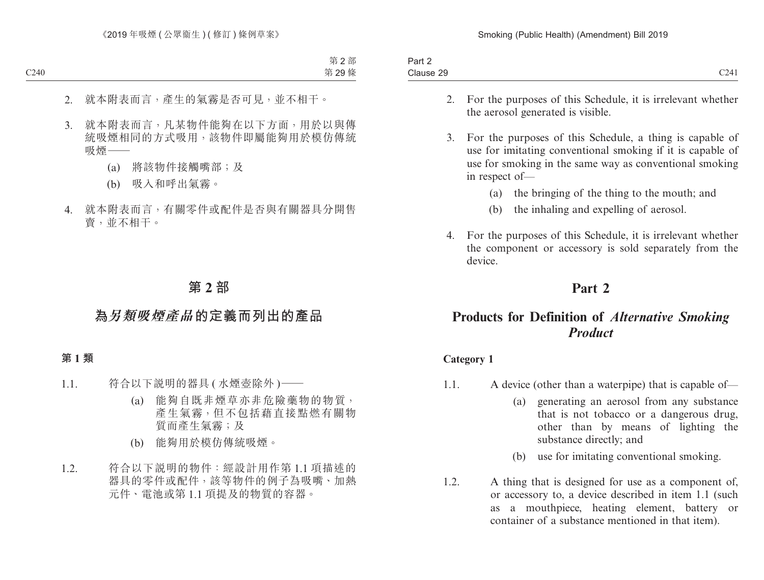2. 就本附表而言，產生的氣霧是否可見，並不相干。

3. 就本附表而言，凡某物件能夠在以下方面，用於以與傳統吸煙相同的方式吸用，該物件即屬能夠用於模仿傳統吸煙——

   (a) 將該物件接觸嘴部；及

   (b) 吸入和呼出氣霧。

4. 就本附表而言，有關零件或配件是否與有關器具分開售賣，並不相干。

## 第 2 部

## 為*另類吸煙產品*的定義而列出的產品

**第 1 類**

1.1. 符合以下說明的器具 (水煙壺除外)——

   (a) 能夠自既非煙草亦非危險藥物的物質，產生氣霧，但不包括藉直接點燃有關物質而產生氣霧；及

   (b) 能夠用於模仿傳統吸煙。

1.2. 符合以下說明的物件：經設計用作第 1.1 項描述的器具的零件或配件，該等物件的例子為吸嘴、加熱元件、電池或第 1.1 項提及的物質的容器。

2. For the purposes of this Schedule, it is irrelevant whether the aerosol generated is visible.

3. For the purposes of this Schedule, a thing is capable of use for imitating conventional smoking if it is capable of use for smoking in the same way as conventional smoking in respect of—

   (a) the bringing of the thing to the mouth; and

   (b) the inhaling and expelling of aerosol.

4. For the purposes of this Schedule, it is irrelevant whether the component or accessory is sold separately from the device.

## Part 2

## Products for Definition of *Alternative Smoking Product*

**Category 1**

1.1. A device (other than a waterpipe) that is capable of—

   (a) generating an aerosol from any substance that is not tobacco or a dangerous drug, other than by means of lighting the substance directly; and

   (b) use for imitating conventional smoking.

1.2. A thing that is designed for use as a component of, or accessory to, a device described in item 1.1 (such as a mouthpiece, heating element, battery or container of a substance mentioned in that item).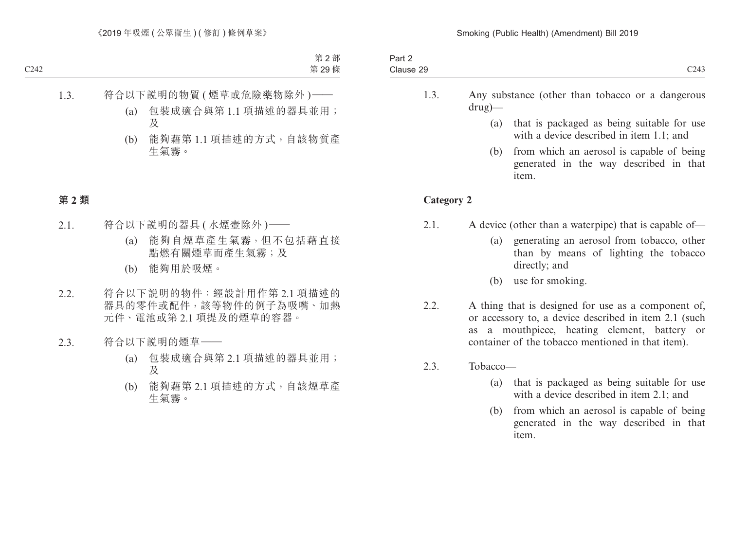1.3. 符合以下說明的物質 (煙草或危險藥物除外)——

(a) 包裝成適合與第 1.1 項描述的器具並用；及

(b) 能夠藉第 1.1 項描述的方式，自該物質產生氣霧。

**第 2 類**

2.1. 符合以下說明的器具 (水煙壺除外)——

(a) 能夠自煙草產生氣霧，但不包括藉直接點燃有關煙草而產生氣霧；及

(b) 能夠用於吸煙。

2.2. 符合以下說明的物件：經設計用作第 2.1 項描述的器具的零件或配件，該等物件的例子為吸嘴、加熱元件、電池或第 2.1 項提及的煙草的容器。

2.3. 符合以下說明的煙草——

(a) 包裝成適合與第 2.1 項描述的器具並用；及

(b) 能夠藉第 2.1 項描述的方式，自該煙草產生氣霧。

1.3. Any substance (other than tobacco or a dangerous drug)—

(a) that is packaged as being suitable for use with a device described in item 1.1; and

(b) from which an aerosol is capable of being generated in the way described in that item.

**Category 2**

2.1. A device (other than a waterpipe) that is capable of—

(a) generating an aerosol from tobacco, other than by means of lighting the tobacco directly; and

(b) use for smoking.

2.2. A thing that is designed for use as a component of, or accessory to, a device described in item 2.1 (such as a mouthpiece, heating element, battery or container of the tobacco mentioned in that item).

2.3. Tobacco—

(a) that is packaged as being suitable for use with a device described in item 2.1; and

(b) from which an aerosol is capable of being generated in the way described in that item.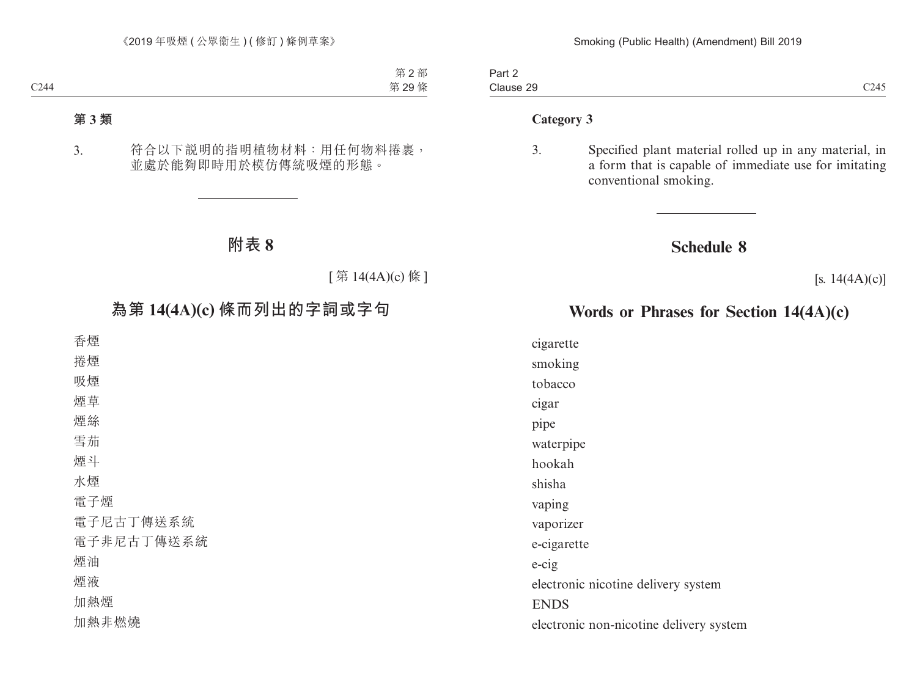**第 3 類**

3. 符合以下說明的指明植物材料：用任何物料捲裹，並處於能夠即時用於模仿傳統吸煙的形態。

---

# 附表 8

[ 第 14(4A)(c) 條 ]

## 為第 14(4A)(c) 條而列出的字詞或字句

香煙
捲煙
吸煙
煙草
煙絲
雪茄
煙斗
水煙
電子煙
電子尼古丁傳送系統
電子非尼古丁傳送系統
煙油
煙液
加熱煙
加熱非燃燒

**Category 3**

3. Specified plant material rolled up in any material, in a form that is capable of immediate use for imitating conventional smoking.

---

# Schedule 8

[s. 14(4A)(c)]

## Words or Phrases for Section 14(4A)(c)

cigarette
smoking
tobacco
cigar
pipe
waterpipe
hookah
shisha
vaping
vaporizer
e-cigarette
e-cig
electronic nicotine delivery system
ENDS
electronic non-nicotine delivery system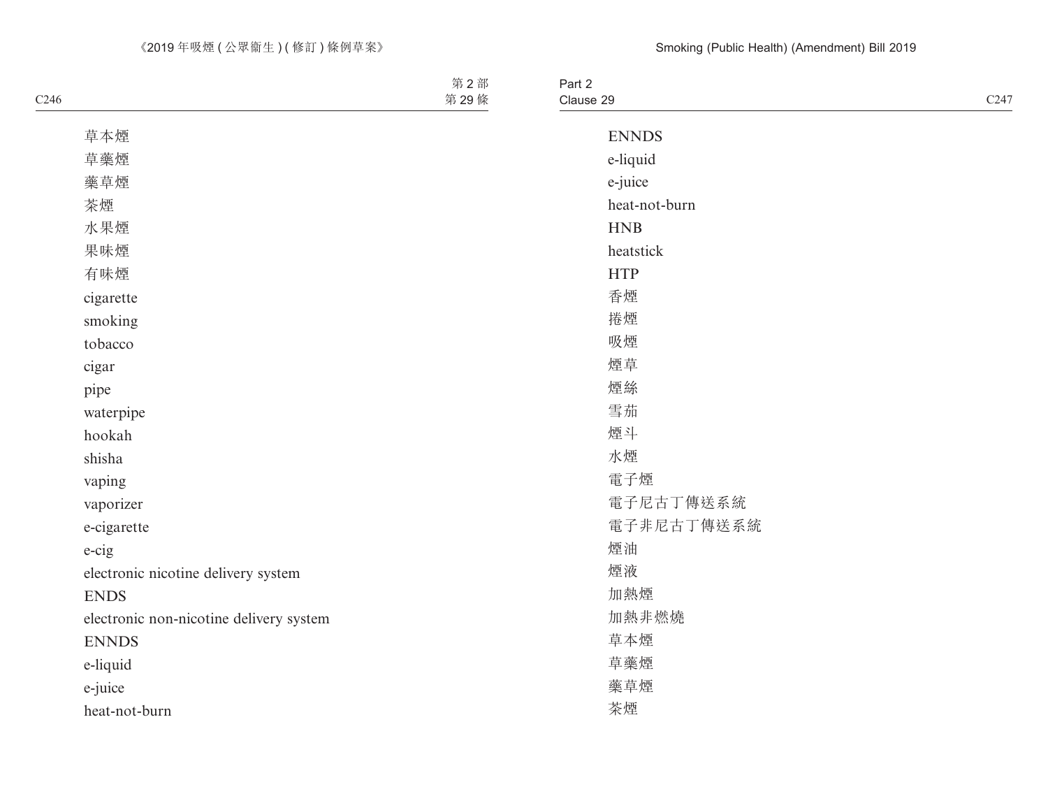草本煙

草藥煙

藥草煙

茶煙

水果煙

果味煙

有味煙

cigarette

smoking

tobacco

cigar

pipe

waterpipe

hookah

shisha

vaping

vaporizer

e-cigarette

e-cig

electronic nicotine delivery system

ENDS

electronic non-nicotine delivery system

ENNDS

e-liquid

e-juice

heat-not-burn

ENNDS

e-liquid

e-juice

heat-not-burn

HNB

heatstick

HTP

香煙

捲煙

吸煙

煙草

煙絲

雪茄

煙斗

水煙

電子煙

電子尼古丁傳送系統

電子非尼古丁傳送系統

煙油

煙液

加熱煙

加熱非燃燒

草本煙

草藥煙

藥草煙

茶煙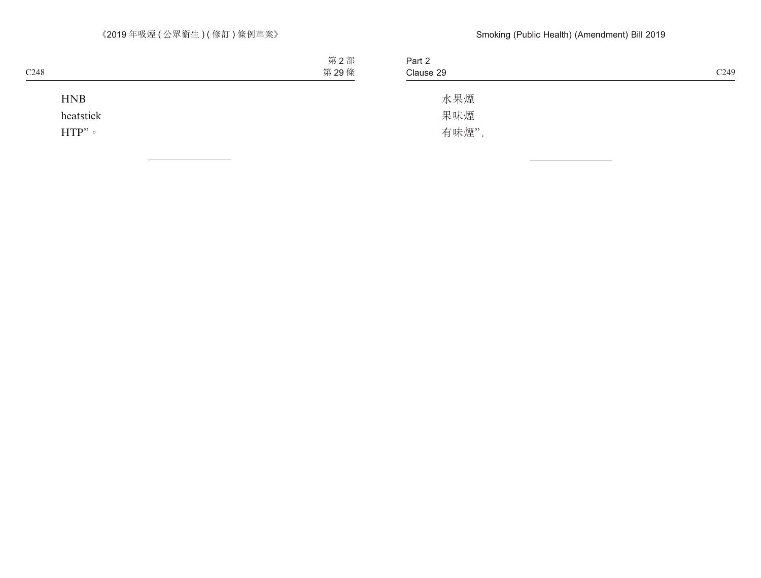HNB

heatstick

HTP”。

---

水果煙

果味煙

有味煙”.

---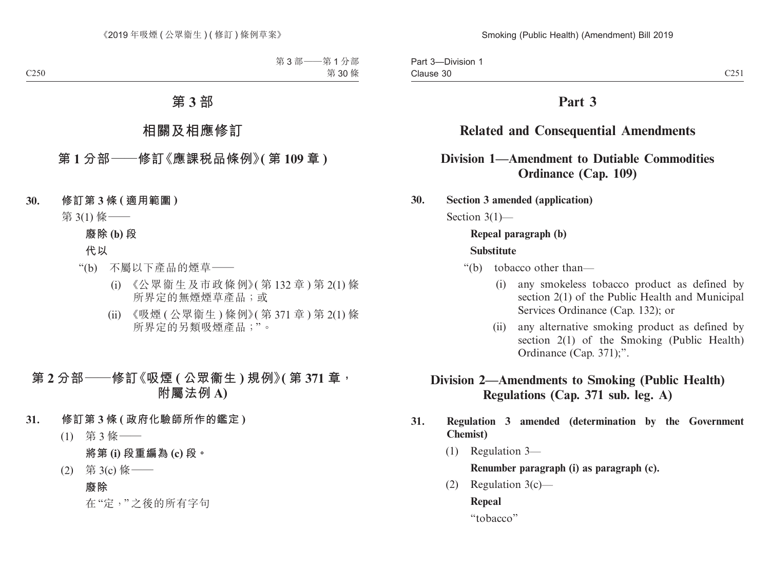# 第 3 部

## 相關及相應修訂

### 第 1 分部——修訂《應課税品條例》(第 109 章)

**30. 修訂第 3 條 (適用範圍)**

第 3(1) 條——

**廢除 (b) 段**

**代以**

“(b) 不屬以下產品的煙草——

(i) 《公眾衞生及市政條例》(第 132 章) 第 2(1) 條所界定的無煙煙草產品；或

(ii) 《吸煙 (公眾衞生) 條例》(第 371 章) 第 2(1) 條所界定的另類吸煙產品；”。

### 第 2 分部——修訂《吸煙 (公眾衞生) 規例》(第 371 章，附屬法例 A)

**31. 修訂第 3 條 (政府化驗師所作的鑑定)**

(1) 第 3 條——

**將第 (i) 段重編為 (c) 段。**

(2) 第 3(c) 條——

**廢除**

在“定，”之後的所有字句

# Part 3

## Related and Consequential Amendments

### Division 1—Amendment to Dutiable Commodities Ordinance (Cap. 109)

**30. Section 3 amended (application)**

Section 3(1)—

**Repeal paragraph (b)**

**Substitute**

“(b) tobacco other than—

(i) any smokeless tobacco product as defined by section 2(1) of the Public Health and Municipal Services Ordinance (Cap. 132); or

(ii) any alternative smoking product as defined by section 2(1) of the Smoking (Public Health) Ordinance (Cap. 371);”.

### Division 2—Amendments to Smoking (Public Health) Regulations (Cap. 371 sub. leg. A)

**31. Regulation 3 amended (determination by the Government Chemist)**

(1) Regulation 3—

**Renumber paragraph (i) as paragraph (c).**

(2) Regulation 3(c)—

**Repeal**

“tobacco”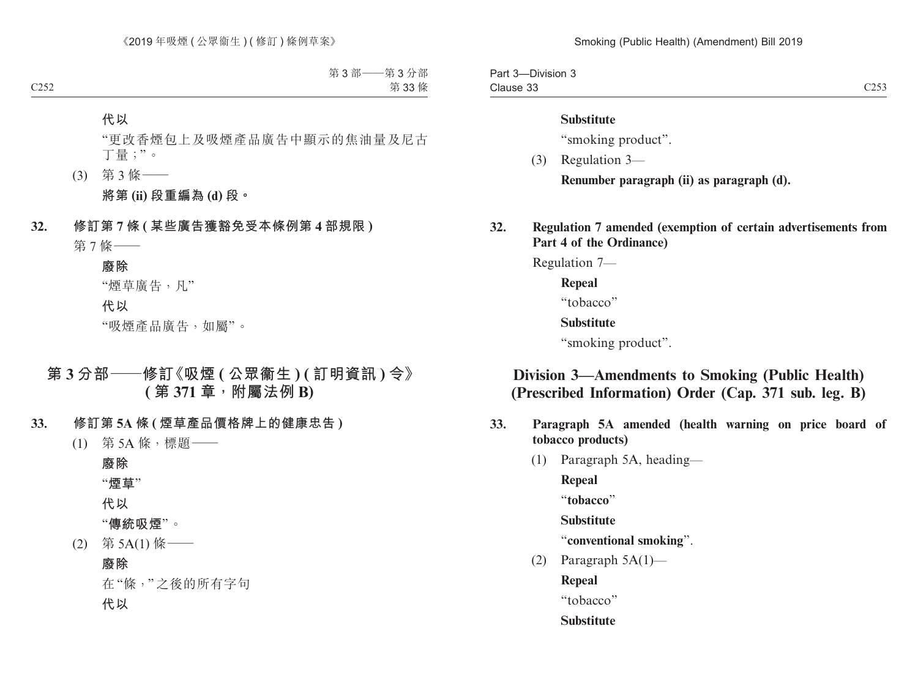**代以**

"更改香煙包上及吸煙產品廣告中顯示的焦油量及尼古丁量；"。

(3) 第 3 條——

**將第 (ii) 段重編為 (d) 段。**

**32. 修訂第 7 條 (某些廣告獲豁免受本條例第 4 部規限)**

第 7 條——

**廢除**

"煙草廣告，凡"

**代以**

"吸煙產品廣告，如屬"。

## 第 3 分部——修訂《吸煙 (公眾衞生) (訂明資訊) 令》(第 371 章，附屬法例 B)

**33. 修訂第 5A 條 (煙草產品價格牌上的健康忠告)**

(1) 第 5A 條，標題——

**廢除**

"**煙草**"

**代以**

"**傳統吸煙**"。

(2) 第 5A(1) 條——

**廢除**

在"條，"之後的所有字句

**代以**

**Substitute**

"smoking product".

(3) Regulation 3—

**Renumber paragraph (ii) as paragraph (d).**

**32. Regulation 7 amended (exemption of certain advertisements from Part 4 of the Ordinance)**

Regulation 7—

**Repeal**

"tobacco"

**Substitute**

"smoking product".

## Division 3—Amendments to Smoking (Public Health) (Prescribed Information) Order (Cap. 371 sub. leg. B)

**33. Paragraph 5A amended (health warning on price board of tobacco products)**

(1) Paragraph 5A, heading—

**Repeal**

"**tobacco**"

**Substitute**

"**conventional smoking**".

(2) Paragraph 5A(1)—

**Repeal**

"tobacco"

**Substitute**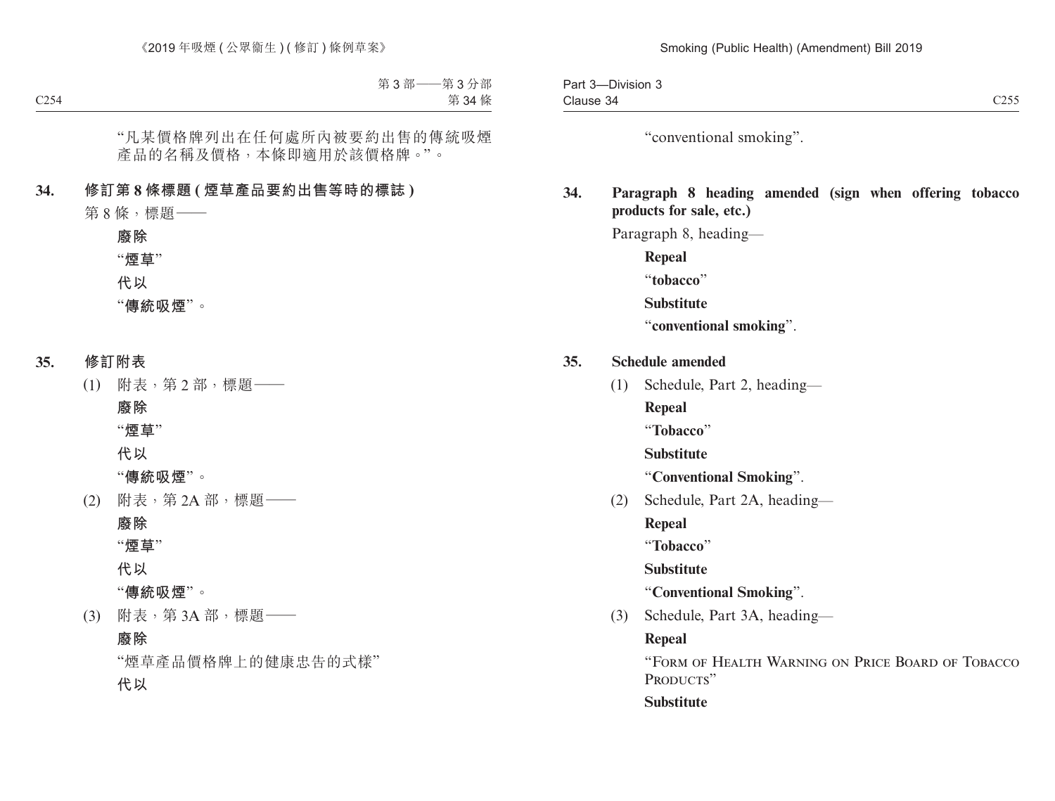“凡某價格牌列出在任何處所內被要約出售的傳統吸煙產品的名稱及價格，本條即適用於該價格牌。”。

**34. 修訂第 8 條標題 (煙草產品要約出售等時的標誌)**

第 8 條，標題——

**廢除**

“**煙草**”

**代以**

“**傳統吸煙**”。

**35. 修訂附表**

(1) 附表，第 2 部，標題——

**廢除**

“**煙草**”

**代以**

“**傳統吸煙**”。

(2) 附表，第 2A 部，標題——

**廢除**

“**煙草**”

**代以**

“**傳統吸煙**”。

(3) 附表，第 3A 部，標題——

**廢除**

“煙草產品價格牌上的健康忠告的式樣”

**代以**

“conventional smoking”.

**34. Paragraph 8 heading amended (sign when offering tobacco products for sale, etc.)**

Paragraph 8, heading—

**Repeal**

“**tobacco**”

**Substitute**

“**conventional smoking**”.

**35. Schedule amended**

(1) Schedule, Part 2, heading—

**Repeal**

“**Tobacco**”

**Substitute**

“**Conventional Smoking**”.

(2) Schedule, Part 2A, heading—

**Repeal**

“**Tobacco**”

**Substitute**

“**Conventional Smoking**”.

(3) Schedule, Part 3A, heading—

**Repeal**

“FORM OF HEALTH WARNING ON PRICE BOARD OF TOBACCO PRODUCTS”

**Substitute**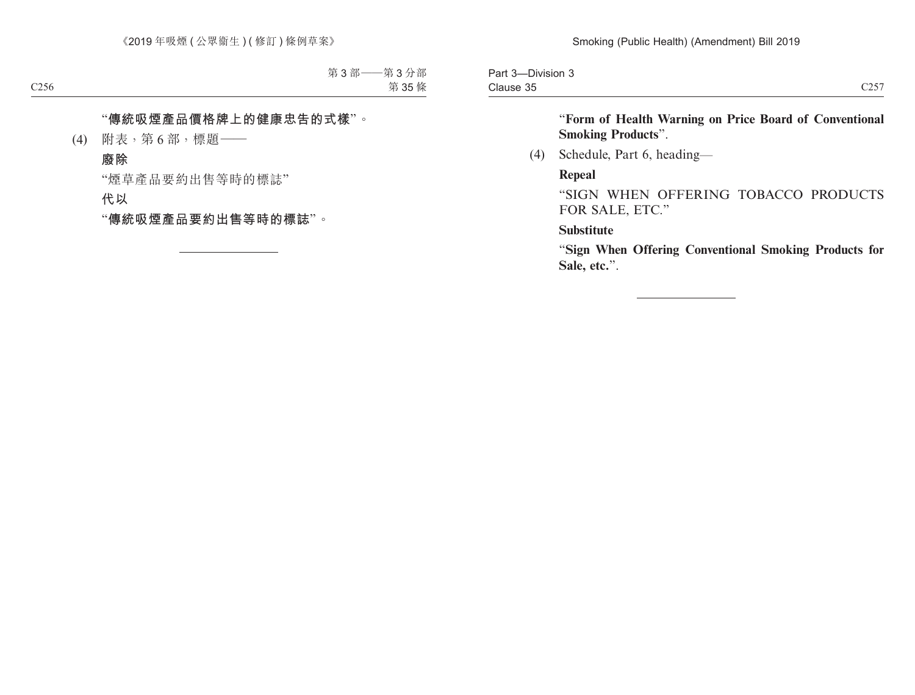“**傳統吸煙產品價格牌上的健康忠告的式樣**”。

(4) 附表，第 6 部，標題——

**廢除**

“煙草產品要約出售等時的標誌”

**代以**

“**傳統吸煙產品要約出售等時的標誌**”。

---

“**Form of Health Warning on Price Board of Conventional Smoking Products**”.

(4) Schedule, Part 6, heading—

**Repeal**

“SIGN WHEN OFFERING TOBACCO PRODUCTS FOR SALE, ETC.”

**Substitute**

“**Sign When Offering Conventional Smoking Products for Sale, etc.**”.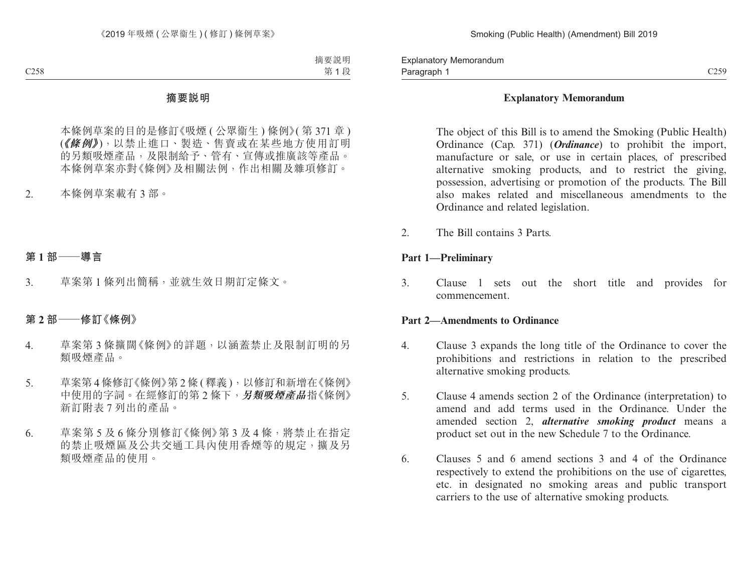# 摘要說明

本條例草案的目的是修訂《吸煙 ( 公眾衞生 ) 條例》( 第 371 章 ) (***《條例》***)，以禁止進口、製造、售賣或在某些地方使用訂明的另類吸煙產品，及限制給予、管有、宣傳或推廣該等產品。本條例草案亦對《條例》及相關法例，作出相關及雜項修訂。

2. 本條例草案載有 3 部。

## 第 1 部——導言

3. 草案第 1 條列出簡稱，並就生效日期訂定條文。

## 第 2 部——修訂《條例》

4. 草案第 3 條擴闊《條例》的詳題，以涵蓋禁止及限制訂明的另類吸煙產品。

5. 草案第 4 條修訂《條例》第 2 條 ( 釋義 )，以修訂和新增在《條例》中使用的字詞。在經修訂的第 2 條下，***另類吸煙產品***指《條例》新訂附表 7 列出的產品。

6. 草案第 5 及 6 條分別修訂《條例》第 3 及 4 條，將禁止在指定的禁止吸煙區及公共交通工具內使用香煙等的規定，擴及另類吸煙產品的使用。

# Explanatory Memorandum

The object of this Bill is to amend the Smoking (Public Health) Ordinance (Cap. 371) (***Ordinance***) to prohibit the import, manufacture or sale, or use in certain places, of prescribed alternative smoking products, and to restrict the giving, possession, advertising or promotion of the products. The Bill also makes related and miscellaneous amendments to the Ordinance and related legislation.

2. The Bill contains 3 Parts.

## Part 1—Preliminary

3. Clause 1 sets out the short title and provides for commencement.

## Part 2—Amendments to Ordinance

4. Clause 3 expands the long title of the Ordinance to cover the prohibitions and restrictions in relation to the prescribed alternative smoking products.

5. Clause 4 amends section 2 of the Ordinance (interpretation) to amend and add terms used in the Ordinance. Under the amended section 2, ***alternative smoking product*** means a product set out in the new Schedule 7 to the Ordinance.

6. Clauses 5 and 6 amend sections 3 and 4 of the Ordinance respectively to extend the prohibitions on the use of cigarettes, etc. in designated no smoking areas and public transport carriers to the use of alternative smoking products.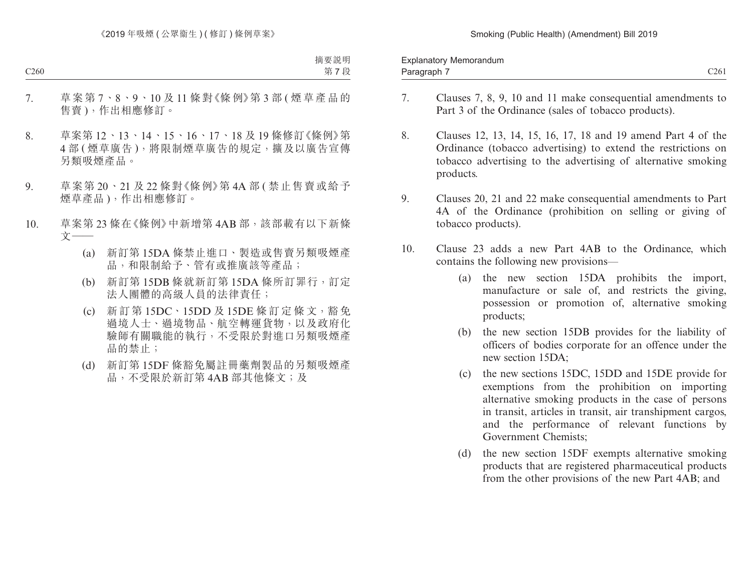7. 草案第 7、8、9、10 及 11 條對《條例》第 3 部 (煙草產品的售賣)，作出相應修訂。

8. 草案第 12、13、14、15、16、17、18 及 19 條修訂《條例》第 4 部 (煙草廣告)，將限制煙草廣告的規定，擴及以廣告宣傳另類吸煙產品。

9. 草案第 20、21 及 22 條對《條例》第 4A 部 (禁止售賣或給予煙草產品)，作出相應修訂。

10. 草案第 23 條在《條例》中新增第 4AB 部，該部載有以下新條文——

    (a) 新訂第 15DA 條禁止進口、製造或售賣另類吸煙產品，和限制給予、管有或推廣該等產品；

    (b) 新訂第 15DB 條就新訂第 15DA 條所訂罪行，訂定法人團體的高級人員的法律責任；

    (c) 新訂第 15DC、15DD 及 15DE 條訂定條文，豁免過境人士、過境物品、航空轉運貨物，以及政府化驗師有關職能的執行，不受限於對進口另類吸煙產品的禁止；

    (d) 新訂第 15DF 條豁免屬註冊藥劑製品的另類吸煙產品，不受限於新訂第 4AB 部其他條文；及

7. Clauses 7, 8, 9, 10 and 11 make consequential amendments to Part 3 of the Ordinance (sales of tobacco products).

8. Clauses 12, 13, 14, 15, 16, 17, 18 and 19 amend Part 4 of the Ordinance (tobacco advertising) to extend the restrictions on tobacco advertising to the advertising of alternative smoking products.

9. Clauses 20, 21 and 22 make consequential amendments to Part 4A of the Ordinance (prohibition on selling or giving of tobacco products).

10. Clause 23 adds a new Part 4AB to the Ordinance, which contains the following new provisions—

    (a) the new section 15DA prohibits the import, manufacture or sale of, and restricts the giving, possession or promotion of, alternative smoking products;

    (b) the new section 15DB provides for the liability of officers of bodies corporate for an offence under the new section 15DA;

    (c) the new sections 15DC, 15DD and 15DE provide for exemptions from the prohibition on importing alternative smoking products in the case of persons in transit, articles in transit, air transhipment cargos, and the performance of relevant functions by Government Chemists;

    (d) the new section 15DF exempts alternative smoking products that are registered pharmaceutical products from the other provisions of the new Part 4AB; and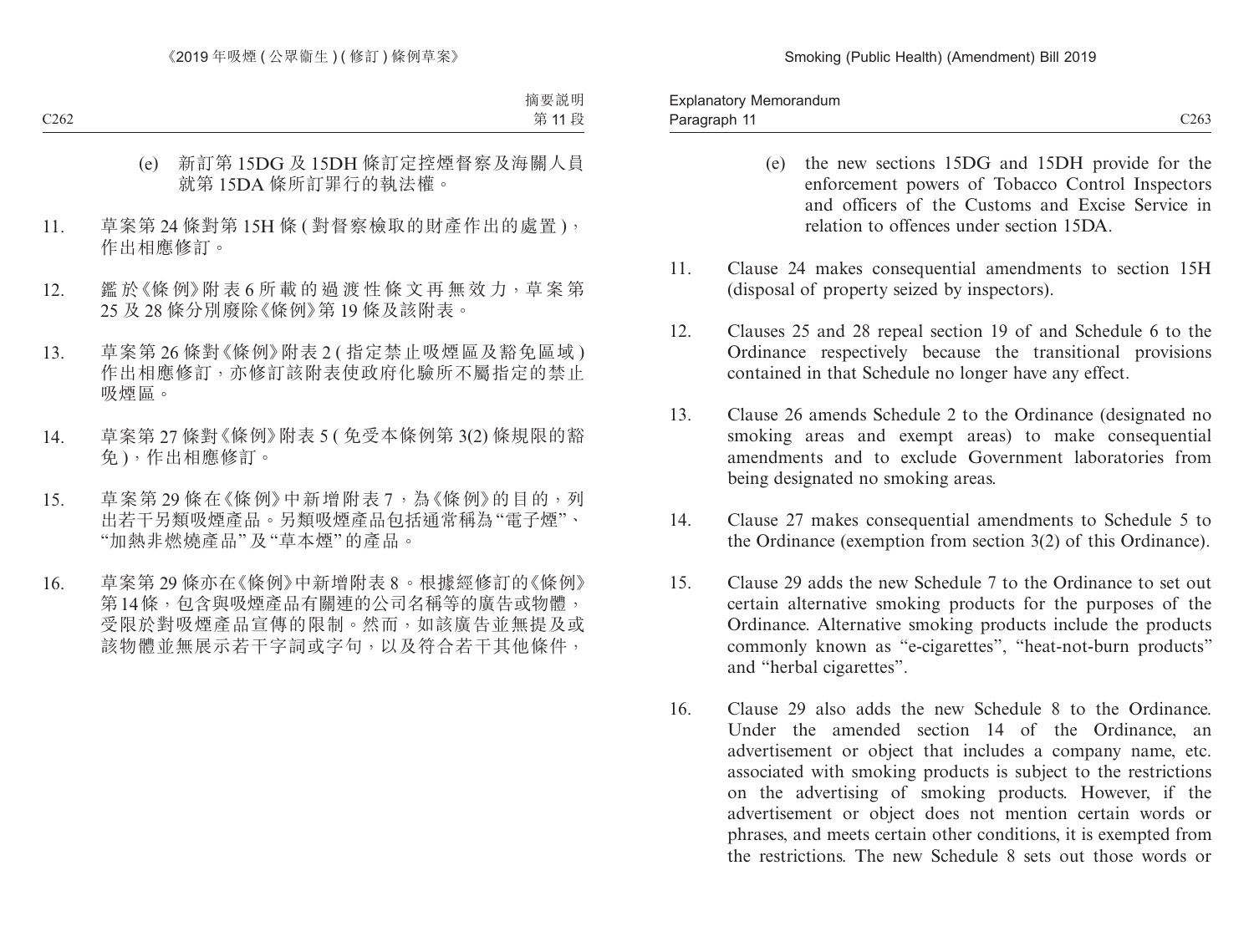(e) 新訂第 15DG 及 15DH 條訂定控煙督察及海關人員就第 15DA 條所訂罪行的執法權。

11. 草案第 24 條對第 15H 條 (對督察檢取的財產作出的處置)，作出相應修訂。

12. 鑑於《條例》附表 6 所載的過渡性條文再無效力，草案第 25 及 28 條分別廢除《條例》第 19 條及該附表。

13. 草案第 26 條對《條例》附表 2 (指定禁止吸煙區及豁免區域) 作出相應修訂，亦修訂該附表使政府化驗所不屬指定的禁止吸煙區。

14. 草案第 27 條對《條例》附表 5 (免受本條例第 3(2) 條規限的豁免)，作出相應修訂。

15. 草案第 29 條在《條例》中新增附表 7，為《條例》的目的，列出若干另類吸煙產品。另類吸煙產品包括通常稱為“電子煙”、“加熱非燃燒產品”及“草本煙”的產品。

16. 草案第 29 條亦在《條例》中新增附表 8。根據經修訂的《條例》第 14 條，包含與吸煙產品有關連的公司名稱等的廣告或物體，受限於對吸煙產品宣傳的限制。然而，如該廣告並無提及或該物體並無展示若干字詞或字句，以及符合若干其他條件，

(e) the new sections 15DG and 15DH provide for the enforcement powers of Tobacco Control Inspectors and officers of the Customs and Excise Service in relation to offences under section 15DA.

11. Clause 24 makes consequential amendments to section 15H (disposal of property seized by inspectors).

12. Clauses 25 and 28 repeal section 19 of and Schedule 6 to the Ordinance respectively because the transitional provisions contained in that Schedule no longer have any effect.

13. Clause 26 amends Schedule 2 to the Ordinance (designated no smoking areas and exempt areas) to make consequential amendments and to exclude Government laboratories from being designated no smoking areas.

14. Clause 27 makes consequential amendments to Schedule 5 to the Ordinance (exemption from section 3(2) of this Ordinance).

15. Clause 29 adds the new Schedule 7 to the Ordinance to set out certain alternative smoking products for the purposes of the Ordinance. Alternative smoking products include the products commonly known as “e-cigarettes”, “heat-not-burn products” and “herbal cigarettes”.

16. Clause 29 also adds the new Schedule 8 to the Ordinance. Under the amended section 14 of the Ordinance, an advertisement or object that includes a company name, etc. associated with smoking products is subject to the restrictions on the advertising of smoking products. However, if the advertisement or object does not mention certain words or phrases, and meets certain other conditions, it is exempted from the restrictions. The new Schedule 8 sets out those words or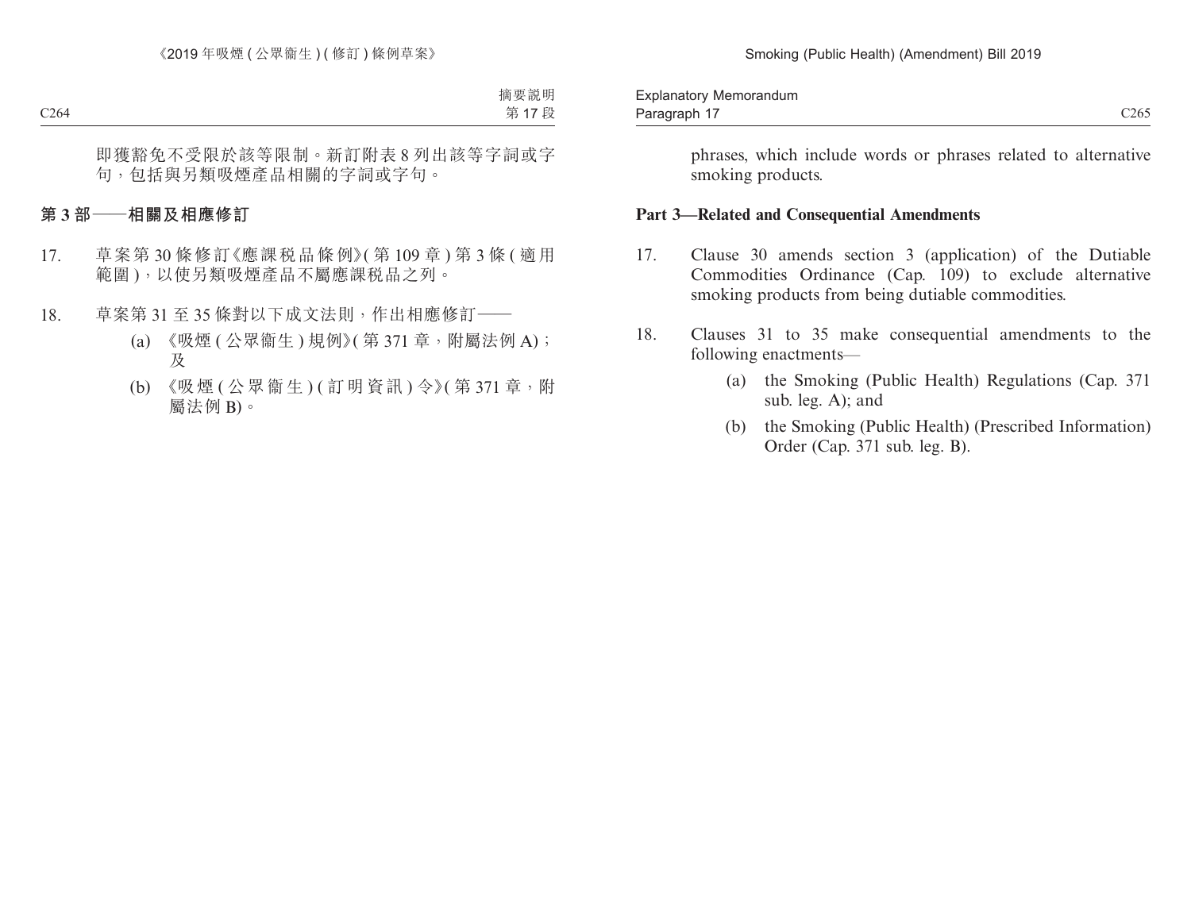即獲豁免不受限於該等限制。新訂附表 8 列出該等字詞或字句，包括與另類吸煙產品相關的字詞或字句。

## 第 3 部——相關及相應修訂

17. 草案第 30 條修訂《應課税品條例》(第 109 章) 第 3 條 (適用範圍)，以使另類吸煙產品不屬應課税品之列。

18. 草案第 31 至 35 條對以下成文法則，作出相應修訂——

    (a) 《吸煙 (公眾衞生) 規例》(第 371 章，附屬法例 A)；及

    (b) 《吸煙 (公眾衞生) (訂明資訊) 令》(第 371 章，附屬法例 B)。

phrases, which include words or phrases related to alternative smoking products.

## Part 3—Related and Consequential Amendments

17. Clause 30 amends section 3 (application) of the Dutiable Commodities Ordinance (Cap. 109) to exclude alternative smoking products from being dutiable commodities.

18. Clauses 31 to 35 make consequential amendments to the following enactments—

    (a) the Smoking (Public Health) Regulations (Cap. 371 sub. leg. A); and

    (b) the Smoking (Public Health) (Prescribed Information) Order (Cap. 371 sub. leg. B).